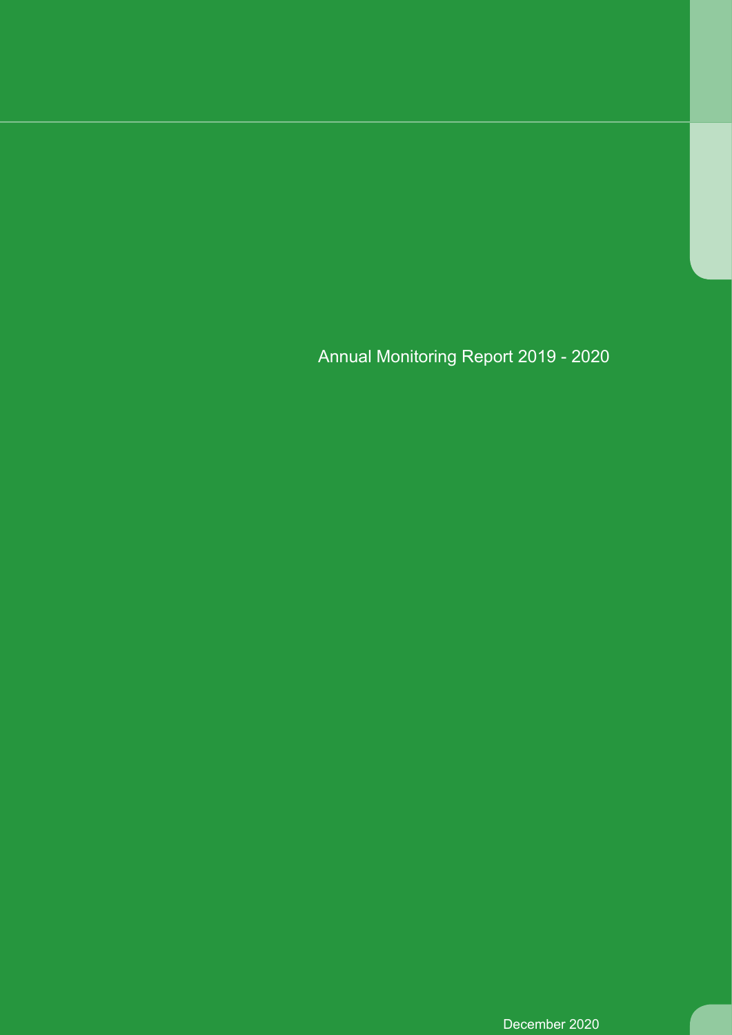# Annual Monitoring Report 2019 - 2020

December 2020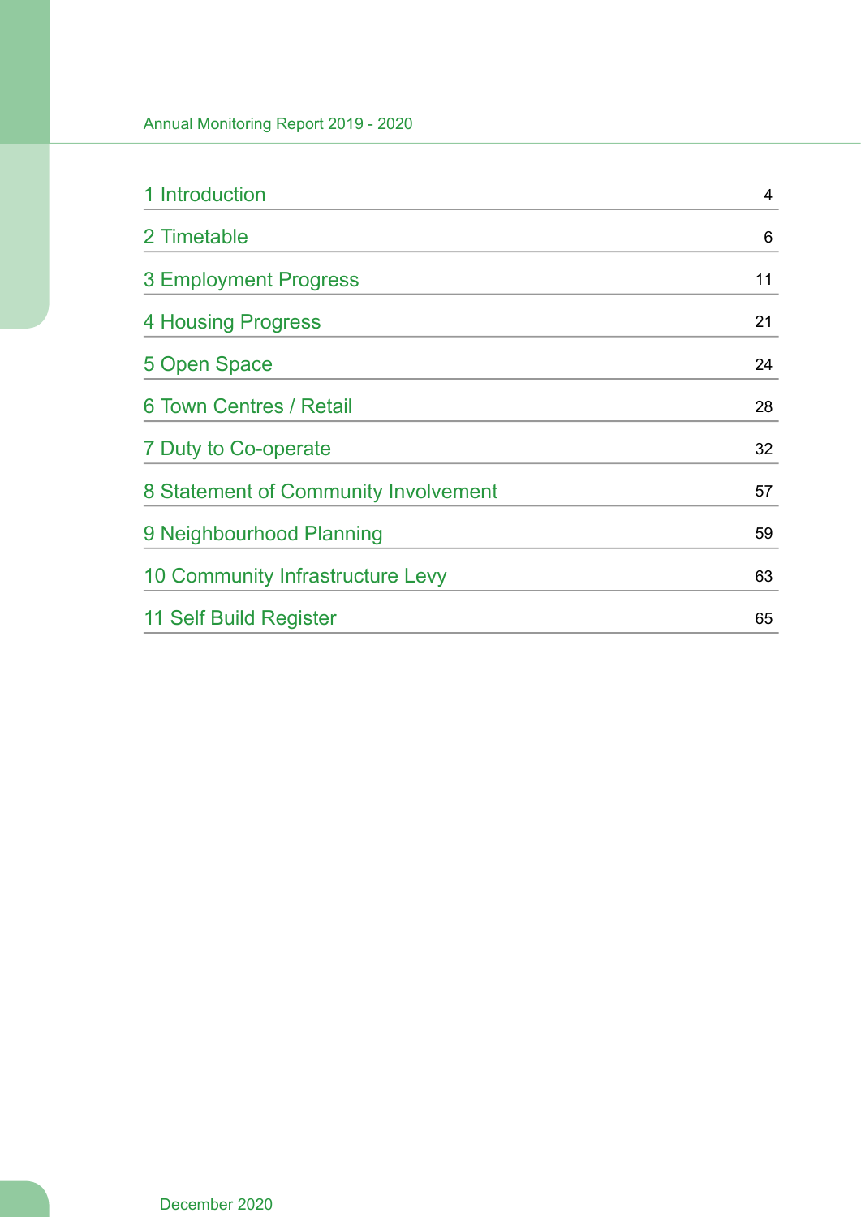| | |
|---|---|
| 1 Introduction | 4 |
| 2 Timetable | 6 |
| 3 Employment Progress | 11 |
| 4 Housing Progress | 21 |
| 5 Open Space | 24 |
| 6 Town Centres / Retail | 28 |
| 7 Duty to Co-operate | 32 |
| 8 Statement of Community Involvement | 57 |
| 9 Neighbourhood Planning | 59 |
| 10 Community Infrastructure Levy | 63 |
| 11 Self Build Register | 65 |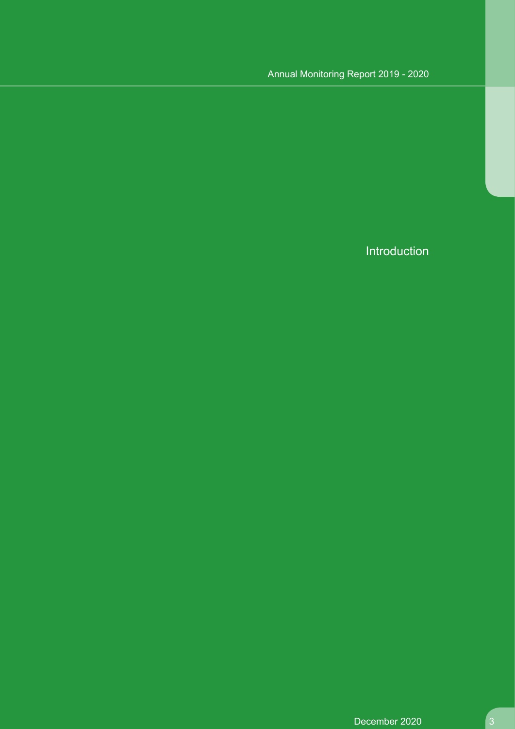# Introduction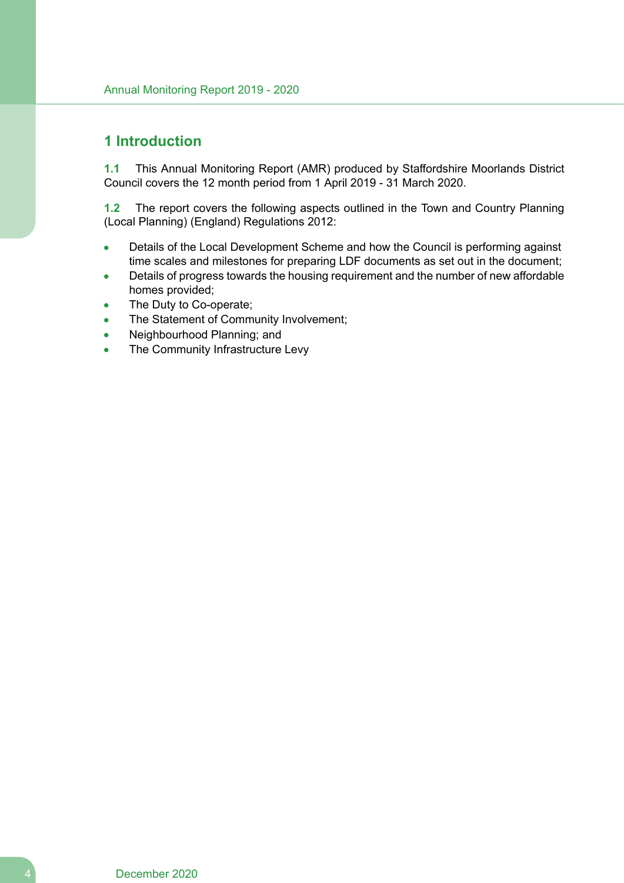# 1 Introduction

**1.1** This Annual Monitoring Report (AMR) produced by Staffordshire Moorlands District Council covers the 12 month period from 1 April 2019 - 31 March 2020.

**1.2** The report covers the following aspects outlined in the Town and Country Planning (Local Planning) (England) Regulations 2012:

- Details of the Local Development Scheme and how the Council is performing against time scales and milestones for preparing LDF documents as set out in the document;
- Details of progress towards the housing requirement and the number of new affordable homes provided;
- The Duty to Co-operate;
- The Statement of Community Involvement;
- Neighbourhood Planning; and
- The Community Infrastructure Levy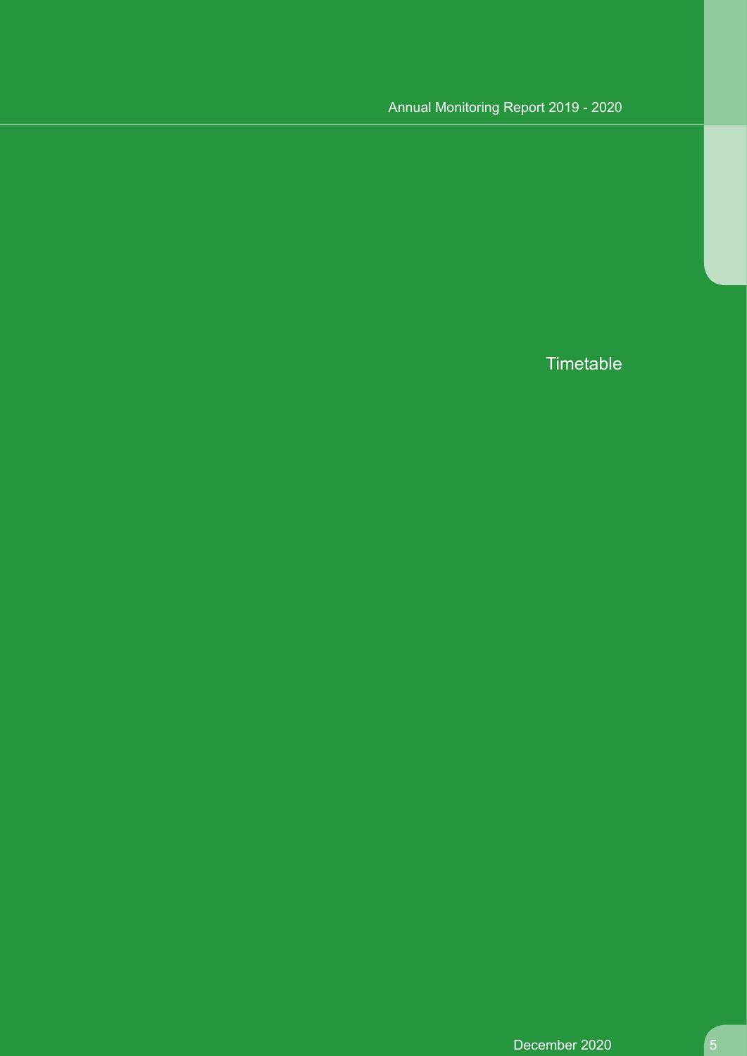# Timetable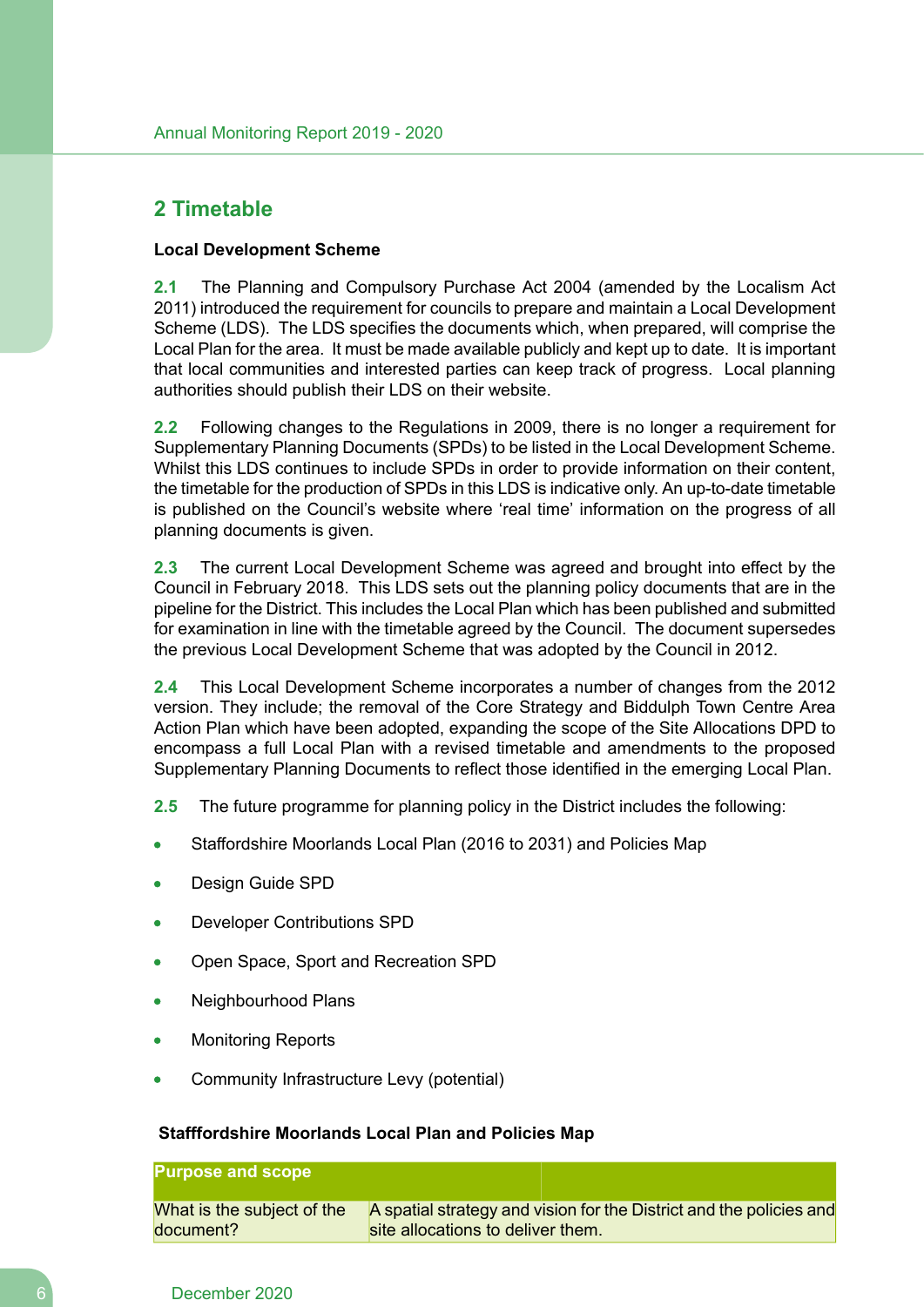## 2 Timetable

**Local Development Scheme**

**2.1** The Planning and Compulsory Purchase Act 2004 (amended by the Localism Act 2011) introduced the requirement for councils to prepare and maintain a Local Development Scheme (LDS). The LDS specifies the documents which, when prepared, will comprise the Local Plan for the area. It must be made available publicly and kept up to date. It is important that local communities and interested parties can keep track of progress. Local planning authorities should publish their LDS on their website.

**2.2** Following changes to the Regulations in 2009, there is no longer a requirement for Supplementary Planning Documents (SPDs) to be listed in the Local Development Scheme. Whilst this LDS continues to include SPDs in order to provide information on their content, the timetable for the production of SPDs in this LDS is indicative only. An up-to-date timetable is published on the Council's website where 'real time' information on the progress of all planning documents is given.

**2.3** The current Local Development Scheme was agreed and brought into effect by the Council in February 2018. This LDS sets out the planning policy documents that are in the pipeline for the District. This includes the Local Plan which has been published and submitted for examination in line with the timetable agreed by the Council. The document supersedes the previous Local Development Scheme that was adopted by the Council in 2012.

**2.4** This Local Development Scheme incorporates a number of changes from the 2012 version. They include; the removal of the Core Strategy and Biddulph Town Centre Area Action Plan which have been adopted, expanding the scope of the Site Allocations DPD to encompass a full Local Plan with a revised timetable and amendments to the proposed Supplementary Planning Documents to reflect those identified in the emerging Local Plan.

**2.5** The future programme for planning policy in the District includes the following:

- Staffordshire Moorlands Local Plan (2016 to 2031) and Policies Map
- Design Guide SPD
- Developer Contributions SPD
- Open Space, Sport and Recreation SPD
- Neighbourhood Plans
- Monitoring Reports
- Community Infrastructure Levy (potential)

**Stafffordshire Moorlands Local Plan and Policies Map**

| Purpose and scope | |
|---|---|
| What is the subject of the document? | A spatial strategy and vision for the District and the policies and site allocations to deliver them. |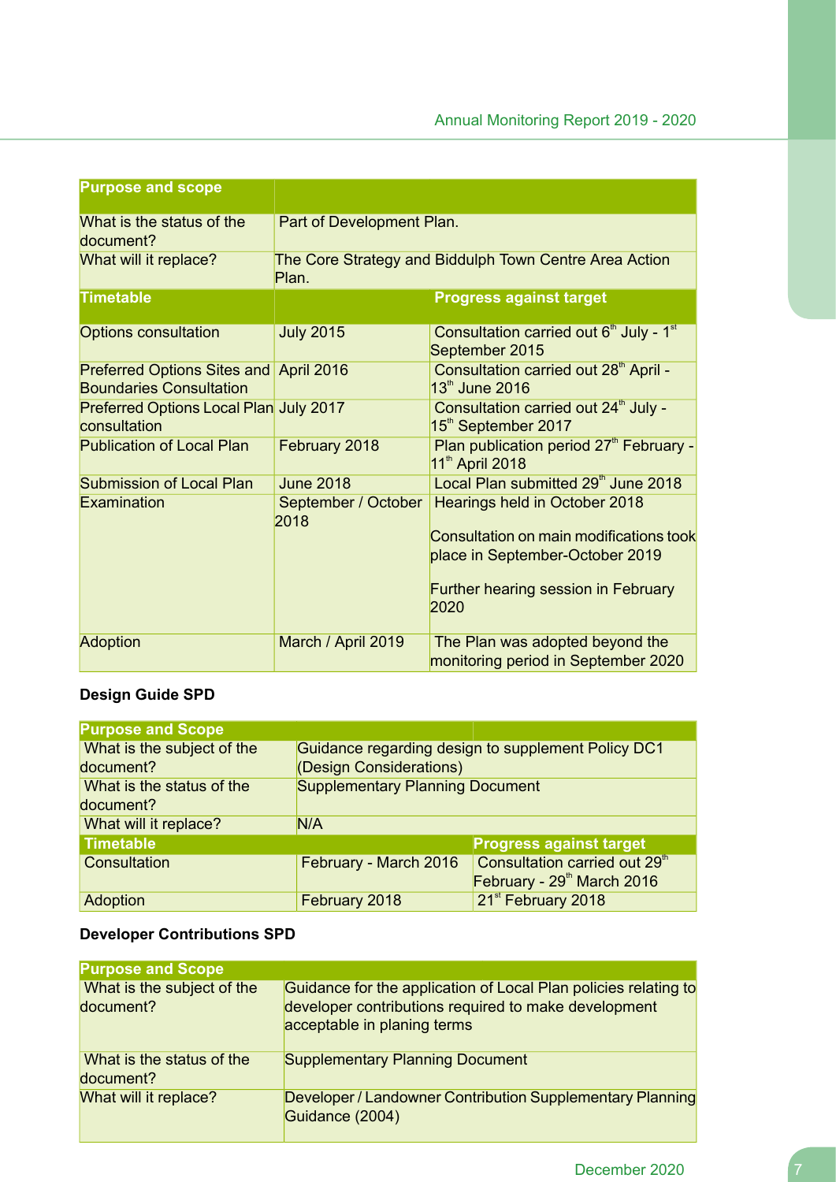| Purpose and scope | | |
|---|---|---|
| What is the status of the document? | Part of Development Plan. | |
| What will it replace? | The Core Strategy and Biddulph Town Centre Area Action Plan. | |
| **Timetable** | | **Progress against target** |
| Options consultation | July 2015 | Consultation carried out 6th July - 1st September 2015 |
| Preferred Options Sites and Boundaries Consultation | April 2016 | Consultation carried out 28th April - 13th June 2016 |
| Preferred Options Local Plan consultation | July 2017 | Consultation carried out 24th July - 15th September 2017 |
| Publication of Local Plan | February 2018 | Plan publication period 27th February - 11th April 2018 |
| Submission of Local Plan | June 2018 | Local Plan submitted 29th June 2018 |
| Examination | September / October 2018 | Hearings held in October 2018<br><br>Consultation on main modifications took place in September-October 2019<br><br>Further hearing session in February 2020 |
| Adoption | March / April 2019 | The Plan was adopted beyond the monitoring period in September 2020 |

**Design Guide SPD**

| Purpose and Scope | | |
|---|---|---|
| What is the subject of the document? | Guidance regarding design to supplement Policy DC1 (Design Considerations) | |
| What is the status of the document? | Supplementary Planning Document | |
| What will it replace? | N/A | |
| **Timetable** | | **Progress against target** |
| Consultation | February - March 2016 | Consultation carried out 29th February - 29th March 2016 |
| Adoption | February 2018 | 21st February 2018 |

**Developer Contributions SPD**

| Purpose and Scope | |
|---|---|
| What is the subject of the document? | Guidance for the application of Local Plan policies relating to developer contributions required to make development acceptable in planing terms |
| What is the status of the document? | Supplementary Planning Document |
| What will it replace? | Developer / Landowner Contribution Supplementary Planning Guidance (2004) |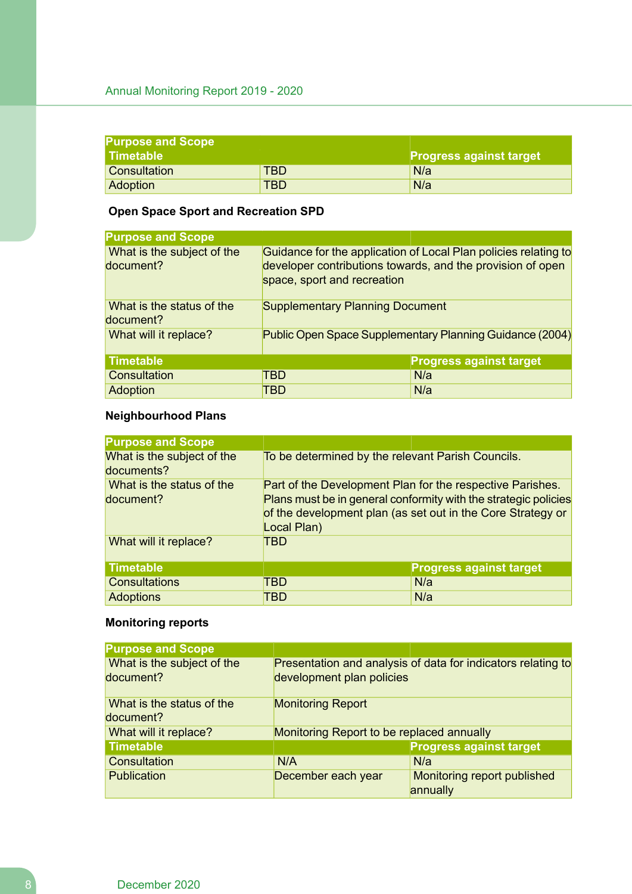| Purpose and Scope | | |
|---|---|---|
| **Timetable** | | **Progress against target** |
| Consultation | TBD | N/a |
| Adoption | TBD | N/a |

**Open Space Sport and Recreation SPD**

| Purpose and Scope | | |
|---|---|---|
| What is the subject of the document? | Guidance for the application of Local Plan policies relating to developer contributions towards, and the provision of open space, sport and recreation | |
| What is the status of the document? | Supplementary Planning Document | |
| What will it replace? | Public Open Space Supplementary Planning Guidance (2004) | |
| **Timetable** | | **Progress against target** |
| Consultation | TBD | N/a |
| Adoption | TBD | N/a |

**Neighbourhood Plans**

| Purpose and Scope | | |
|---|---|---|
| What is the subject of the documents? | To be determined by the relevant Parish Councils. | |
| What is the status of the document? | Part of the Development Plan for the respective Parishes. Plans must be in general conformity with the strategic policies of the development plan (as set out in the Core Strategy or Local Plan) | |
| What will it replace? | TBD | |
| **Timetable** | | **Progress against target** |
| Consultations | TBD | N/a |
| Adoptions | TBD | N/a |

**Monitoring reports**

| Purpose and Scope | | |
|---|---|---|
| What is the subject of the document? | Presentation and analysis of data for indicators relating to development plan policies | |
| What is the status of the document? | Monitoring Report | |
| What will it replace? | Monitoring Report to be replaced annually | |
| **Timetable** | | **Progress against target** |
| Consultation | N/A | N/a |
| Publication | December each year | Monitoring report published annually |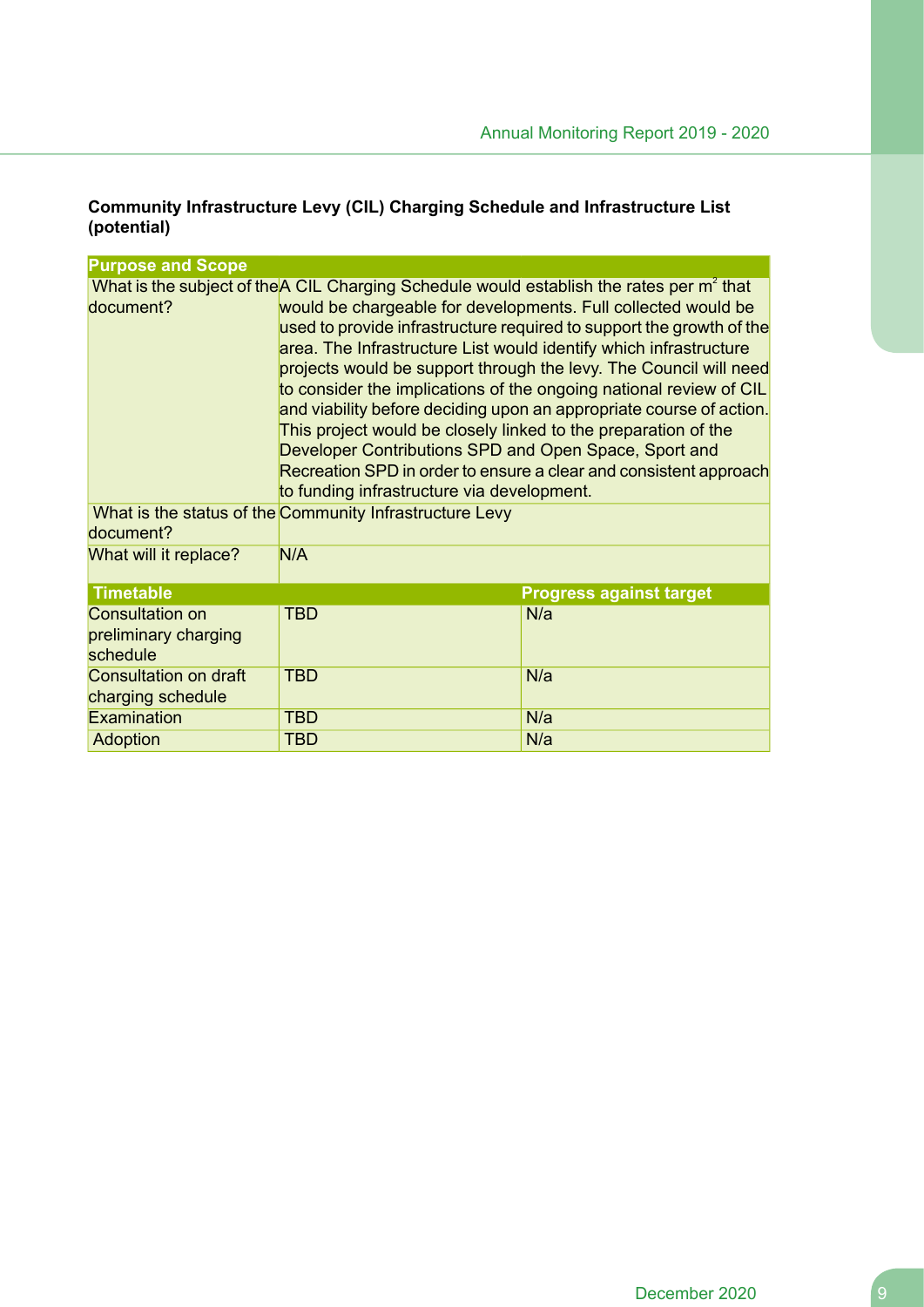**Community Infrastructure Levy (CIL) Charging Schedule and Infrastructure List (potential)**

| Purpose and Scope | | |
|---|---|---|
| What is the subject of the document? | A CIL Charging Schedule would establish the rates per $m^2$ that would be chargeable for developments. Full collected would be used to provide infrastructure required to support the growth of the area. The Infrastructure List would identify which infrastructure projects would be support through the levy. The Council will need to consider the implications of the ongoing national review of CIL and viability before deciding upon an appropriate course of action. This project would be closely linked to the preparation of the Developer Contributions SPD and Open Space, Sport and Recreation SPD in order to ensure a clear and consistent approach to funding infrastructure via development. | |
| What is the status of the document? | Community Infrastructure Levy | |
| What will it replace? | N/A | |
| **Timetable** | | **Progress against target** |
| Consultation on preliminary charging schedule | TBD | N/a |
| Consultation on draft charging schedule | TBD | N/a |
| Examination | TBD | N/a |
| Adoption | TBD | N/a |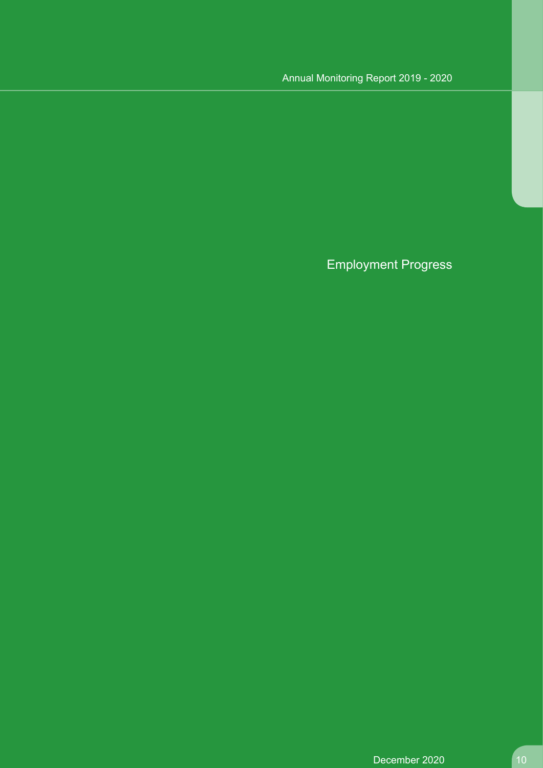# Employment Progress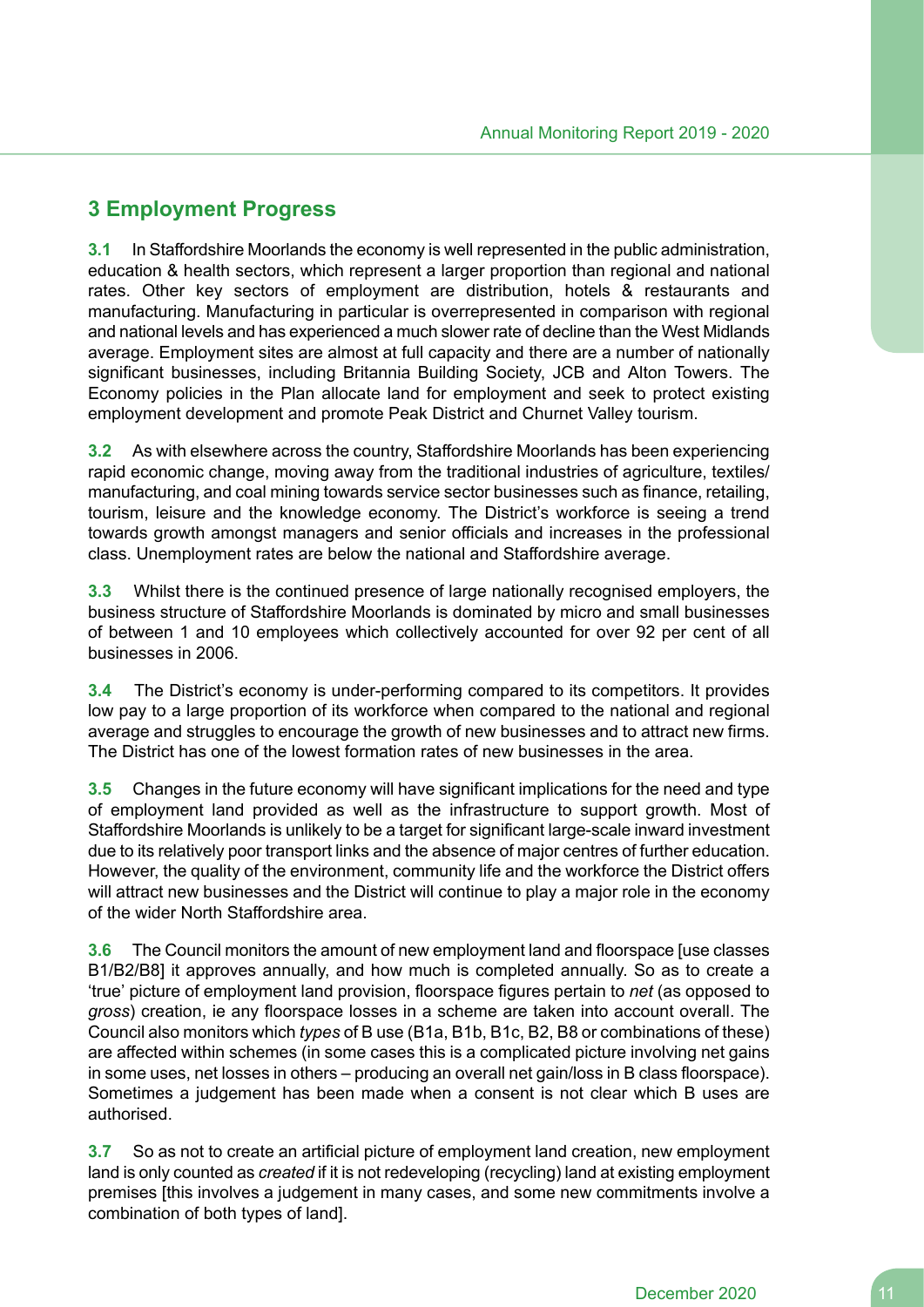## 3 Employment Progress

**3.1** In Staffordshire Moorlands the economy is well represented in the public administration, education & health sectors, which represent a larger proportion than regional and national rates. Other key sectors of employment are distribution, hotels & restaurants and manufacturing. Manufacturing in particular is overrepresented in comparison with regional and national levels and has experienced a much slower rate of decline than the West Midlands average. Employment sites are almost at full capacity and there are a number of nationally significant businesses, including Britannia Building Society, JCB and Alton Towers. The Economy policies in the Plan allocate land for employment and seek to protect existing employment development and promote Peak District and Churnet Valley tourism.

**3.2** As with elsewhere across the country, Staffordshire Moorlands has been experiencing rapid economic change, moving away from the traditional industries of agriculture, textiles/ manufacturing, and coal mining towards service sector businesses such as finance, retailing, tourism, leisure and the knowledge economy. The District's workforce is seeing a trend towards growth amongst managers and senior officials and increases in the professional class. Unemployment rates are below the national and Staffordshire average.

**3.3** Whilst there is the continued presence of large nationally recognised employers, the business structure of Staffordshire Moorlands is dominated by micro and small businesses of between 1 and 10 employees which collectively accounted for over 92 per cent of all businesses in 2006.

**3.4** The District's economy is under-performing compared to its competitors. It provides low pay to a large proportion of its workforce when compared to the national and regional average and struggles to encourage the growth of new businesses and to attract new firms. The District has one of the lowest formation rates of new businesses in the area.

**3.5** Changes in the future economy will have significant implications for the need and type of employment land provided as well as the infrastructure to support growth. Most of Staffordshire Moorlands is unlikely to be a target for significant large-scale inward investment due to its relatively poor transport links and the absence of major centres of further education. However, the quality of the environment, community life and the workforce the District offers will attract new businesses and the District will continue to play a major role in the economy of the wider North Staffordshire area.

**3.6** The Council monitors the amount of new employment land and floorspace [use classes B1/B2/B8] it approves annually, and how much is completed annually. So as to create a 'true' picture of employment land provision, floorspace figures pertain to *net* (as opposed to *gross*) creation, ie any floorspace losses in a scheme are taken into account overall. The Council also monitors which *types* of B use (B1a, B1b, B1c, B2, B8 or combinations of these) are affected within schemes (in some cases this is a complicated picture involving net gains in some uses, net losses in others – producing an overall net gain/loss in B class floorspace). Sometimes a judgement has been made when a consent is not clear which B uses are authorised.

**3.7** So as not to create an artificial picture of employment land creation, new employment land is only counted as *created* if it is not redeveloping (recycling) land at existing employment premises [this involves a judgement in many cases, and some new commitments involve a combination of both types of land].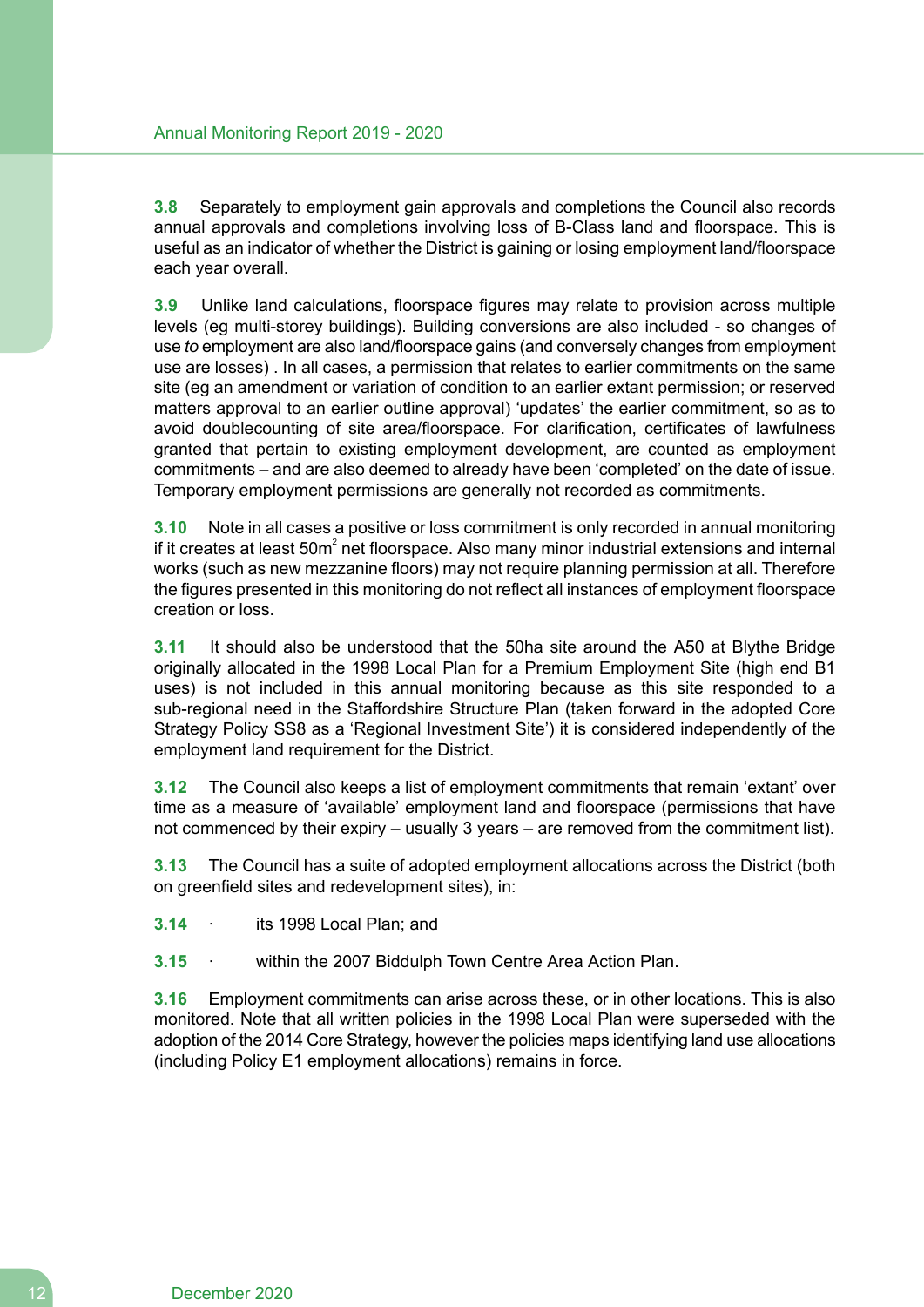**3.8** Separately to employment gain approvals and completions the Council also records annual approvals and completions involving loss of B-Class land and floorspace. This is useful as an indicator of whether the District is gaining or losing employment land/floorspace each year overall.

**3.9** Unlike land calculations, floorspace figures may relate to provision across multiple levels (eg multi-storey buildings). Building conversions are also included - so changes of use *to* employment are also land/floorspace gains (and conversely changes from employment use are losses) . In all cases, a permission that relates to earlier commitments on the same site (eg an amendment or variation of condition to an earlier extant permission; or reserved matters approval to an earlier outline approval) 'updates' the earlier commitment, so as to avoid doublecounting of site area/floorspace. For clarification, certificates of lawfulness granted that pertain to existing employment development, are counted as employment commitments – and are also deemed to already have been 'completed' on the date of issue. Temporary employment permissions are generally not recorded as commitments.

**3.10** Note in all cases a positive or loss commitment is only recorded in annual monitoring if it creates at least 50m$^2$ net floorspace. Also many minor industrial extensions and internal works (such as new mezzanine floors) may not require planning permission at all. Therefore the figures presented in this monitoring do not reflect all instances of employment floorspace creation or loss.

**3.11** It should also be understood that the 50ha site around the A50 at Blythe Bridge originally allocated in the 1998 Local Plan for a Premium Employment Site (high end B1 uses) is not included in this annual monitoring because as this site responded to a sub-regional need in the Staffordshire Structure Plan (taken forward in the adopted Core Strategy Policy SS8 as a 'Regional Investment Site') it is considered independently of the employment land requirement for the District.

**3.12** The Council also keeps a list of employment commitments that remain 'extant' over time as a measure of 'available' employment land and floorspace (permissions that have not commenced by their expiry – usually 3 years – are removed from the commitment list).

**3.13** The Council has a suite of adopted employment allocations across the District (both on greenfield sites and redevelopment sites), in:

**3.14** · its 1998 Local Plan; and

**3.15** · within the 2007 Biddulph Town Centre Area Action Plan.

**3.16** Employment commitments can arise across these, or in other locations. This is also monitored. Note that all written policies in the 1998 Local Plan were superseded with the adoption of the 2014 Core Strategy, however the policies maps identifying land use allocations (including Policy E1 employment allocations) remains in force.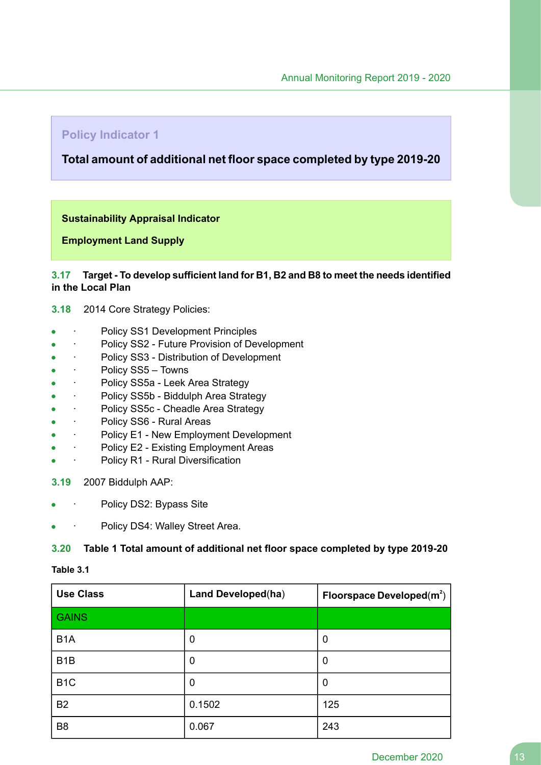**Policy Indicator 1**

**Total amount of additional net floor space completed by type 2019-20**

**Sustainability Appraisal Indicator**

**Employment Land Supply**

**3.17 Target - To develop sufficient land for B1, B2 and B8 to meet the needs identified in the Local Plan**

**3.18** 2014 Core Strategy Policies:

- Policy SS1 Development Principles
- Policy SS2 - Future Provision of Development
- Policy SS3 - Distribution of Development
- Policy SS5 – Towns
- Policy SS5a - Leek Area Strategy
- Policy SS5b - Biddulph Area Strategy
- Policy SS5c - Cheadle Area Strategy
- Policy SS6 - Rural Areas
- Policy E1 - New Employment Development
- Policy E2 - Existing Employment Areas
- Policy R1 - Rural Diversification

**3.19** 2007 Biddulph AAP:

- Policy DS2: Bypass Site
- Policy DS4: Walley Street Area.

**3.20 Table 1 Total amount of additional net floor space completed by type 2019-20**

**Table 3.1**

| Use Class | Land Developed(ha) | Floorspace Developed($m^2$) |
|---|---|---|
| GAINS | | |
| B1A | 0 | 0 |
| B1B | 0 | 0 |
| B1C | 0 | 0 |
| B2 | 0.1502 | 125 |
| B8 | 0.067 | 243 |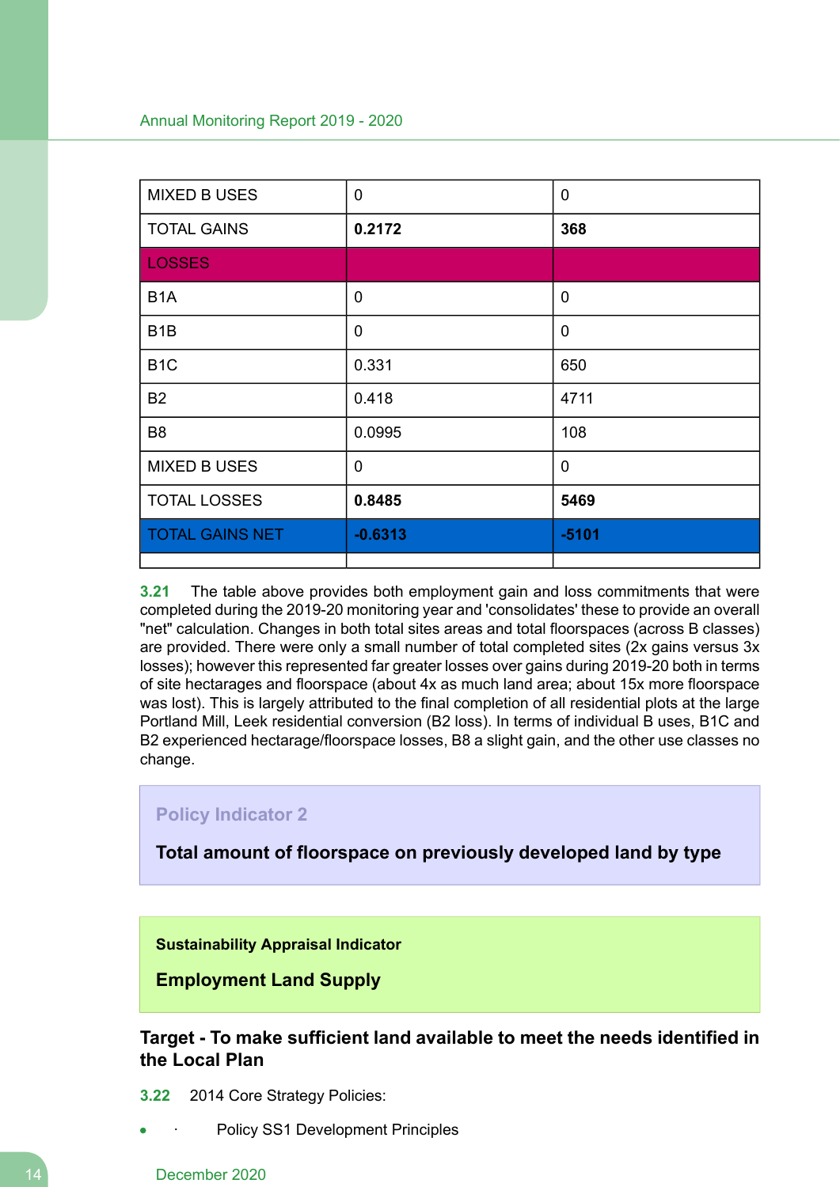| MIXED B USES | 0 | 0 |
|---|---|---|
| TOTAL GAINS | **0.2172** | **368** |
| LOSSES | | |
| B1A | 0 | 0 |
| B1B | 0 | 0 |
| B1C | 0.331 | 650 |
| B2 | 0.418 | 4711 |
| B8 | 0.0995 | 108 |
| MIXED B USES | 0 | 0 |
| TOTAL LOSSES | **0.8485** | **5469** |
| TOTAL GAINS NET | **-0.6313** | **-5101** |
| | | |

**3.21** The table above provides both employment gain and loss commitments that were completed during the 2019-20 monitoring year and 'consolidates' these to provide an overall "net" calculation. Changes in both total sites areas and total floorspaces (across B classes) are provided. There were only a small number of total completed sites (2x gains versus 3x losses); however this represented far greater losses over gains during 2019-20 both in terms of site hectarages and floorspace (about 4x as much land area; about 15x more floorspace was lost). This is largely attributed to the final completion of all residential plots at the large Portland Mill, Leek residential conversion (B2 loss). In terms of individual B uses, B1C and B2 experienced hectarage/floorspace losses, B8 a slight gain, and the other use classes no change.

**Policy Indicator 2**

**Total amount of floorspace on previously developed land by type**

**Sustainability Appraisal Indicator**

**Employment Land Supply**

### Target - To make sufficient land available to meet the needs identified in the Local Plan

**3.22** 2014 Core Strategy Policies:

- · Policy SS1 Development Principles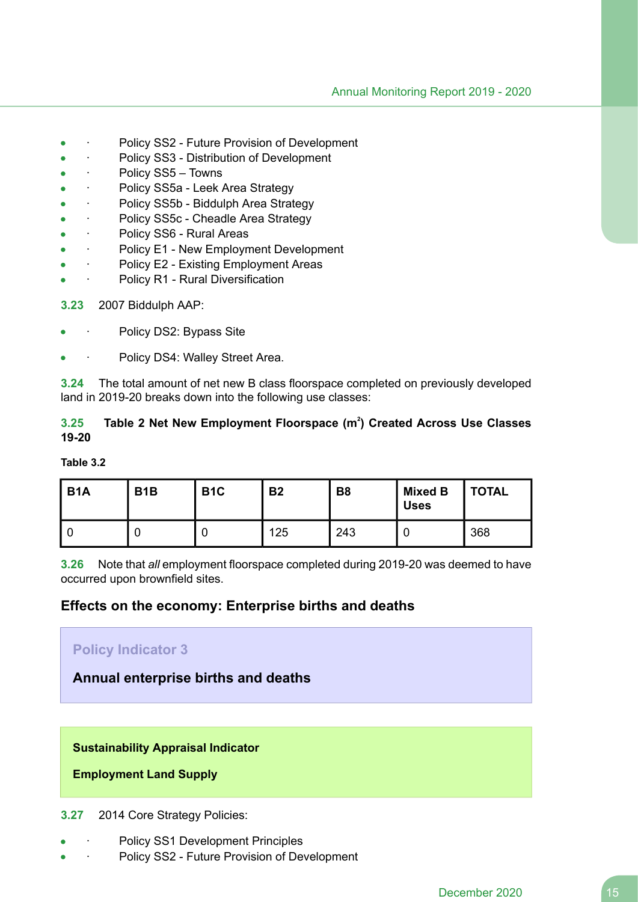- Policy SS2 - Future Provision of Development
- Policy SS3 - Distribution of Development
- Policy SS5 – Towns
- Policy SS5a - Leek Area Strategy
- Policy SS5b - Biddulph Area Strategy
- Policy SS5c - Cheadle Area Strategy
- Policy SS6 - Rural Areas
- Policy E1 - New Employment Development
- Policy E2 - Existing Employment Areas
- Policy R1 - Rural Diversification

**3.23** 2007 Biddulph AAP:

- Policy DS2: Bypass Site
- Policy DS4: Walley Street Area.

**3.24** The total amount of net new B class floorspace completed on previously developed land in 2019-20 breaks down into the following use classes:

**3.25 Table 2 Net New Employment Floorspace (m²) Created Across Use Classes 19-20**

**Table 3.2**

| B1A | B1B | B1C | B2 | B8 | Mixed B Uses | TOTAL |
|---|---|---|---|---|---|---|
| 0 | 0 | 0 | 125 | 243 | 0 | 368 |

**3.26** Note that *all* employment floorspace completed during 2019-20 was deemed to have occurred upon brownfield sites.

## Effects on the economy: Enterprise births and deaths

**Policy Indicator 3**

**Annual enterprise births and deaths**

**Sustainability Appraisal Indicator**

**Employment Land Supply**

**3.27** 2014 Core Strategy Policies:

- Policy SS1 Development Principles
- Policy SS2 - Future Provision of Development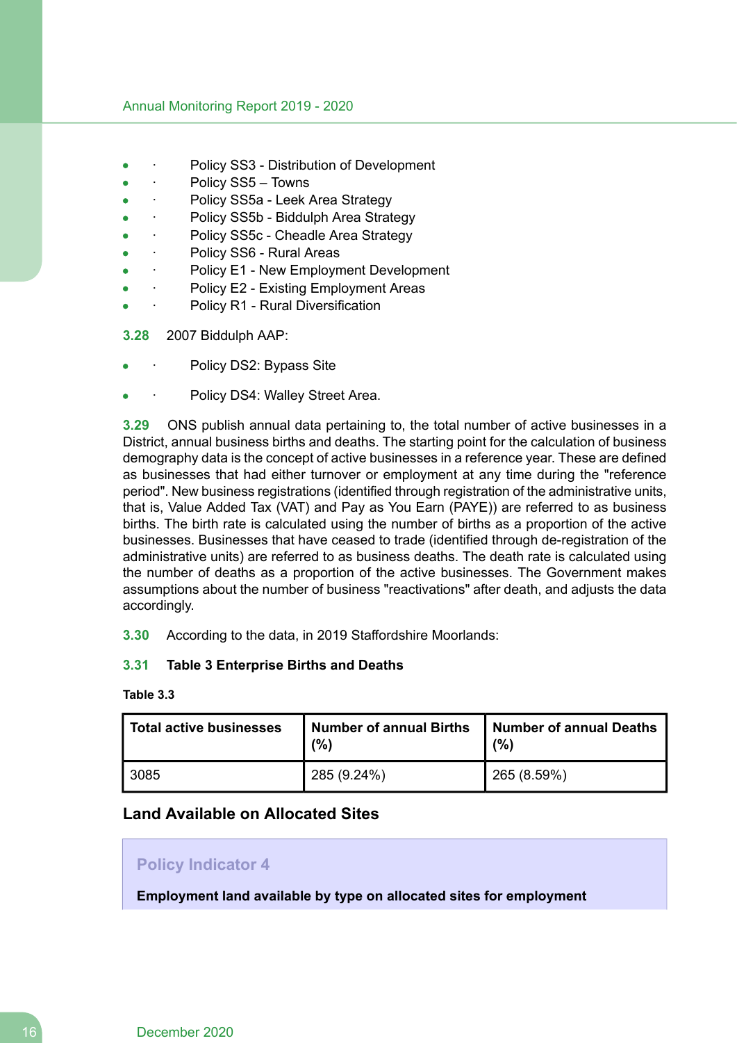- Policy SS3 - Distribution of Development
- Policy SS5 – Towns
- Policy SS5a - Leek Area Strategy
- Policy SS5b - Biddulph Area Strategy
- Policy SS5c - Cheadle Area Strategy
- Policy SS6 - Rural Areas
- Policy E1 - New Employment Development
- Policy E2 - Existing Employment Areas
- Policy R1 - Rural Diversification

**3.28** 2007 Biddulph AAP:

- Policy DS2: Bypass Site
- Policy DS4: Walley Street Area.

**3.29** ONS publish annual data pertaining to, the total number of active businesses in a District, annual business births and deaths. The starting point for the calculation of business demography data is the concept of active businesses in a reference year. These are defined as businesses that had either turnover or employment at any time during the "reference period". New business registrations (identified through registration of the administrative units, that is, Value Added Tax (VAT) and Pay as You Earn (PAYE)) are referred to as business births. The birth rate is calculated using the number of births as a proportion of the active businesses. Businesses that have ceased to trade (identified through de-registration of the administrative units) are referred to as business deaths. The death rate is calculated using the number of deaths as a proportion of the active businesses. The Government makes assumptions about the number of business "reactivations" after death, and adjusts the data accordingly.

**3.30** According to the data, in 2019 Staffordshire Moorlands:

**3.31** **Table 3 Enterprise Births and Deaths**

**Table 3.3**

| Total active businesses | Number of annual Births (%) | Number of annual Deaths (%) |
|---|---|---|
| 3085 | 285 (9.24%) | 265 (8.59%) |

## Land Available on Allocated Sites

### Policy Indicator 4

**Employment land available by type on allocated sites for employment**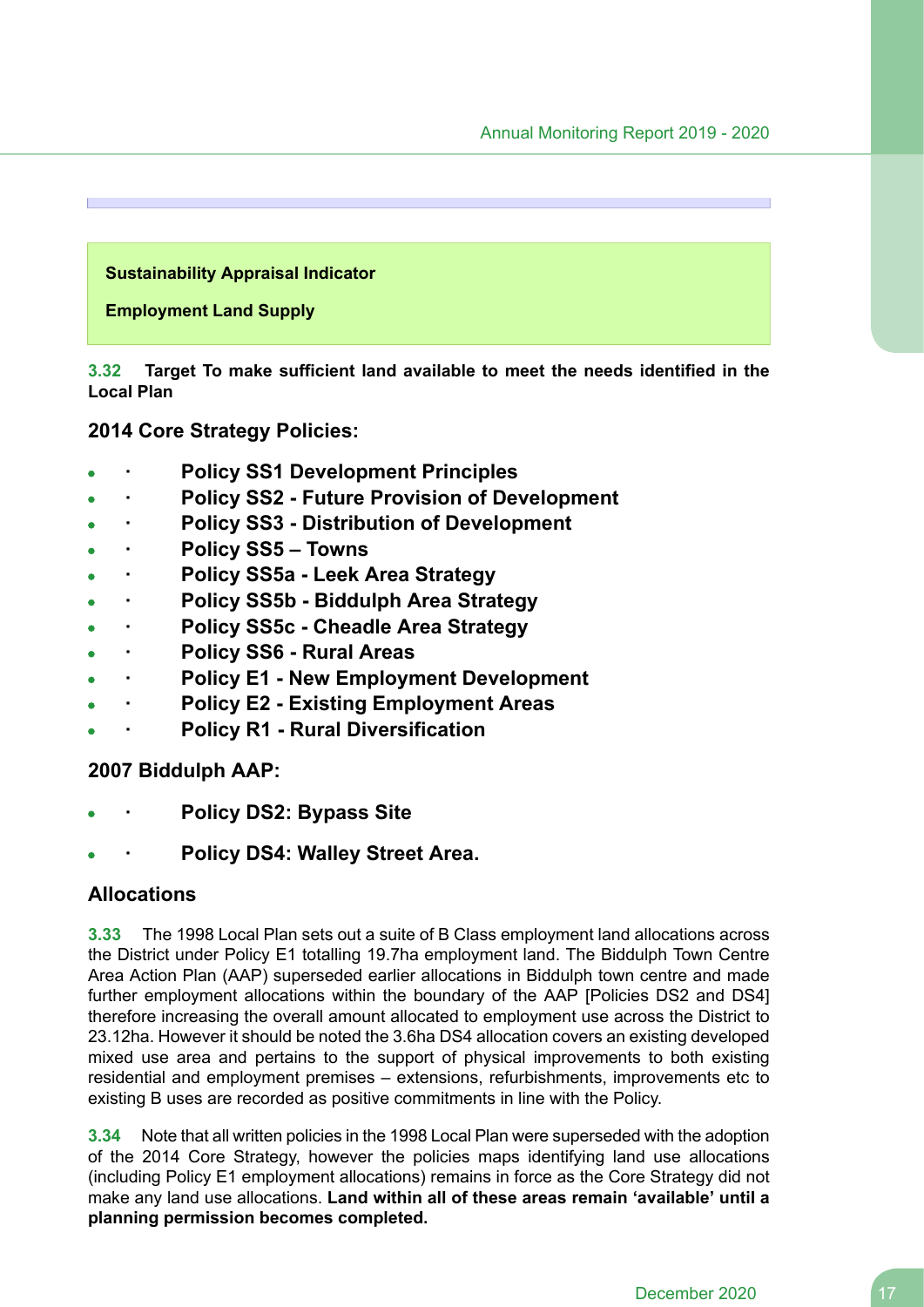**Sustainability Appraisal Indicator**

**Employment Land Supply**

**3.32 Target To make sufficient land available to meet the needs identified in the Local Plan**

### 2014 Core Strategy Policies:

- **Policy SS1 Development Principles**
- **Policy SS2 - Future Provision of Development**
- **Policy SS3 - Distribution of Development**
- **Policy SS5 – Towns**
- **Policy SS5a - Leek Area Strategy**
- **Policy SS5b - Biddulph Area Strategy**
- **Policy SS5c - Cheadle Area Strategy**
- **Policy SS6 - Rural Areas**
- **Policy E1 - New Employment Development**
- **Policy E2 - Existing Employment Areas**
- **Policy R1 - Rural Diversification**

### 2007 Biddulph AAP:

- **Policy DS2: Bypass Site**
- **Policy DS4: Walley Street Area.**

### Allocations

**3.33** The 1998 Local Plan sets out a suite of B Class employment land allocations across the District under Policy E1 totalling 19.7ha employment land. The Biddulph Town Centre Area Action Plan (AAP) superseded earlier allocations in Biddulph town centre and made further employment allocations within the boundary of the AAP [Policies DS2 and DS4] therefore increasing the overall amount allocated to employment use across the District to 23.12ha. However it should be noted the 3.6ha DS4 allocation covers an existing developed mixed use area and pertains to the support of physical improvements to both existing residential and employment premises – extensions, refurbishments, improvements etc to existing B uses are recorded as positive commitments in line with the Policy.

**3.34** Note that all written policies in the 1998 Local Plan were superseded with the adoption of the 2014 Core Strategy, however the policies maps identifying land use allocations (including Policy E1 employment allocations) remains in force as the Core Strategy did not make any land use allocations. **Land within all of these areas remain 'available' until a planning permission becomes completed.**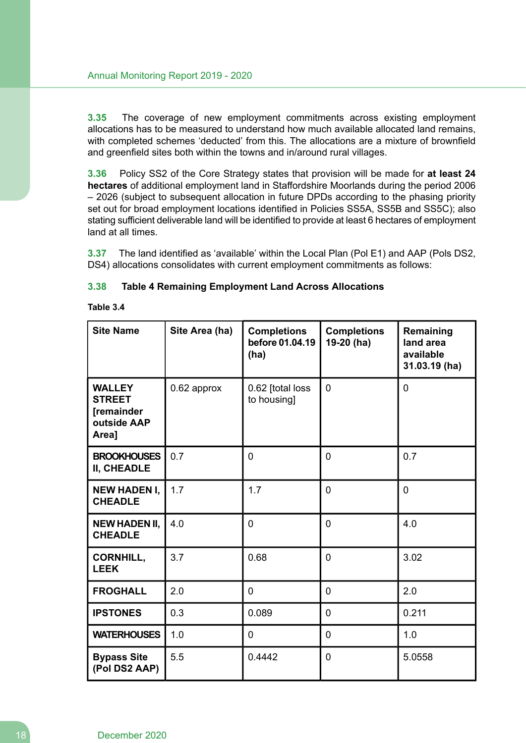**3.35** The coverage of new employment commitments across existing employment allocations has to be measured to understand how much available allocated land remains, with completed schemes 'deducted' from this. The allocations are a mixture of brownfield and greenfield sites both within the towns and in/around rural villages.

**3.36** Policy SS2 of the Core Strategy states that provision will be made for **at least 24 hectares** of additional employment land in Staffordshire Moorlands during the period 2006 – 2026 (subject to subsequent allocation in future DPDs according to the phasing priority set out for broad employment locations identified in Policies SS5A, SS5B and SS5C); also stating sufficient deliverable land will be identified to provide at least 6 hectares of employment land at all times.

**3.37** The land identified as 'available' within the Local Plan (Pol E1) and AAP (Pols DS2, DS4) allocations consolidates with current employment commitments as follows:

### 3.38 Table 4 Remaining Employment Land Across Allocations

**Table 3.4**

| Site Name | Site Area (ha) | Completions before 01.04.19 (ha) | Completions 19-20 (ha) | Remaining land area available 31.03.19 (ha) |
|---|---|---|---|---|
| **WALLEY STREET [remainder outside AAP Area]** | 0.62 approx | 0.62 [total loss to housing] | 0 | 0 |
| **BROOKHOUSES II, CHEADLE** | 0.7 | 0 | 0 | 0.7 |
| **NEW HADEN I, CHEADLE** | 1.7 | 1.7 | 0 | 0 |
| **NEW HADEN II, CHEADLE** | 4.0 | 0 | 0 | 4.0 |
| **CORNHILL, LEEK** | 3.7 | 0.68 | 0 | 3.02 |
| **FROGHALL** | 2.0 | 0 | 0 | 2.0 |
| **IPSTONES** | 0.3 | 0.089 | 0 | 0.211 |
| **WATERHOUSES** | 1.0 | 0 | 0 | 1.0 |
| **Bypass Site (Pol DS2 AAP)** | 5.5 | 0.4442 | 0 | 5.0558 |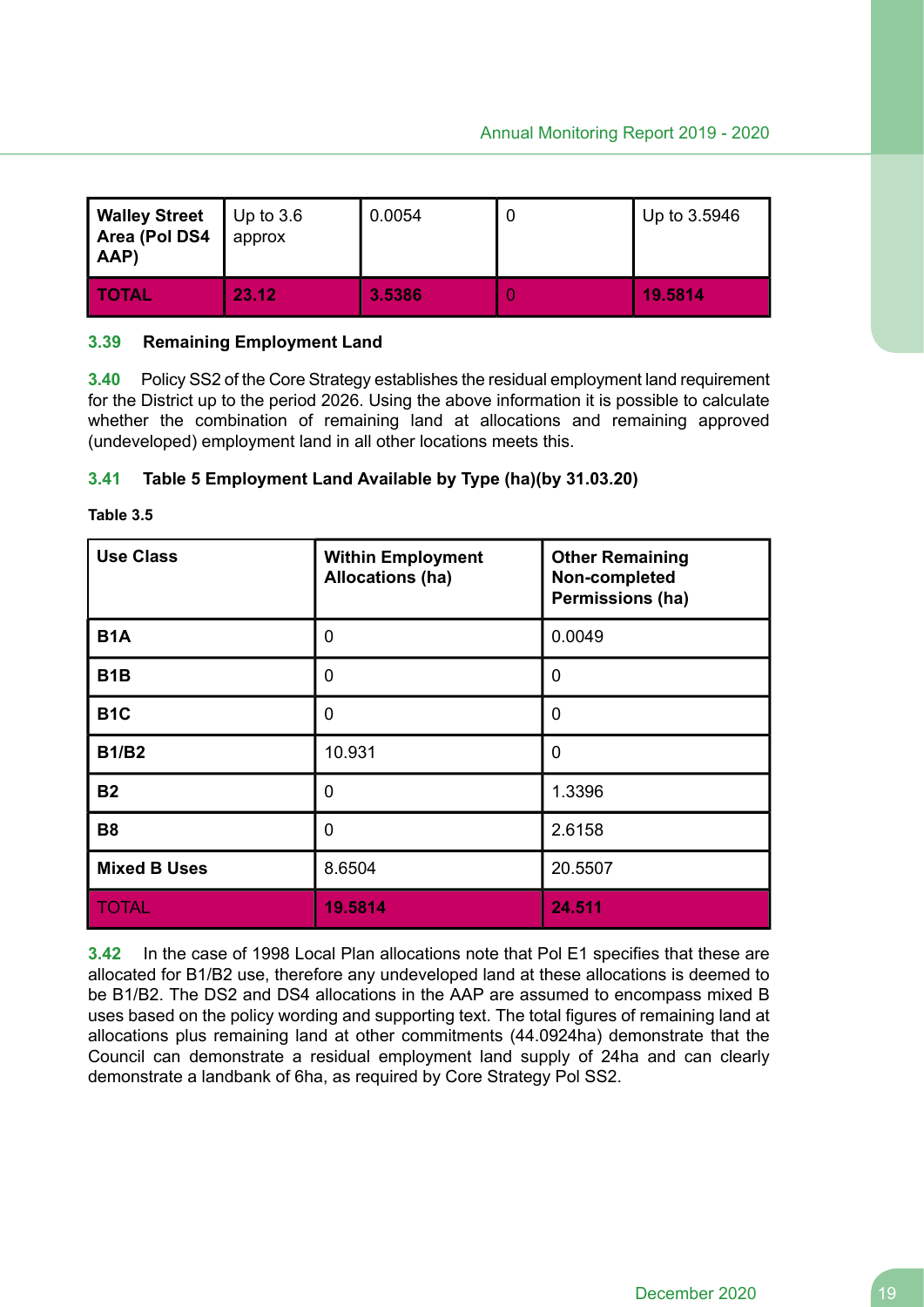| Walley Street Area (Pol DS4 AAP) | Up to 3.6 approx | 0.0054 | 0 | Up to 3.5946 |
|---|---|---|---|---|
| **TOTAL** | **23.12** | **3.5386** | 0 | **19.5814** |

**3.39 Remaining Employment Land**

**3.40** Policy SS2 of the Core Strategy establishes the residual employment land requirement for the District up to the period 2026. Using the above information it is possible to calculate whether the combination of remaining land at allocations and remaining approved (undeveloped) employment land in all other locations meets this.

**3.41 Table 5 Employment Land Available by Type (ha)(by 31.03.20)**

**Table 3.5**

| Use Class | Within Employment Allocations (ha) | Other Remaining Non-completed Permissions (ha) |
|---|---|---|
| **B1A** | 0 | 0.0049 |
| **B1B** | 0 | 0 |
| **B1C** | 0 | 0 |
| **B1/B2** | 10.931 | 0 |
| **B2** | 0 | 1.3396 |
| **B8** | 0 | 2.6158 |
| **Mixed B Uses** | 8.6504 | 20.5507 |
| TOTAL | **19.5814** | **24.511** |

**3.42** In the case of 1998 Local Plan allocations note that Pol E1 specifies that these are allocated for B1/B2 use, therefore any undeveloped land at these allocations is deemed to be B1/B2. The DS2 and DS4 allocations in the AAP are assumed to encompass mixed B uses based on the policy wording and supporting text. The total figures of remaining land at allocations plus remaining land at other commitments (44.0924ha) demonstrate that the Council can demonstrate a residual employment land supply of 24ha and can clearly demonstrate a landbank of 6ha, as required by Core Strategy Pol SS2.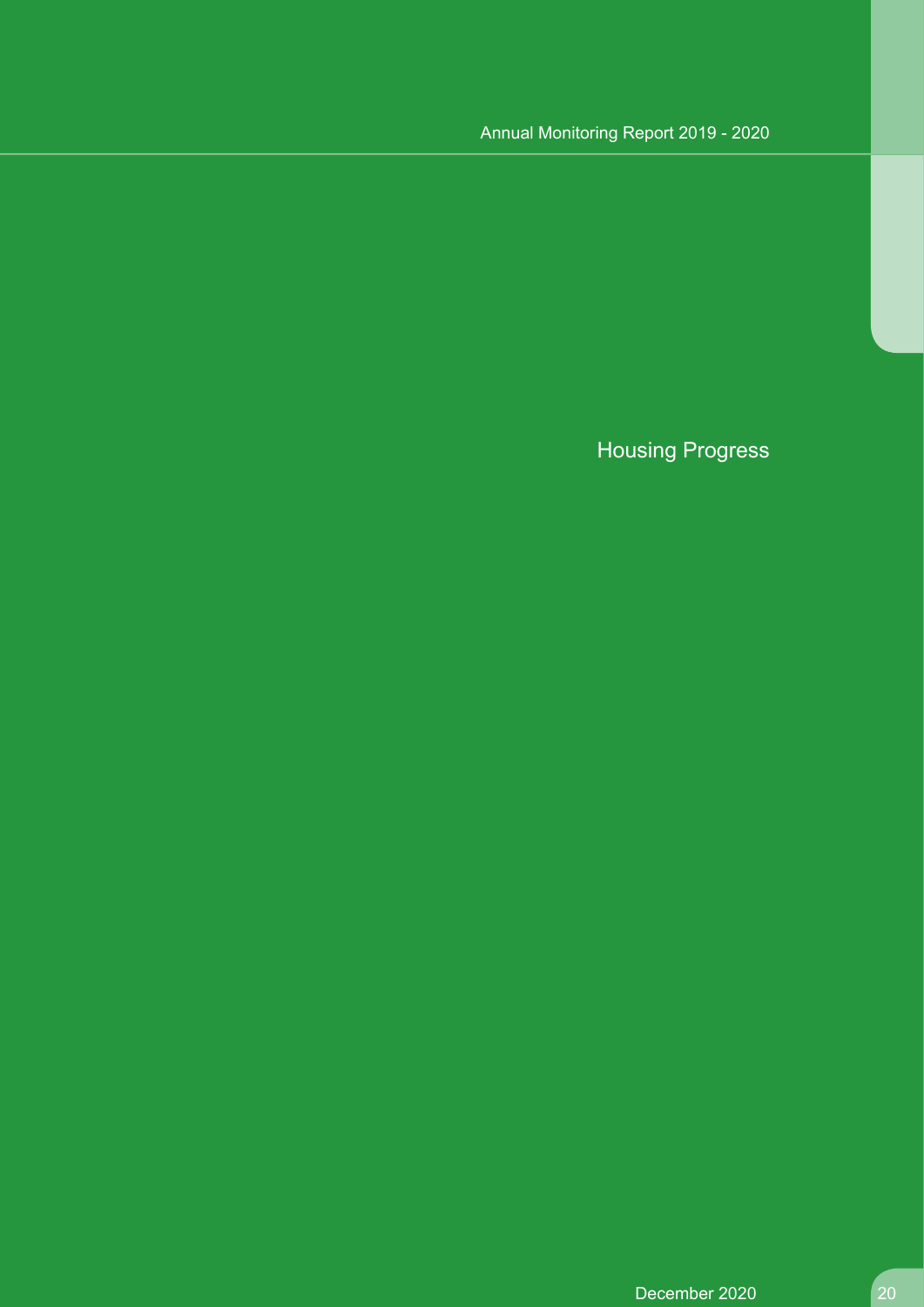# Housing Progress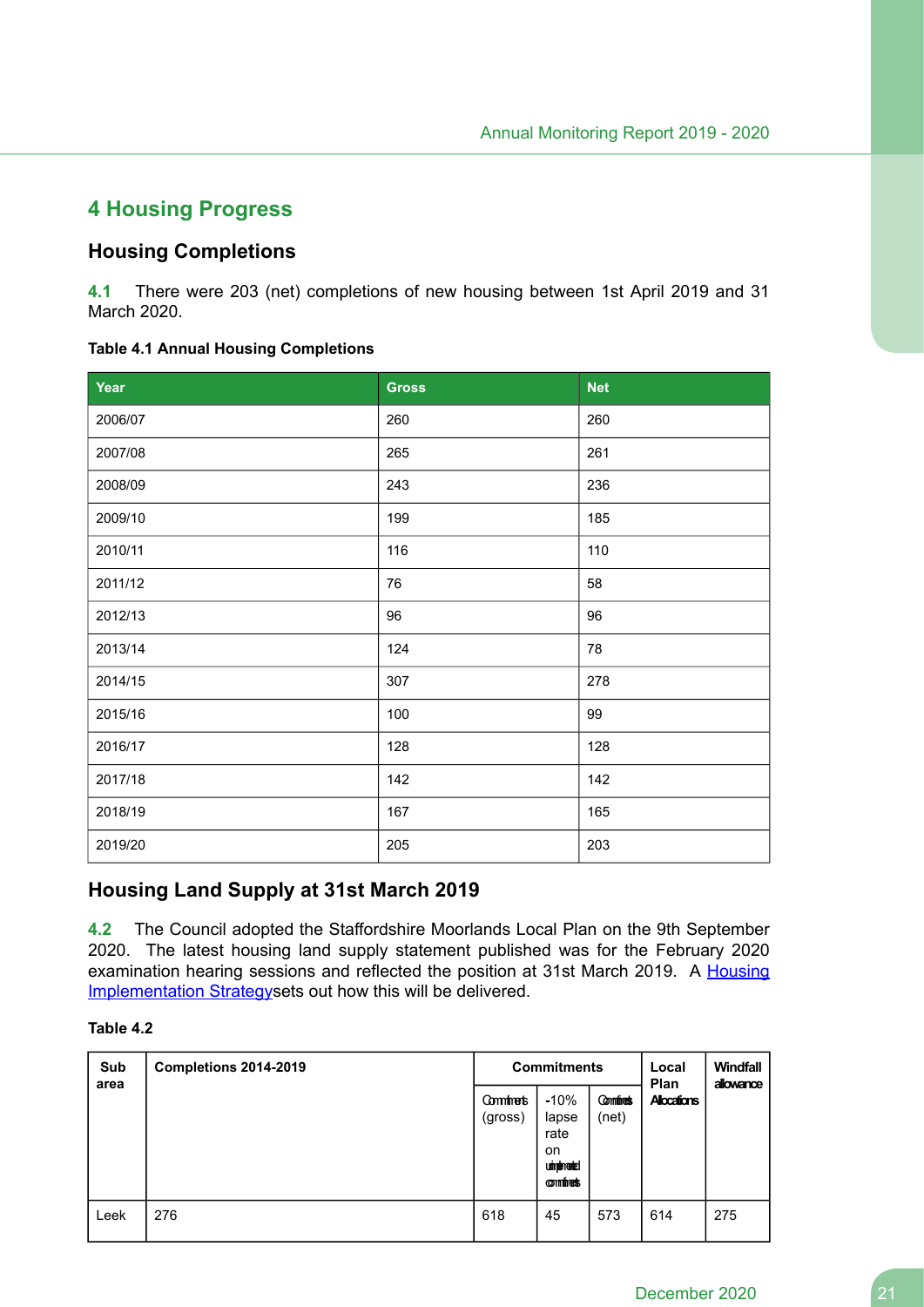# 4 Housing Progress

## Housing Completions

**4.1** There were 203 (net) completions of new housing between 1st April 2019 and 31 March 2020.

**Table 4.1 Annual Housing Completions**

| Year | Gross | Net |
|---|---|---|
| 2006/07 | 260 | 260 |
| 2007/08 | 265 | 261 |
| 2008/09 | 243 | 236 |
| 2009/10 | 199 | 185 |
| 2010/11 | 116 | 110 |
| 2011/12 | 76 | 58 |
| 2012/13 | 96 | 96 |
| 2013/14 | 124 | 78 |
| 2014/15 | 307 | 278 |
| 2015/16 | 100 | 99 |
| 2016/17 | 128 | 128 |
| 2017/18 | 142 | 142 |
| 2018/19 | 167 | 165 |
| 2019/20 | 205 | 203 |

## Housing Land Supply at 31st March 2019

**4.2** The Council adopted the Staffordshire Moorlands Local Plan on the 9th September 2020. The latest housing land supply statement published was for the February 2020 examination hearing sessions and reflected the position at 31st March 2019. A Housing Implementation Strategysets out how this will be delivered.

**Table 4.2**

| Sub area | Completions 2014-2019 | Commitments | | | Local Plan Allocations | Windfall allowance |
|---|---|---|---|---|---|---|
| | | Commitments (gross) | -10% lapse rate on unimplemented commitments | Commitments (net) | | |
| Leek | 276 | 618 | 45 | 573 | 614 | 275 |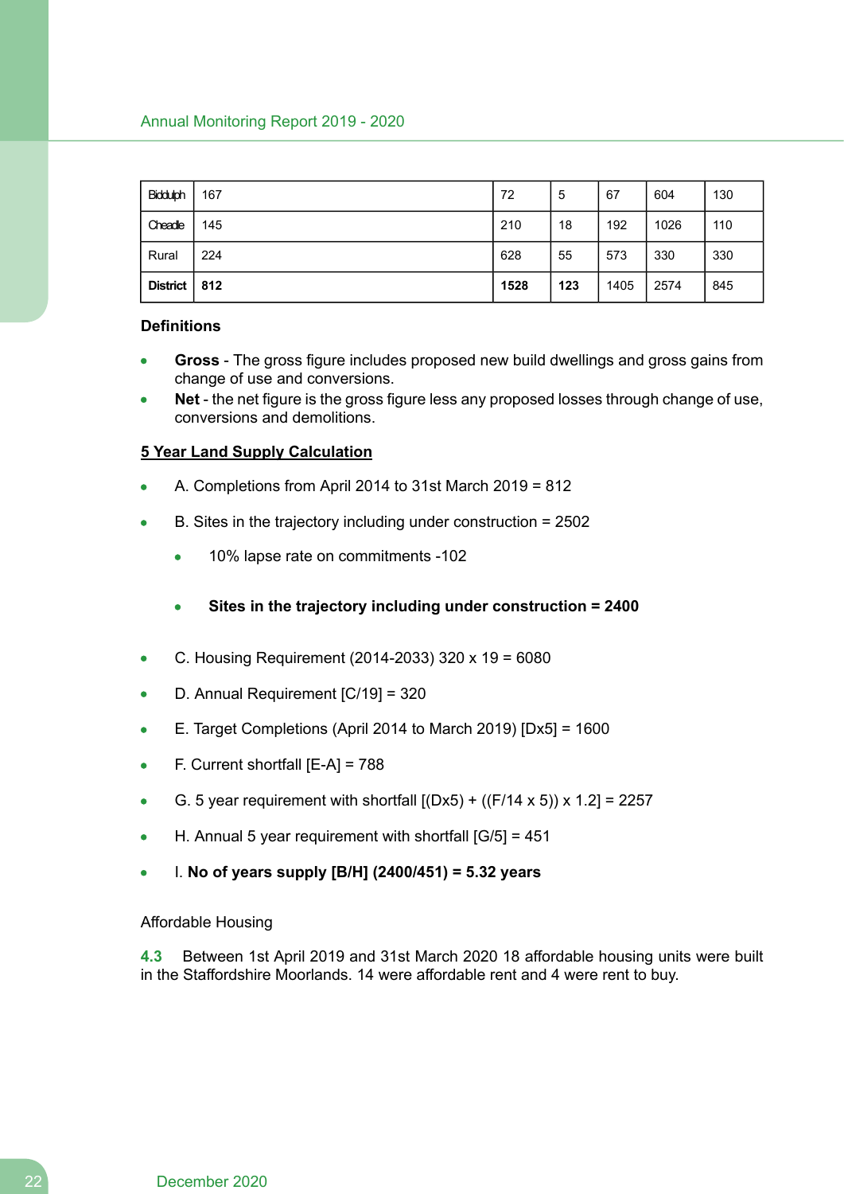| Biddulph | 167 | 72 | 5 | 67 | 604 | 130 |
|---|---|---|---|---|---|---|
| Cheadle | 145 | 210 | 18 | 192 | 1026 | 110 |
| Rural | 224 | 628 | 55 | 573 | 330 | 330 |
| **District** | **812** | **1528** | **123** | 1405 | 2574 | 845 |

**Definitions**

- **Gross** - The gross figure includes proposed new build dwellings and gross gains from change of use and conversions.
- **Net** - the net figure is the gross figure less any proposed losses through change of use, conversions and demolitions.

**<u>5 Year Land Supply Calculation</u>**

- A. Completions from April 2014 to 31st March 2019 = 812
- B. Sites in the trajectory including under construction = 2502
  - 10% lapse rate on commitments -102
  - **Sites in the trajectory including under construction = 2400**
- C. Housing Requirement (2014-2033) 320 x 19 = 6080
- D. Annual Requirement [C/19] = 320
- E. Target Completions (April 2014 to March 2019) [Dx5] = 1600
- F. Current shortfall [E-A] = 788
- G. 5 year requirement with shortfall [(Dx5) + ((F/14 x 5)) x 1.2] = 2257
- H. Annual 5 year requirement with shortfall [G/5] = 451
- I. **No of years supply [B/H] (2400/451) = 5.32 years**

Affordable Housing

**4.3** Between 1st April 2019 and 31st March 2020 18 affordable housing units were built in the Staffordshire Moorlands. 14 were affordable rent and 4 were rent to buy.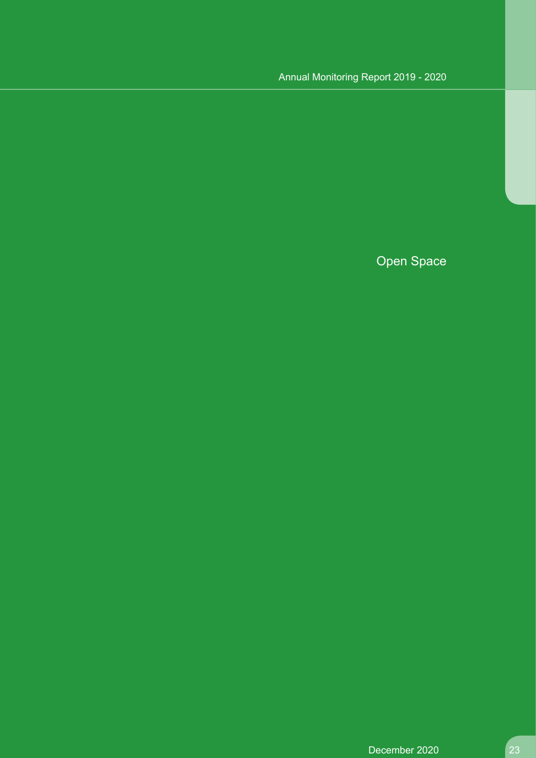# Open Space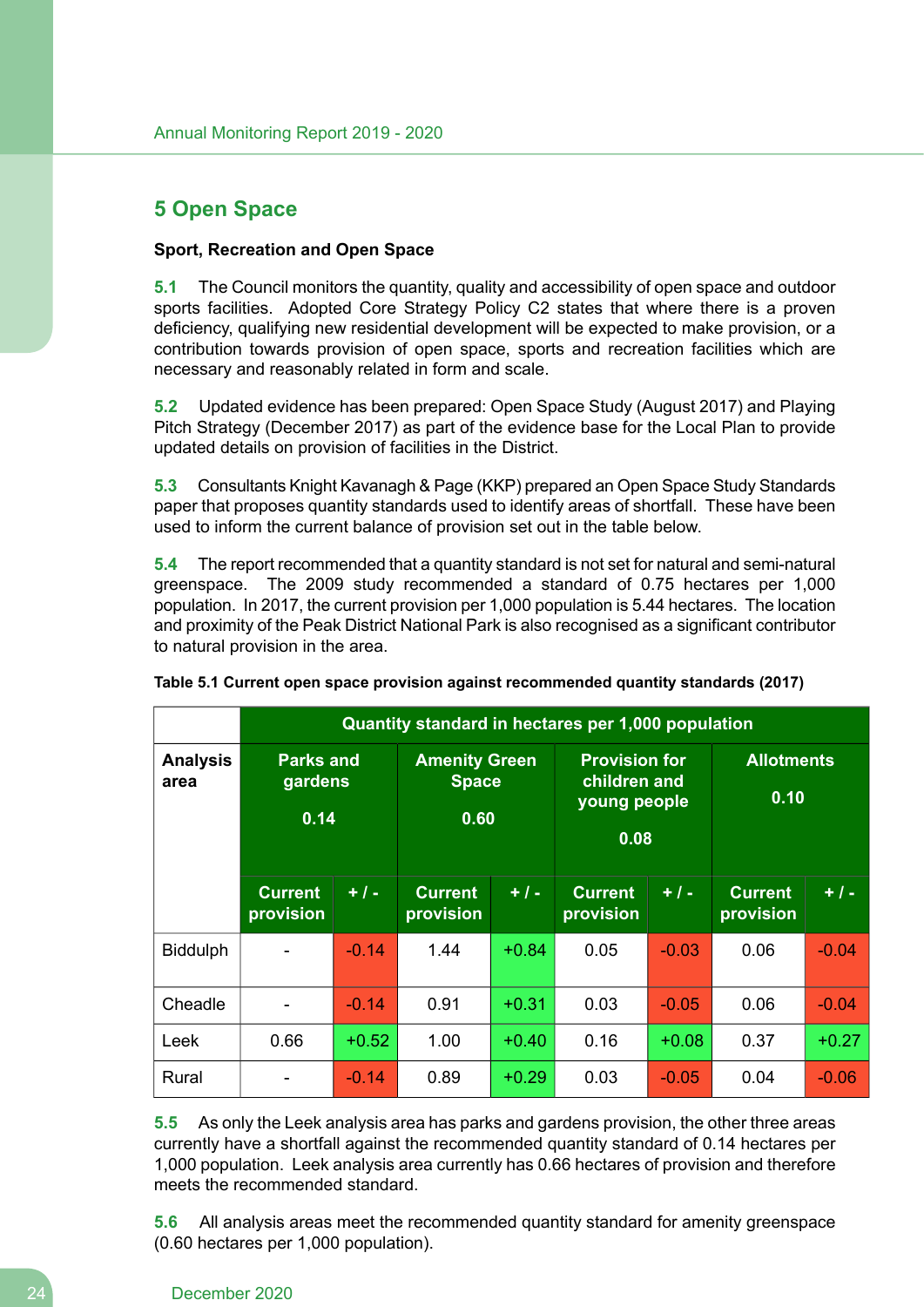## 5 Open Space

**Sport, Recreation and Open Space**

**5.1** The Council monitors the quantity, quality and accessibility of open space and outdoor sports facilities. Adopted Core Strategy Policy C2 states that where there is a proven deficiency, qualifying new residential development will be expected to make provision, or a contribution towards provision of open space, sports and recreation facilities which are necessary and reasonably related in form and scale.

**5.2** Updated evidence has been prepared: Open Space Study (August 2017) and Playing Pitch Strategy (December 2017) as part of the evidence base for the Local Plan to provide updated details on provision of facilities in the District.

**5.3** Consultants Knight Kavanagh & Page (KKP) prepared an Open Space Study Standards paper that proposes quantity standards used to identify areas of shortfall. These have been used to inform the current balance of provision set out in the table below.

**5.4** The report recommended that a quantity standard is not set for natural and semi-natural greenspace. The 2009 study recommended a standard of 0.75 hectares per 1,000 population. In 2017, the current provision per 1,000 population is 5.44 hectares. The location and proximity of the Peak District National Park is also recognised as a significant contributor to natural provision in the area.

**Table 5.1 Current open space provision against recommended quantity standards (2017)**

| | Quantity standard in hectares per 1,000 population | | | | | | | |
|---|---|---|---|---|---|---|---|---|
| **Analysis area** | **Parks and gardens 0.14** | | **Amenity Green Space 0.60** | | **Provision for children and young people 0.08** | | **Allotments 0.10** | |
| | **Current provision** | **+ / -** | **Current provision** | **+ / -** | **Current provision** | **+ / -** | **Current provision** | **+ / -** |
| Biddulph | - | -0.14 | 1.44 | +0.84 | 0.05 | -0.03 | 0.06 | -0.04 |
| Cheadle | - | -0.14 | 0.91 | +0.31 | 0.03 | -0.05 | 0.06 | -0.04 |
| Leek | 0.66 | +0.52 | 1.00 | +0.40 | 0.16 | +0.08 | 0.37 | +0.27 |
| Rural | - | -0.14 | 0.89 | +0.29 | 0.03 | -0.05 | 0.04 | -0.06 |

**5.5** As only the Leek analysis area has parks and gardens provision, the other three areas currently have a shortfall against the recommended quantity standard of 0.14 hectares per 1,000 population. Leek analysis area currently has 0.66 hectares of provision and therefore meets the recommended standard.

**5.6** All analysis areas meet the recommended quantity standard for amenity greenspace (0.60 hectares per 1,000 population).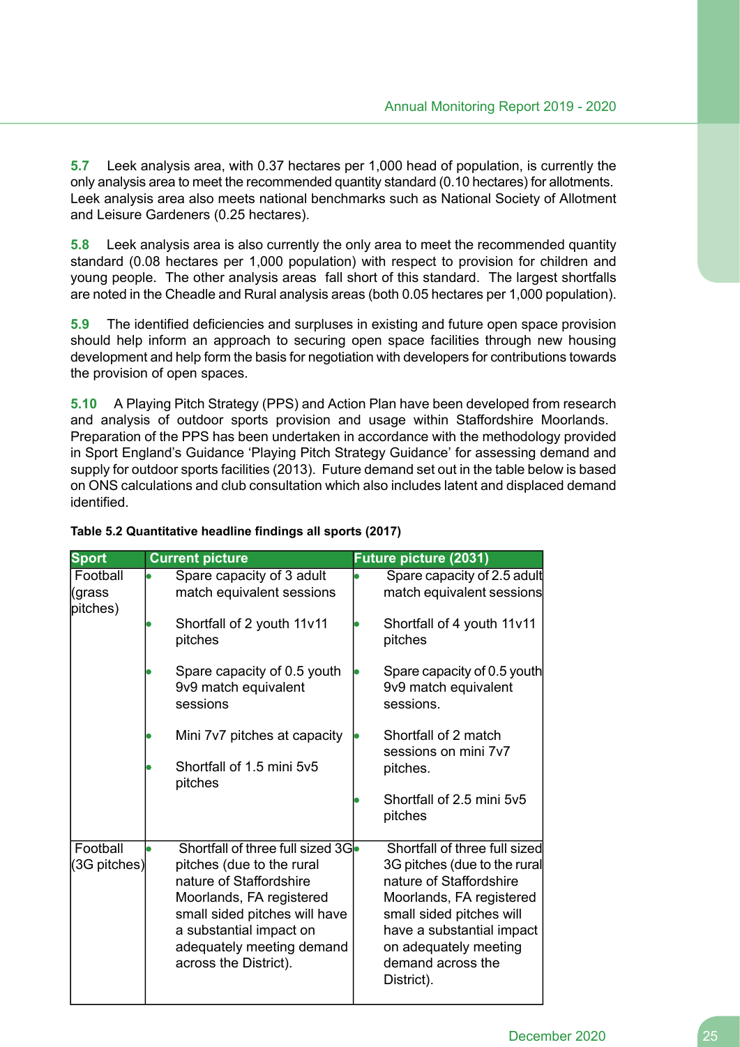**5.7** Leek analysis area, with 0.37 hectares per 1,000 head of population, is currently the only analysis area to meet the recommended quantity standard (0.10 hectares) for allotments. Leek analysis area also meets national benchmarks such as National Society of Allotment and Leisure Gardeners (0.25 hectares).

**5.8** Leek analysis area is also currently the only area to meet the recommended quantity standard (0.08 hectares per 1,000 population) with respect to provision for children and young people. The other analysis areas fall short of this standard. The largest shortfalls are noted in the Cheadle and Rural analysis areas (both 0.05 hectares per 1,000 population).

**5.9** The identified deficiencies and surpluses in existing and future open space provision should help inform an approach to securing open space facilities through new housing development and help form the basis for negotiation with developers for contributions towards the provision of open spaces.

**5.10** A Playing Pitch Strategy (PPS) and Action Plan have been developed from research and analysis of outdoor sports provision and usage within Staffordshire Moorlands. Preparation of the PPS has been undertaken in accordance with the methodology provided in Sport England's Guidance 'Playing Pitch Strategy Guidance' for assessing demand and supply for outdoor sports facilities (2013). Future demand set out in the table below is based on ONS calculations and club consultation which also includes latent and displaced demand identified.

**Table 5.2 Quantitative headline findings all sports (2017)**

| Sport | Current picture | Future picture (2031) |
|---|---|---|
| Football (grass pitches) | • Spare capacity of 3 adult match equivalent sessions<br>• Shortfall of 2 youth 11v11 pitches<br>• Spare capacity of 0.5 youth 9v9 match equivalent sessions<br>• Mini 7v7 pitches at capacity<br>• Shortfall of 1.5 mini 5v5 pitches | • Spare capacity of 2.5 adult match equivalent sessions<br>• Shortfall of 4 youth 11v11 pitches<br>• Spare capacity of 0.5 youth 9v9 match equivalent sessions.<br>• Shortfall of 2 match sessions on mini 7v7 pitches.<br>• Shortfall of 2.5 mini 5v5 pitches |
| Football (3G pitches) | • Shortfall of three full sized 3G pitches (due to the rural nature of Staffordshire Moorlands, FA registered small sided pitches will have a substantial impact on adequately meeting demand across the District). | • Shortfall of three full sized 3G pitches (due to the rural nature of Staffordshire Moorlands, FA registered small sided pitches will have a substantial impact on adequately meeting demand across the District). |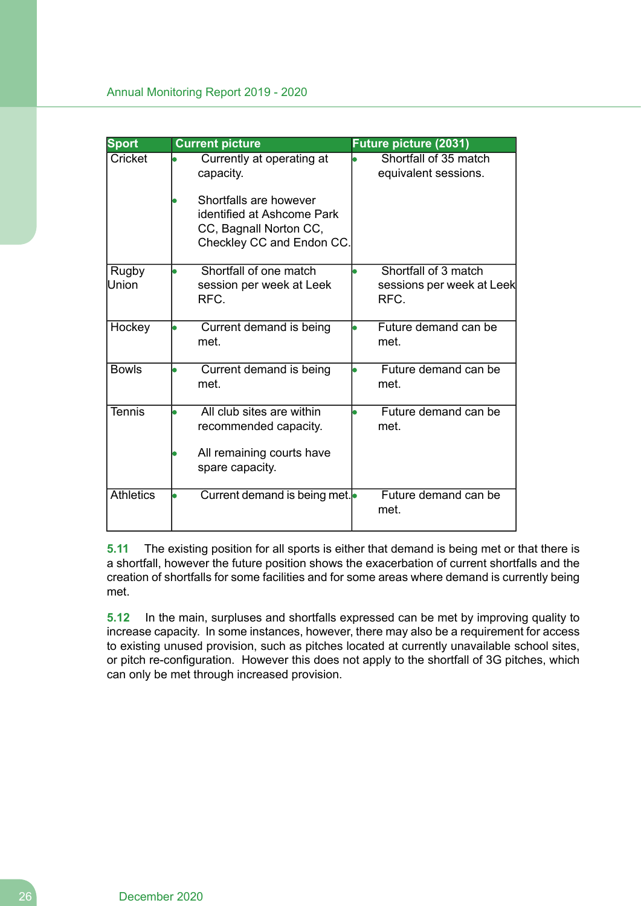| Sport | Current picture | Future picture (2031) |
|---|---|---|
| Cricket | • Currently at operating at capacity.<br><br>• Shortfalls are however identified at Ashcome Park CC, Bagnall Norton CC, Checkley CC and Endon CC. | • Shortfall of 35 match equivalent sessions. |
| Rugby Union | • Shortfall of one match session per week at Leek RFC. | • Shortfall of 3 match sessions per week at Leek RFC. |
| Hockey | • Current demand is being met. | • Future demand can be met. |
| Bowls | • Current demand is being met. | • Future demand can be met. |
| Tennis | • All club sites are within recommended capacity.<br><br>• All remaining courts have spare capacity. | • Future demand can be met. |
| Athletics | • Current demand is being met. | • Future demand can be met. |

**5.11** The existing position for all sports is either that demand is being met or that there is a shortfall, however the future position shows the exacerbation of current shortfalls and the creation of shortfalls for some facilities and for some areas where demand is currently being met.

**5.12** In the main, surpluses and shortfalls expressed can be met by improving quality to increase capacity. In some instances, however, there may also be a requirement for access to existing unused provision, such as pitches located at currently unavailable school sites, or pitch re-configuration. However this does not apply to the shortfall of 3G pitches, which can only be met through increased provision.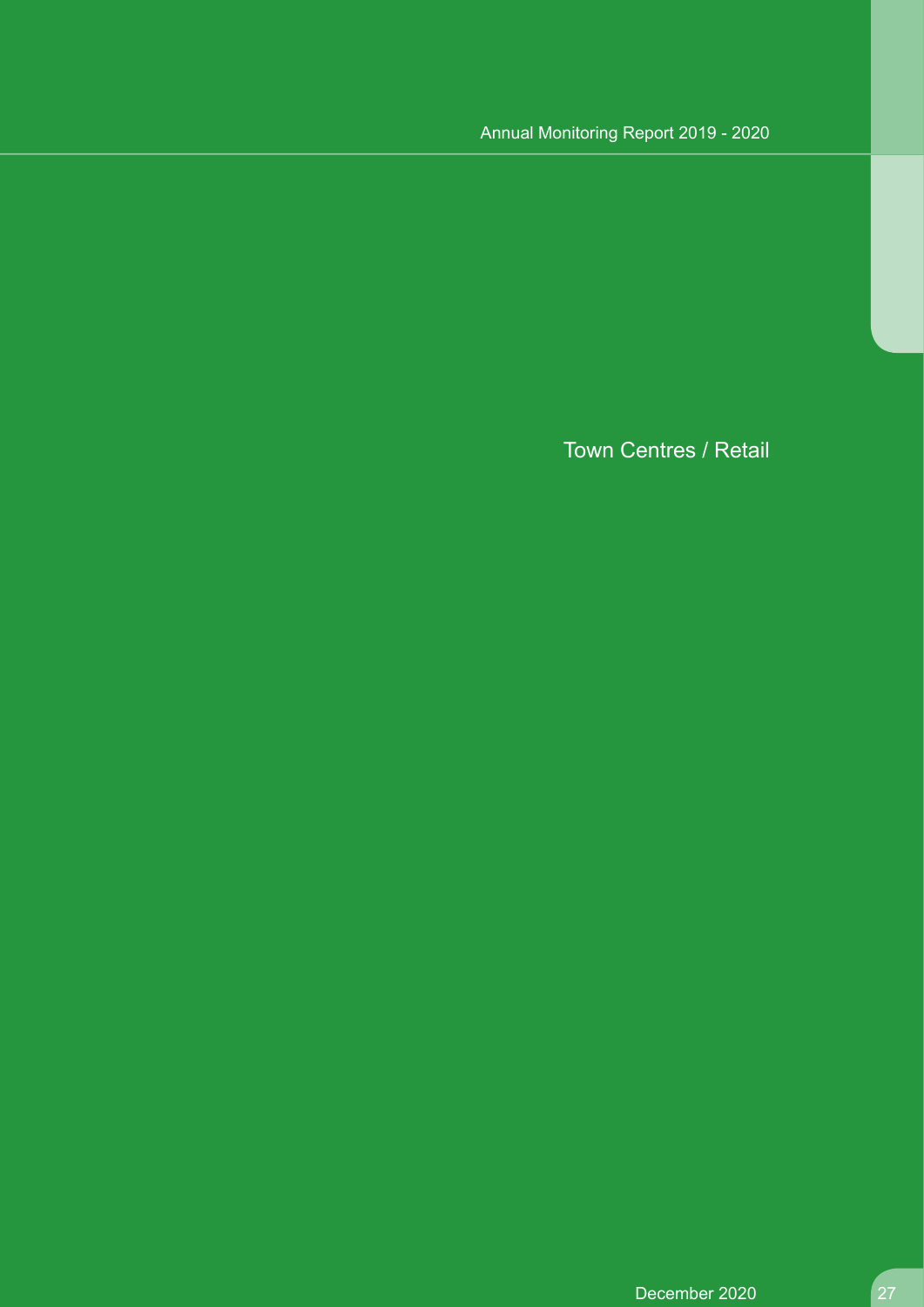# Town Centres / Retail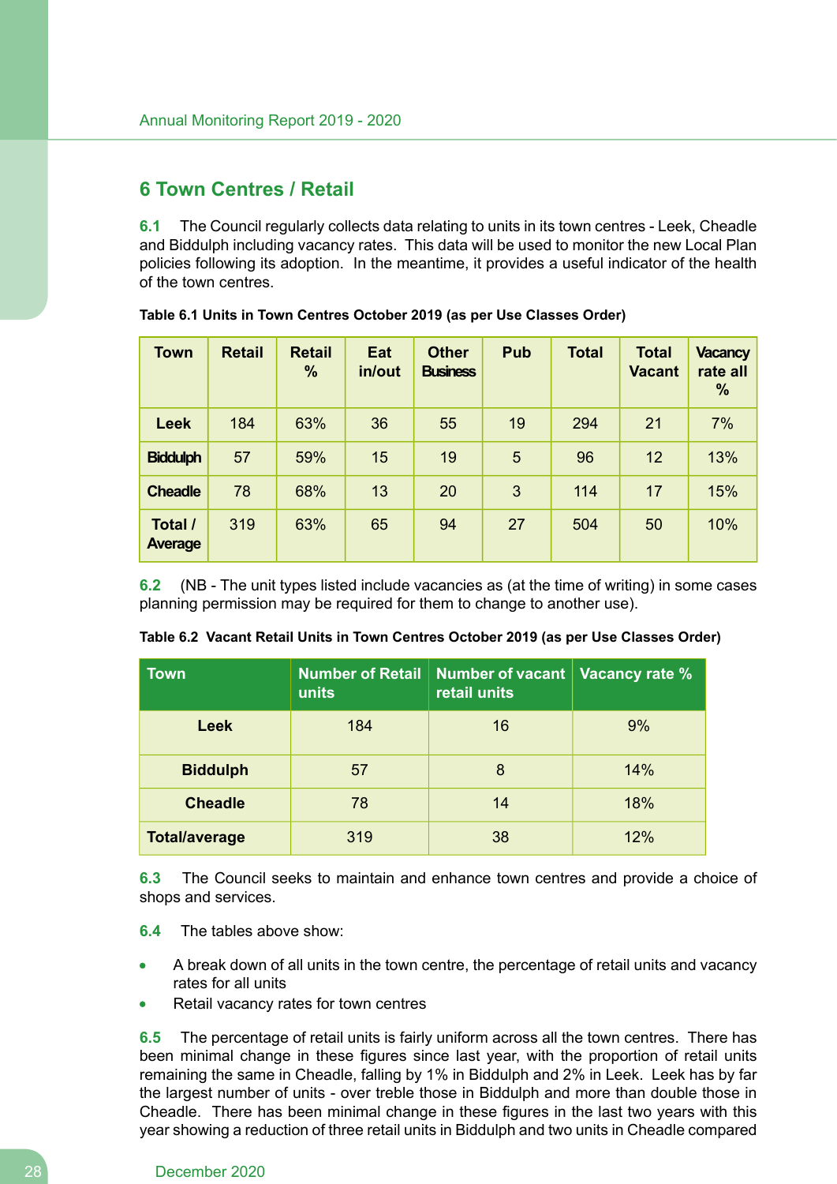## 6 Town Centres / Retail

**6.1** The Council regularly collects data relating to units in its town centres - Leek, Cheadle and Biddulph including vacancy rates. This data will be used to monitor the new Local Plan policies following its adoption. In the meantime, it provides a useful indicator of the health of the town centres.

**Table 6.1 Units in Town Centres October 2019 (as per Use Classes Order)**

| Town | Retail | Retail % | Eat in/out | Other Business | Pub | Total | Total Vacant | Vacancy rate all % |
|---|---|---|---|---|---|---|---|---|
| **Leek** | 184 | 63% | 36 | 55 | 19 | 294 | 21 | 7% |
| **Biddulph** | 57 | 59% | 15 | 19 | 5 | 96 | 12 | 13% |
| **Cheadle** | 78 | 68% | 13 | 20 | 3 | 114 | 17 | 15% |
| **Total / Average** | 319 | 63% | 65 | 94 | 27 | 504 | 50 | 10% |

**6.2** (NB - The unit types listed include vacancies as (at the time of writing) in some cases planning permission may be required for them to change to another use).

**Table 6.2 Vacant Retail Units in Town Centres October 2019 (as per Use Classes Order)**

| Town | Number of Retail units | Number of vacant retail units | Vacancy rate % |
|---|---|---|---|
| **Leek** | 184 | 16 | 9% |
| **Biddulph** | 57 | 8 | 14% |
| **Cheadle** | 78 | 14 | 18% |
| **Total/average** | 319 | 38 | 12% |

**6.3** The Council seeks to maintain and enhance town centres and provide a choice of shops and services.

**6.4** The tables above show:

- A break down of all units in the town centre, the percentage of retail units and vacancy rates for all units
- Retail vacancy rates for town centres

**6.5** The percentage of retail units is fairly uniform across all the town centres. There has been minimal change in these figures since last year, with the proportion of retail units remaining the same in Cheadle, falling by 1% in Biddulph and 2% in Leek. Leek has by far the largest number of units - over treble those in Biddulph and more than double those in Cheadle. There has been minimal change in these figures in the last two years with this year showing a reduction of three retail units in Biddulph and two units in Cheadle compared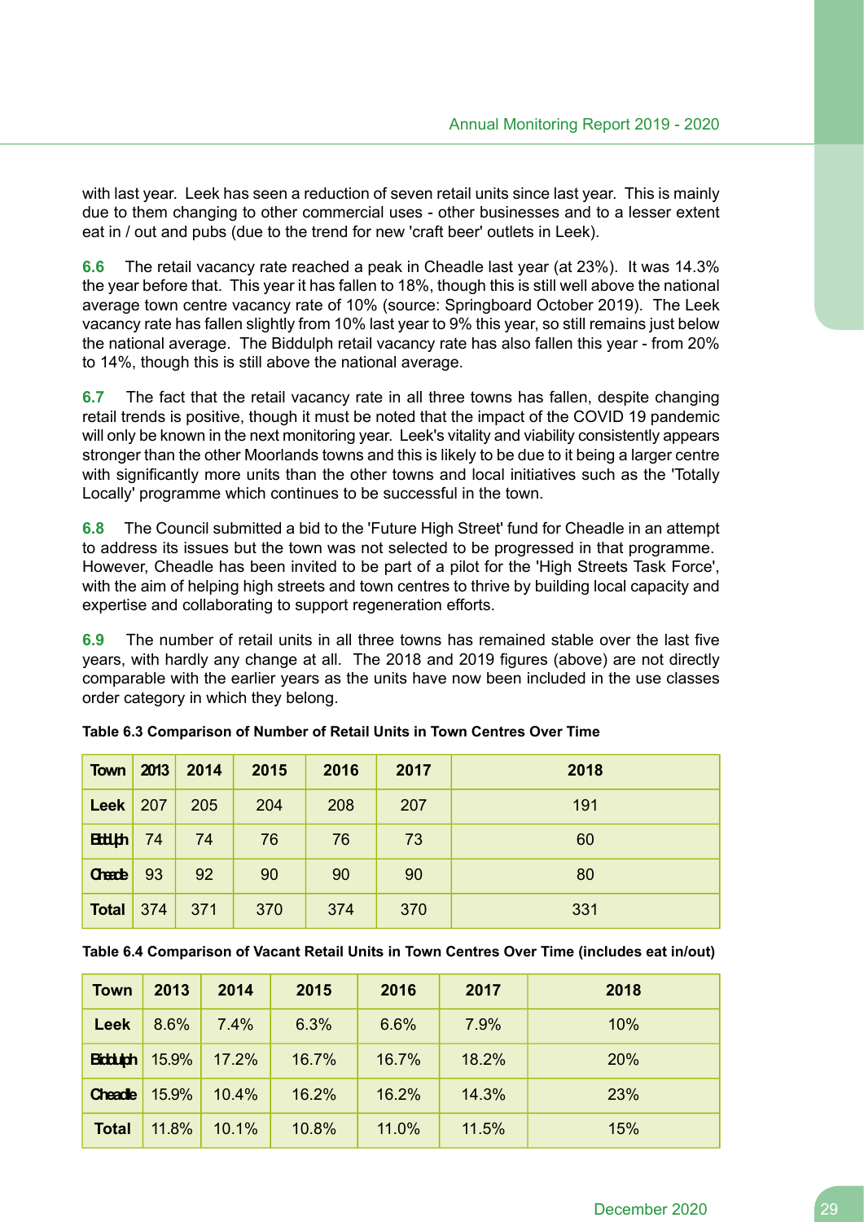with last year. Leek has seen a reduction of seven retail units since last year. This is mainly due to them changing to other commercial uses - other businesses and to a lesser extent eat in / out and pubs (due to the trend for new 'craft beer' outlets in Leek).

**6.6** The retail vacancy rate reached a peak in Cheadle last year (at 23%). It was 14.3% the year before that. This year it has fallen to 18%, though this is still well above the national average town centre vacancy rate of 10% (source: Springboard October 2019). The Leek vacancy rate has fallen slightly from 10% last year to 9% this year, so still remains just below the national average. The Biddulph retail vacancy rate has also fallen this year - from 20% to 14%, though this is still above the national average.

**6.7** The fact that the retail vacancy rate in all three towns has fallen, despite changing retail trends is positive, though it must be noted that the impact of the COVID 19 pandemic will only be known in the next monitoring year. Leek's vitality and viability consistently appears stronger than the other Moorlands towns and this is likely to be due to it being a larger centre with significantly more units than the other towns and local initiatives such as the 'Totally Locally' programme which continues to be successful in the town.

**6.8** The Council submitted a bid to the 'Future High Street' fund for Cheadle in an attempt to address its issues but the town was not selected to be progressed in that programme. However, Cheadle has been invited to be part of a pilot for the 'High Streets Task Force', with the aim of helping high streets and town centres to thrive by building local capacity and expertise and collaborating to support regeneration efforts.

**6.9** The number of retail units in all three towns has remained stable over the last five years, with hardly any change at all. The 2018 and 2019 figures (above) are not directly comparable with the earlier years as the units have now been included in the use classes order category in which they belong.

**Table 6.3 Comparison of Number of Retail Units in Town Centres Over Time**

| Town | 2013 | 2014 | 2015 | 2016 | 2017 | 2018 |
|---|---|---|---|---|---|---|
| Leek | 207 | 205 | 204 | 208 | 207 | 191 |
| Biddulph | 74 | 74 | 76 | 76 | 73 | 60 |
| Cheadle | 93 | 92 | 90 | 90 | 90 | 80 |
| Total | 374 | 371 | 370 | 374 | 370 | 331 |

**Table 6.4 Comparison of Vacant Retail Units in Town Centres Over Time (includes eat in/out)**

| Town | 2013 | 2014 | 2015 | 2016 | 2017 | 2018 |
|---|---|---|---|---|---|---|
| Leek | 8.6% | 7.4% | 6.3% | 6.6% | 7.9% | 10% |
| Biddulph | 15.9% | 17.2% | 16.7% | 16.7% | 18.2% | 20% |
| Cheadle | 15.9% | 10.4% | 16.2% | 16.2% | 14.3% | 23% |
| Total | 11.8% | 10.1% | 10.8% | 11.0% | 11.5% | 15% |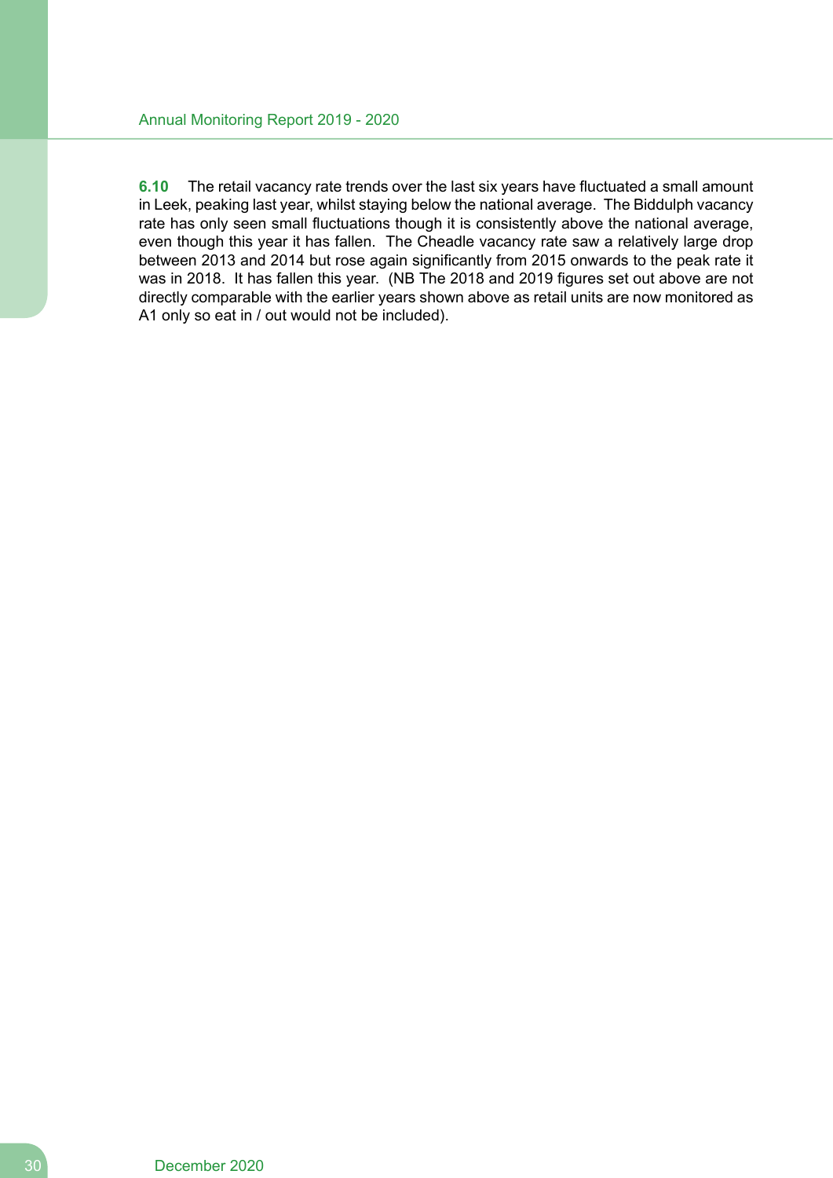**6.10** The retail vacancy rate trends over the last six years have fluctuated a small amount in Leek, peaking last year, whilst staying below the national average. The Biddulph vacancy rate has only seen small fluctuations though it is consistently above the national average, even though this year it has fallen. The Cheadle vacancy rate saw a relatively large drop between 2013 and 2014 but rose again significantly from 2015 onwards to the peak rate it was in 2018. It has fallen this year. (NB The 2018 and 2019 figures set out above are not directly comparable with the earlier years shown above as retail units are now monitored as A1 only so eat in / out would not be included).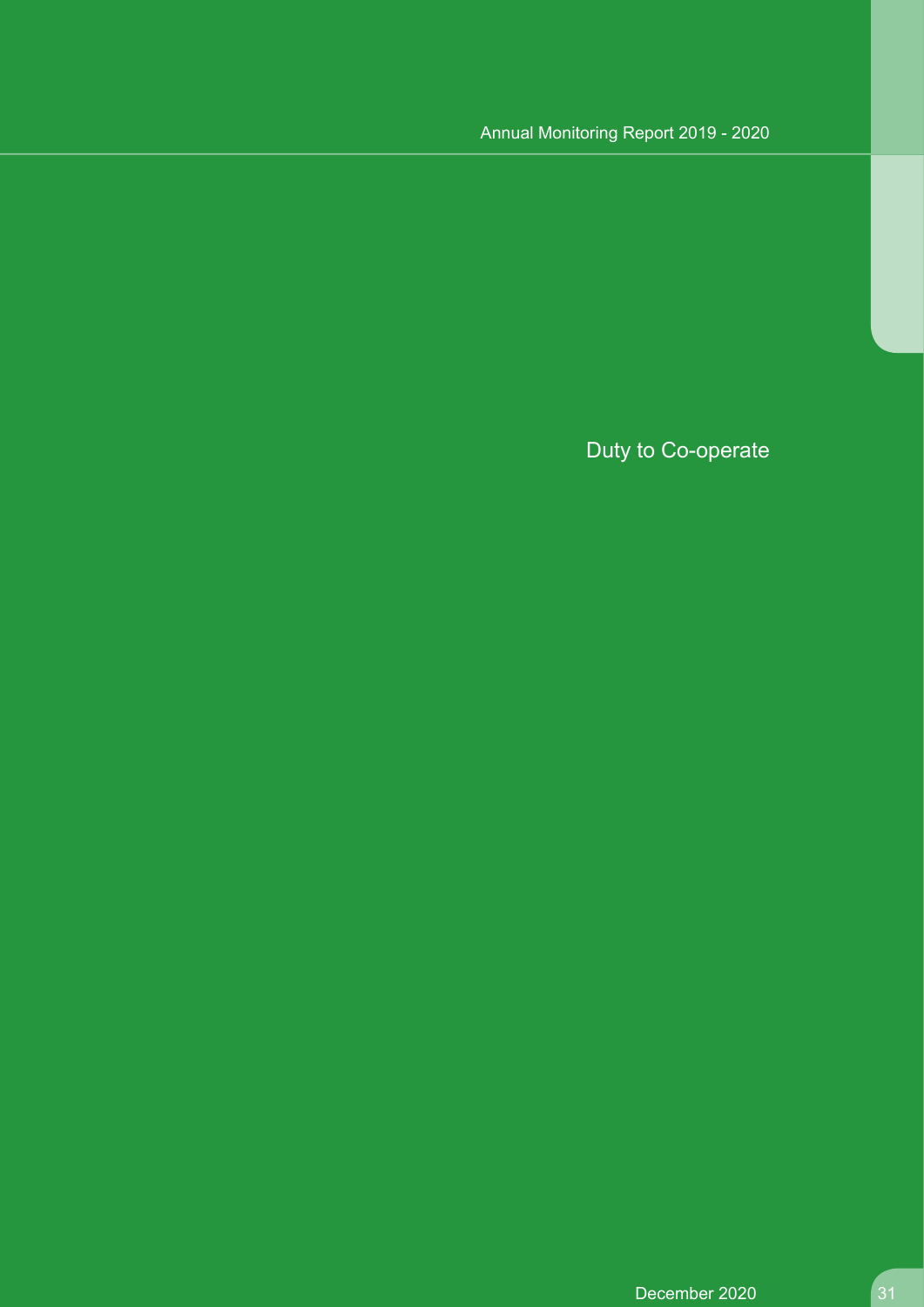# Duty to Co-operate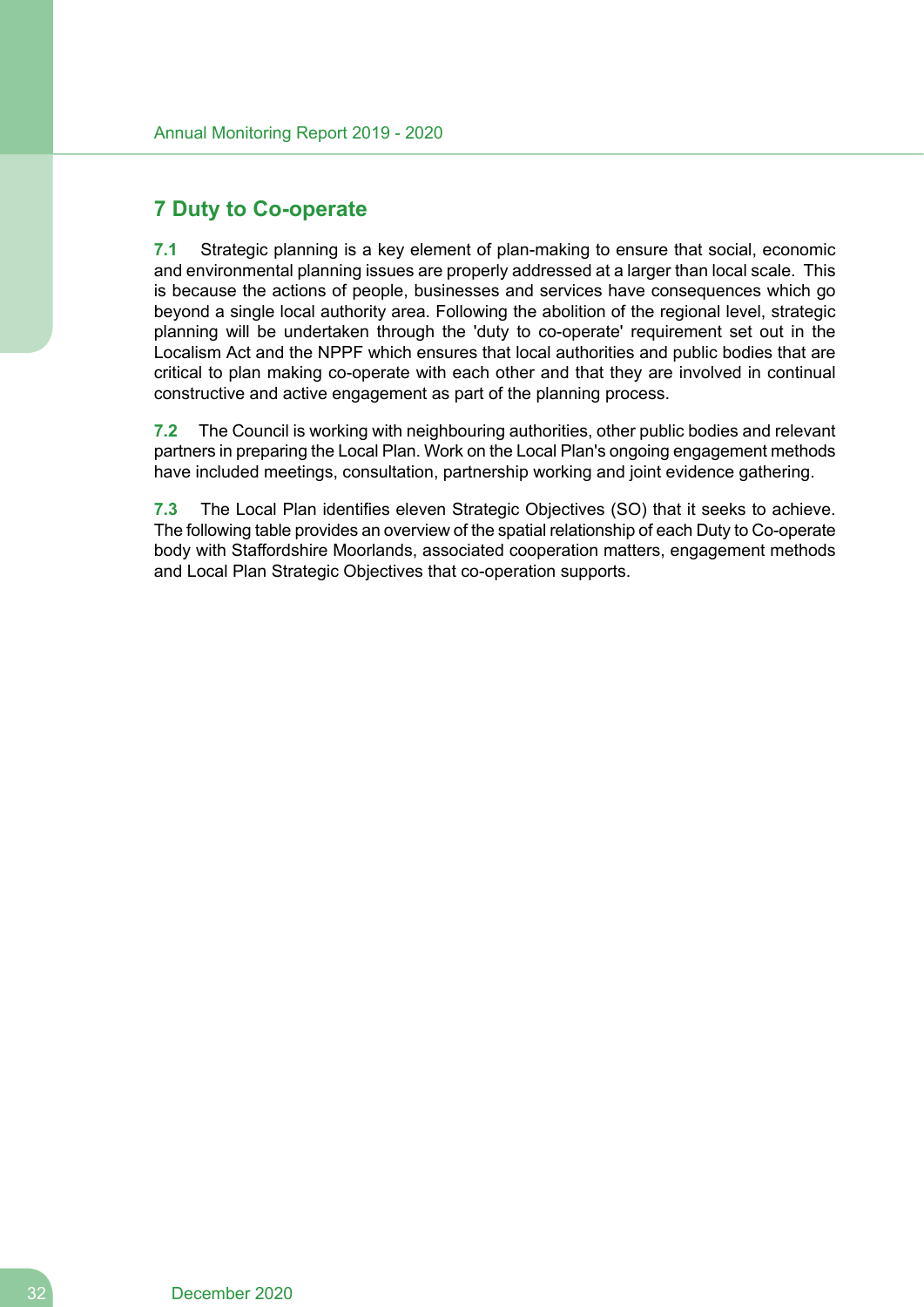## 7 Duty to Co-operate

**7.1** Strategic planning is a key element of plan-making to ensure that social, economic and environmental planning issues are properly addressed at a larger than local scale. This is because the actions of people, businesses and services have consequences which go beyond a single local authority area. Following the abolition of the regional level, strategic planning will be undertaken through the 'duty to co-operate' requirement set out in the Localism Act and the NPPF which ensures that local authorities and public bodies that are critical to plan making co-operate with each other and that they are involved in continual constructive and active engagement as part of the planning process.

**7.2** The Council is working with neighbouring authorities, other public bodies and relevant partners in preparing the Local Plan. Work on the Local Plan's ongoing engagement methods have included meetings, consultation, partnership working and joint evidence gathering.

**7.3** The Local Plan identifies eleven Strategic Objectives (SO) that it seeks to achieve. The following table provides an overview of the spatial relationship of each Duty to Co-operate body with Staffordshire Moorlands, associated cooperation matters, engagement methods and Local Plan Strategic Objectives that co-operation supports.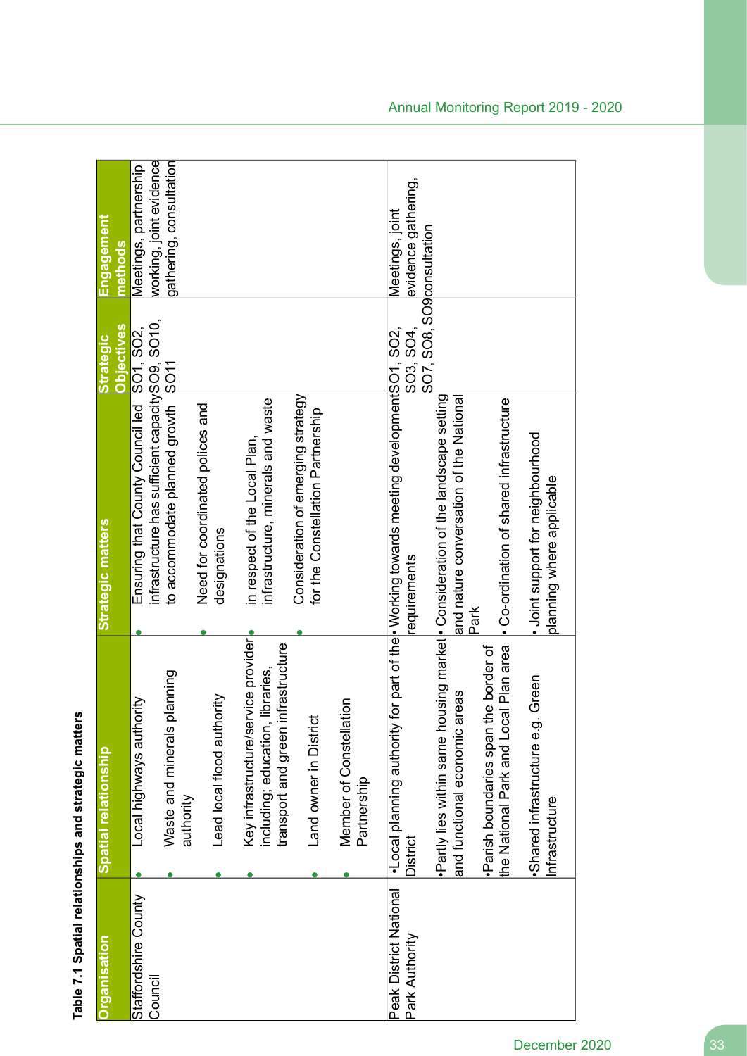**Table 7.1 Spatial relationships and strategic matters**

| Organisation | Spatial relationship | Strategic matters | Strategic Objectives | Engagement methods |
|---|---|---|---|---|
| Staffordshire County Council | • Local highways authority<br>• Waste and minerals planning authority<br>• Lead local flood authority<br>• Key infrastructure/service provider including; education, libraries, transport and green infrastructure<br>• Land owner in District<br>• Member of Constellation Partnership | • Ensuring that County Council led infrastructure has sufficient capacity to accommodate planned growth<br>• Need for coordinated polices and designations<br>• in respect of the Local Plan, infrastructure, minerals and waste<br>• Consideration of emerging strategy for the Constellation Partnership | SO1, SO2, SO9, SO10, SO11 | Meetings, partnership working, joint evidence gathering, consultation |
| Peak District National Park Authority | •Local planning authority for part of the District<br>•Partly lies within same housing market and functional economic areas<br>•Parish boundaries span the border of the National Park and Local Plan area<br>•Shared infrastructure e.g. Green Infrastructure | • Working towards meeting development requirements<br>• Consideration of the landscape setting and nature conversation of the National Park<br>• Co-ordination of shared infrastructure<br>• Joint support for neighbourhood planning where applicable | SO1, SO2, SO3, SO4, SO7, SO8, SO9 | Meetings, joint evidence gathering, consultation |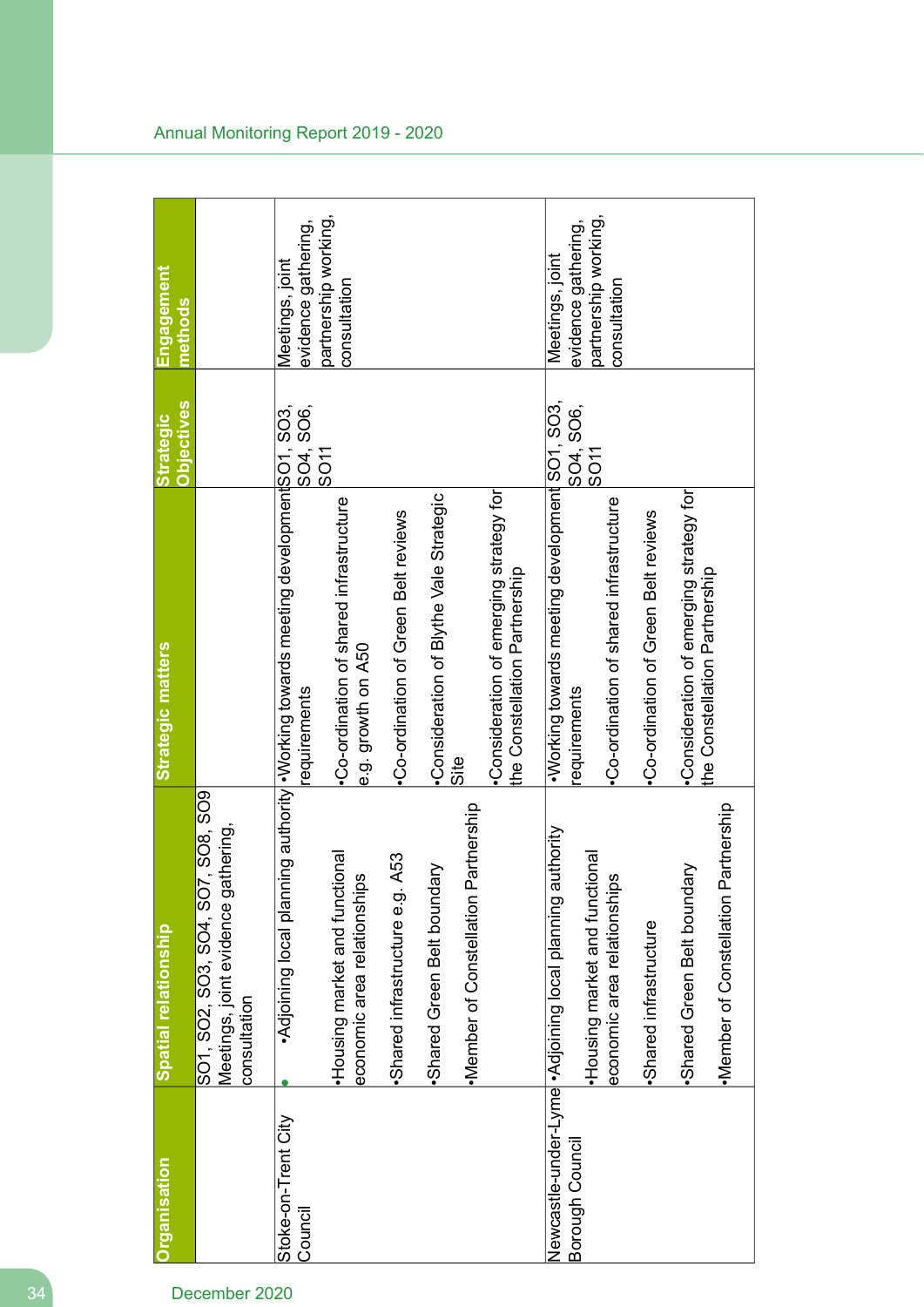| Organisation | Spatial relationship | Strategic matters | Strategic Objectives | Engagement methods |
|---|---|---|---|---|
| | SO1, SO2, SO3, SO4, SO7, SO8, SO9 Meetings, joint evidence gathering, consultation | | | |
| Stoke-on-Trent City Council | •Adjoining local planning authority<br>•Housing market and functional economic area relationships<br>•Shared infrastructure e.g. A53<br>•Shared Green Belt boundary<br>•Member of Constellation Partnership | •Working towards meeting development requirements<br>•Co-ordination of shared infrastructure e.g. growth on A50<br>•Co-ordination of Green Belt reviews<br>•Consideration of Blythe Vale Strategic Site<br>•Consideration of emerging strategy for the Constellation Partnership | SO1, SO3, SO4, SO6, SO11 | Meetings, joint evidence gathering, partnership working, consultation |
| Newcastle-under-Lyme Borough Council | •Adjoining local planning authority<br>•Housing market and functional economic area relationships<br>•Shared infrastructure<br>•Shared Green Belt boundary<br>•Member of Constellation Partnership | •Working towards meeting development requirements<br>•Co-ordination of shared infrastructure<br>•Co-ordination of Green Belt reviews<br>•Consideration of emerging strategy for the Constellation Partnership | SO1, SO3, SO4, SO6, SO11 | Meetings, joint evidence gathering, partnership working, consultation |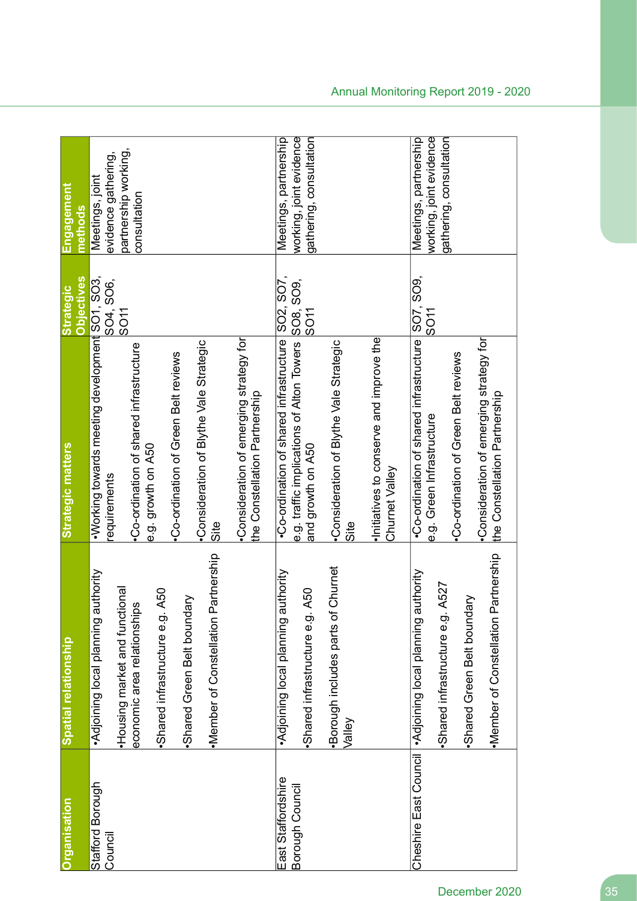| Organisation | Spatial relationship | Strategic matters | Strategic Objectives | Engagement methods |
|---|---|---|---|---|
| Stafford Borough Council | •Adjoining local planning authority<br>•Housing market and functional economic area relationships<br>•Shared infrastructure e.g. A50<br>•Shared Green Belt boundary<br>•Member of Constellation Partnership | •Working towards meeting development requirements<br>•Co-ordination of shared infrastructure e.g. growth on A50<br>•Co-ordination of Green Belt reviews<br>•Consideration of Blythe Vale Strategic Site<br>•Consideration of emerging strategy for the Constellation Partnership | SO1, SO3, SO4, SO6, SO11 | Meetings, joint evidence gathering, partnership working, consultation |
| East Staffordshire Borough Council | •Adjoining local planning authority<br>•Shared infrastructure e.g. A50<br>•Borough includes parts of Churnet Valley | •Co-ordination of shared infrastructure e.g. traffic implications of Alton Towers and growth on A50<br>•Consideration of Blythe Vale Strategic Site<br>•Initiatives to conserve and improve the Churnet Valley | SO2, SO7, SO8, SO9, SO11 | Meetings, partnership working, joint evidence gathering, consultation |
| Cheshire East Council | •Adjoining local planning authority<br>•Shared infrastructure e.g. A527<br>•Shared Green Belt boundary<br>•Member of Constellation Partnership | •Co-ordination of shared infrastructure e.g. Green Infrastructure<br>•Co-ordination of Green Belt reviews<br>•Consideration of emerging strategy for the Constellation Partnership | SO7, SO9, SO11 | Meetings, partnership working, joint evidence gathering, consultation |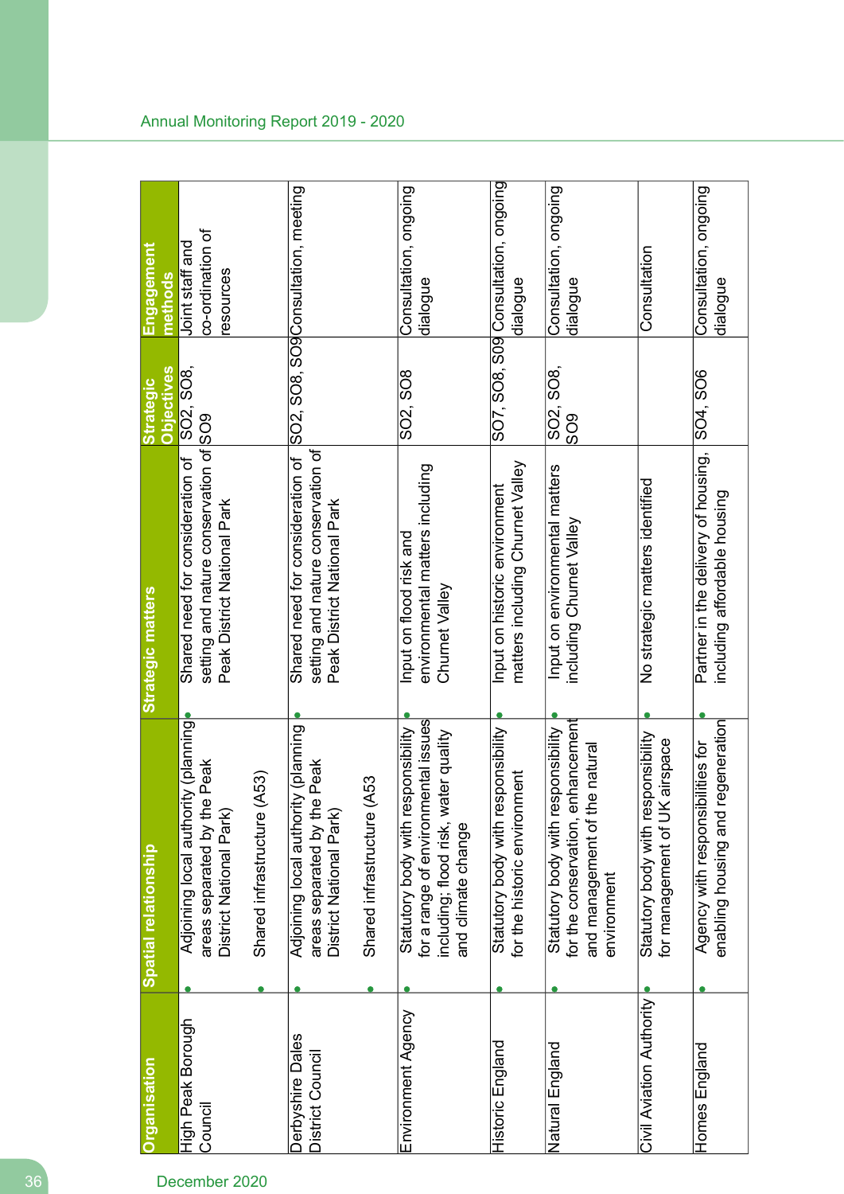| Organisation | Spatial relationship | Strategic matters | Strategic Objectives | Engagement methods |
|---|---|---|---|---|
| High Peak Borough Council | • Adjoining local authority (planning areas separated by the Peak District National Park) • Shared infrastructure (A53) | • Shared need for consideration of setting and nature conservation of Peak District National Park | SO2, SO8, SO9 | Joint staff and co-ordination of resources |
| Derbyshire Dales District Council | • Adjoining local authority (planning areas separated by the Peak District National Park) • Shared infrastructure (A53 | • Shared need for consideration of setting and nature conservation of Peak District National Park | SO2, SO8, SO9 | Consultation, meeting |
| Environment Agency | • Statutory body with responsibility for a range of environmental issues including; flood risk, water quality and climate change | • Input on flood risk and environmental matters including Churnet Valley | SO2, SO8 | Consultation, ongoing dialogue |
| Historic England | • Statutory body with responsibility for the historic environment | • Input on historic environment matters including Churnet Valley | SO7, SO8, SO9 | Consultation, ongoing dialogue |
| Natural England | • Statutory body with responsibility for the conservation, enhancement and management of the natural environment | • Input on environmental matters including Churnet Valley | SO2, SO8, SO9 | Consultation, ongoing dialogue |
| Civil Aviation Authority | • Statutory body with responsibility for management of UK airspace | • No strategic matters identified | | Consultation |
| Homes England | • Agency with responsibilities for enabling housing and regeneration | • Partner in the delivery of housing, including affordable housing | SO4, SO6 | Consultation, ongoing dialogue |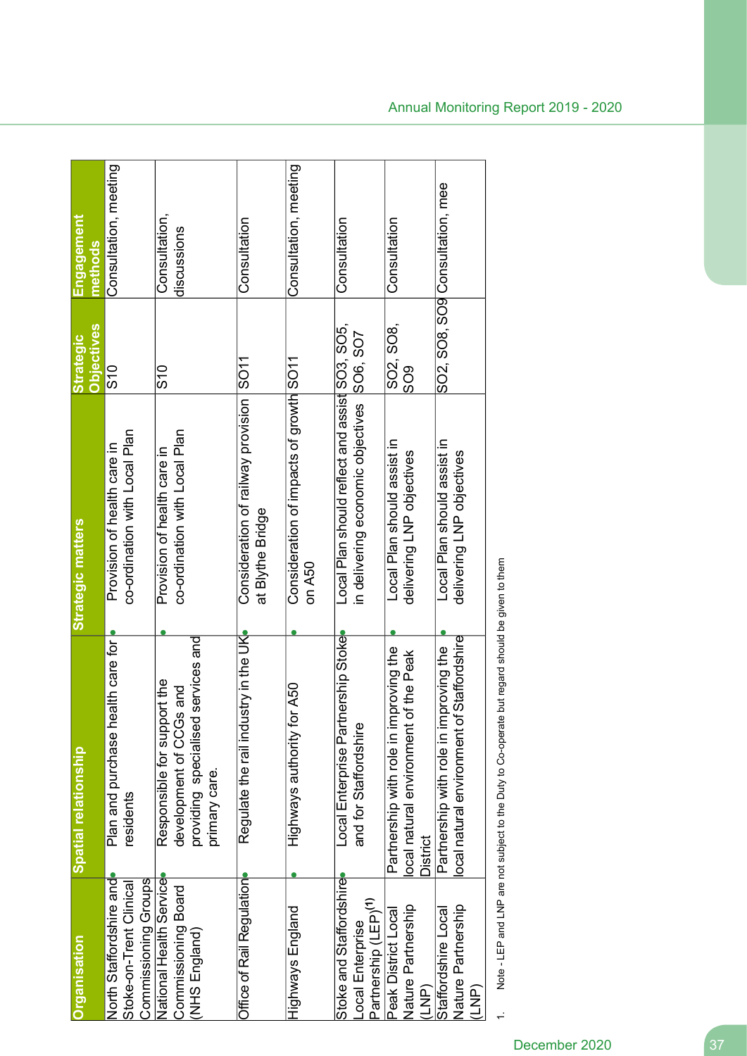| Organisation | Spatial relationship | Strategic matters | Strategic Objectives | Engagement methods |
|---|---|---|---|---|
| North Staffordshire and Stoke-on-Trent Clinical Commissioning Groups | • Plan and purchase health care for residents | • Provision of health care in co-ordination with Local Plan | S10 | Consultation, meeting |
| National Health Service Commissioning Board (NHS England) | • Responsible for support the development of CCGs and providing specialised services and primary care. | • Provision of health care in co-ordination with Local Plan | S10 | Consultation, discussions |
| Office of Rail Regulation | • Regulate the rail industry in the UK | • Consideration of railway provision at Blythe Bridge | SO11 | Consultation |
| Highways England | • Highways authority for A50 | • Consideration of impacts of growth on A50 | SO11 | Consultation, meeting |
| Stoke and Staffordshire Local Enterprise Partnership (LEP)[1] | • Local Enterprise Partnership Stoke and for Staffordshire | • Local Plan should reflect and assist in delivering economic objectives | SO3, SO5, SO6, SO7 | Consultation |
| Peak District Local Nature Partnership (LNP) | • Partnership with role in improving the local natural environment of the Peak District | • Local Plan should assist in delivering LNP objectives | SO2, SO8, SO9 | Consultation |
| Staffordshire Local Nature Partnership (LNP) | • Partnership with role in improving the local natural environment of Staffordshire | • Local Plan should assist in delivering LNP objectives | SO2, SO8, SO9 | Consultation, mee |

1. Note - LEP and LNP are not subject to the Duty to Co-operate but regard should be given to them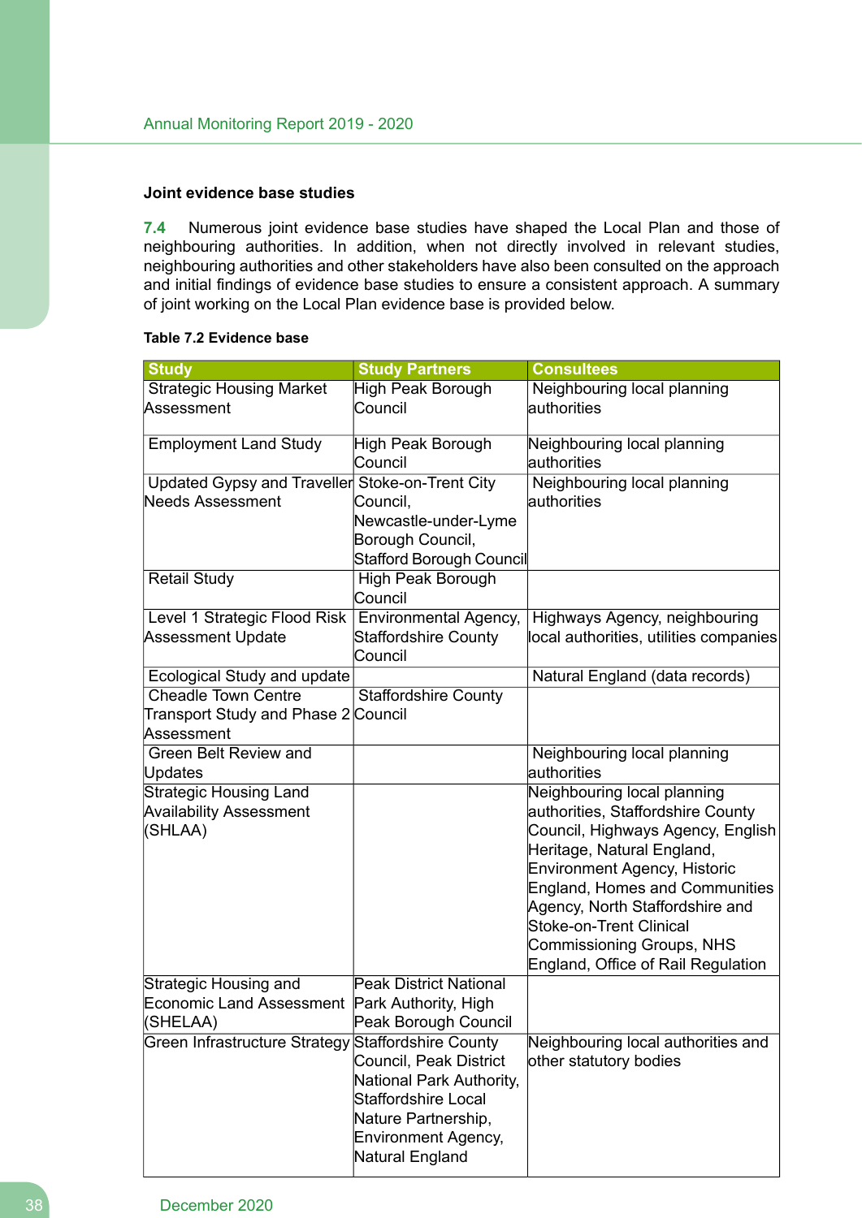### Joint evidence base studies

**7.4** Numerous joint evidence base studies have shaped the Local Plan and those of neighbouring authorities. In addition, when not directly involved in relevant studies, neighbouring authorities and other stakeholders have also been consulted on the approach and initial findings of evidence base studies to ensure a consistent approach. A summary of joint working on the Local Plan evidence base is provided below.

**Table 7.2 Evidence base**

| Study | Study Partners | Consultees |
|---|---|---|
| Strategic Housing Market Assessment | High Peak Borough Council | Neighbouring local planning authorities |
| Employment Land Study | High Peak Borough Council | Neighbouring local planning authorities |
| Updated Gypsy and Traveller Needs Assessment | Stoke-on-Trent City Council, Newcastle-under-Lyme Borough Council, Stafford Borough Council | Neighbouring local planning authorities |
| Retail Study | High Peak Borough Council | |
| Level 1 Strategic Flood Risk Assessment Update | Environmental Agency, Staffordshire County Council | Highways Agency, neighbouring local authorities, utilities companies |
| Ecological Study and update | | Natural England (data records) |
| Cheadle Town Centre Transport Study and Phase 2 Assessment | Staffordshire County Council | |
| Green Belt Review and Updates | | Neighbouring local planning authorities |
| Strategic Housing Land Availability Assessment (SHLAA) | | Neighbouring local planning authorities, Staffordshire County Council, Highways Agency, English Heritage, Natural England, Environment Agency, Historic England, Homes and Communities Agency, North Staffordshire and Stoke-on-Trent Clinical Commissioning Groups, NHS England, Office of Rail Regulation |
| Strategic Housing and Economic Land Assessment (SHELAA) | Peak District National Park Authority, High Peak Borough Council | |
| Green Infrastructure Strategy | Staffordshire County Council, Peak District National Park Authority, Staffordshire Local Nature Partnership, Environment Agency, Natural England | Neighbouring local authorities and other statutory bodies |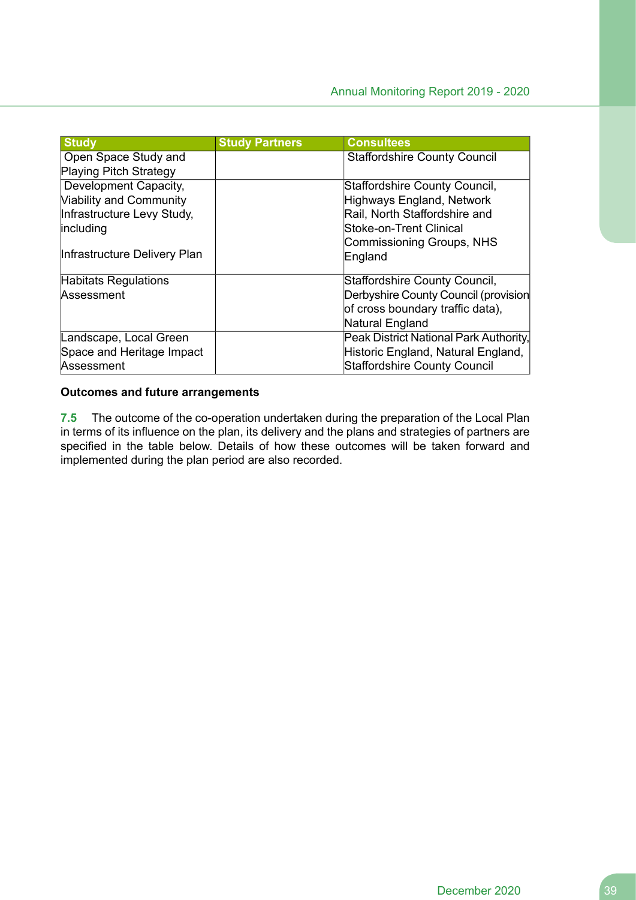| Study | Study Partners | Consultees |
|---|---|---|
| Open Space Study and Playing Pitch Strategy | | Staffordshire County Council |
| Development Capacity, Viability and Community Infrastructure Levy Study, including<br><br>Infrastructure Delivery Plan | | Staffordshire County Council, Highways England, Network Rail, North Staffordshire and Stoke-on-Trent Clinical Commissioning Groups, NHS England |
| Habitats Regulations Assessment | | Staffordshire County Council, Derbyshire County Council (provision of cross boundary traffic data), Natural England |
| Landscape, Local Green Space and Heritage Impact Assessment | | Peak District National Park Authority, Historic England, Natural England, Staffordshire County Council |

**Outcomes and future arrangements**

**7.5** The outcome of the co-operation undertaken during the preparation of the Local Plan in terms of its influence on the plan, its delivery and the plans and strategies of partners are specified in the table below. Details of how these outcomes will be taken forward and implemented during the plan period are also recorded.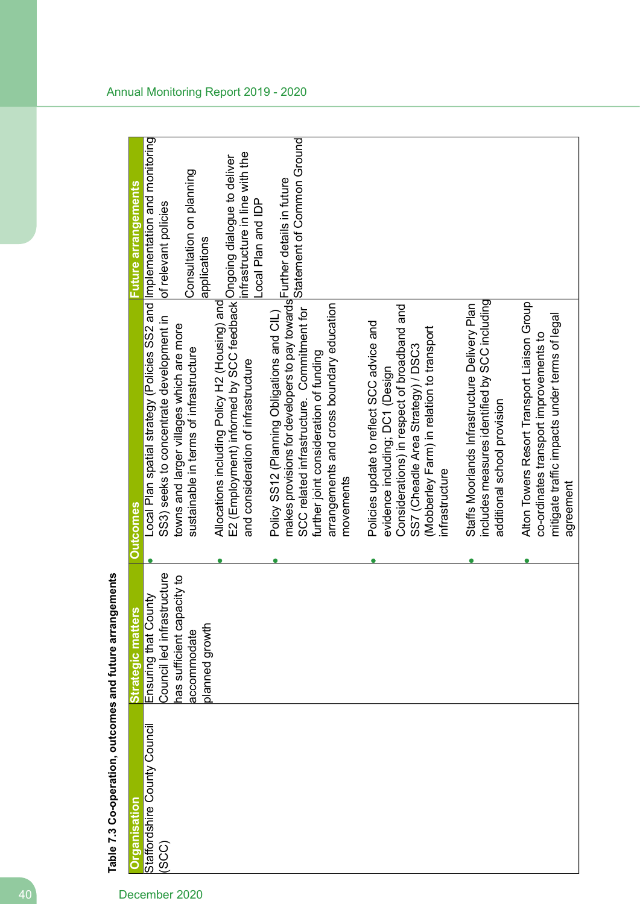**Table 7.3 Co-operation, outcomes and future arrangements**

| Organisation | Strategic matters | Outcomes | Future arrangements |
|---|---|---|---|
| Staffordshire County Council (SCC) | Ensuring that County Council led infrastructure has sufficient capacity to accommodate planned growth | • Local Plan spatial strategy (Policies SS2 and SS3) seeks to concentrate development in towns and larger villages which are more sustainable in terms of infrastructure<br>• Allocations including Policy H2 (Housing) and E2 (Employment) informed by SCC feedback and consideration of infrastructure<br>• Policy SS12 (Planning Obligations and CIL) makes provisions for developers to pay towards SCC related infrastructure. Commitment for further joint consideration of funding arrangements and cross boundary education movements<br>• Policies update to reflect SCC advice and evidence including; DC1 (Design Considerations) in respect of broadband and SS7 (Cheadle Area Strategy) / DSC3 (Mobberley Farm) in relation to transport infrastructure<br>• Staffs Moorlands Infrastructure Delivery Plan includes measures identified by SCC including additional school provision<br>• Alton Towers Resort Transport Liaison Group co-ordinates transport improvements to mitigate traffic impacts under terms of legal agreement | Implementation and monitoring of relevant policies<br><br>Consultation on planning applications<br><br>Ongoing dialogue to deliver infrastructure in line with the Local Plan and IDP<br><br>Further details in future Statement of Common Ground |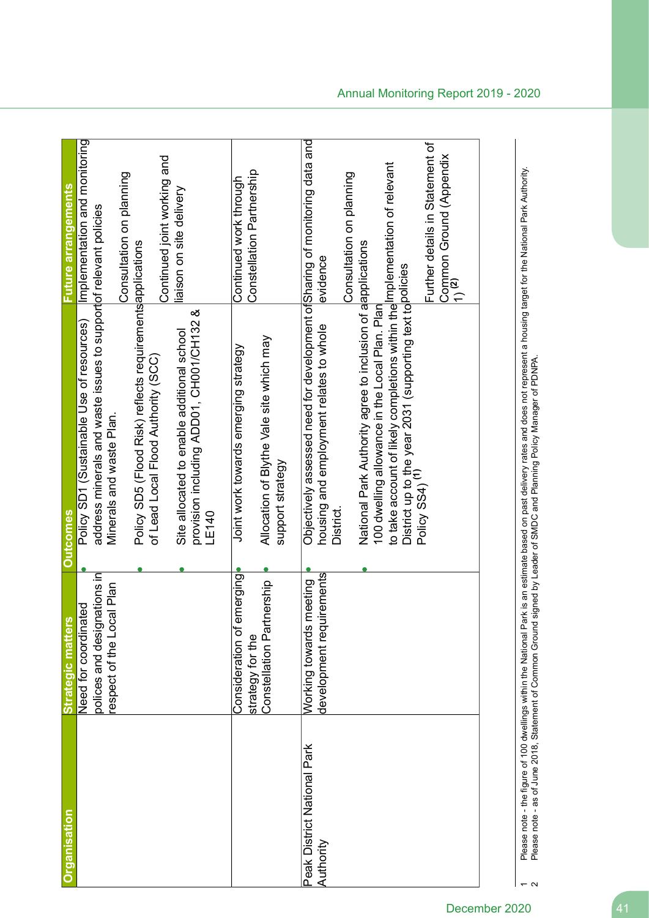| Organisation | Strategic matters | Outcomes | Future arrangements |
|---|---|---|---|
| | Need for coordinated polices and designations in respect of the Local Plan | • Policy SD1 (Sustainable Use of resources) address minerals and waste issues to support Minerals and waste Plan.<br>• Policy SD5 (Flood Risk) reflects requirements of Lead Local Flood Authority (SCC)<br>• Site allocated to enable additional school provision including ADD01, CH001/CH132 & LE140 | Implementation and monitoring of relevant policies<br><br>Consultation on planning applications<br><br>Continued joint working and liaison on site delivery |
| | Consideration of emerging strategy for the Constellation Partnership | • Joint work towards emerging strategy<br>• Allocation of Blythe Vale site which may support strategy | Continued work through Constellation Partnership |
| Peak District National Park Authority | Working towards meeting development requirements | • Objectively assessed need for development of housing and employment relates to whole District.<br>• National Park Authority agree to inclusion of a 100 dwelling allowance in the Local Plan. Plan to take account of likely completions within the District up to the year 2031 (supporting text to Policy SS4) [1] | Sharing of monitoring data and evidence<br><br>Consultation on planning applications<br><br>Implementation of relevant policies<br><br>Further details in Statement of Common Ground (Appendix 1) [2] |

1 Please note - the figure of 100 dwellings within the National Park is an estimate based on past delivery rates and does not represent a housing target for the National Park Authority.
2 Please note - as of June 2018, Statement of Common Ground signed by Leader of SMDC and Planning Policy Manager of PDNPA.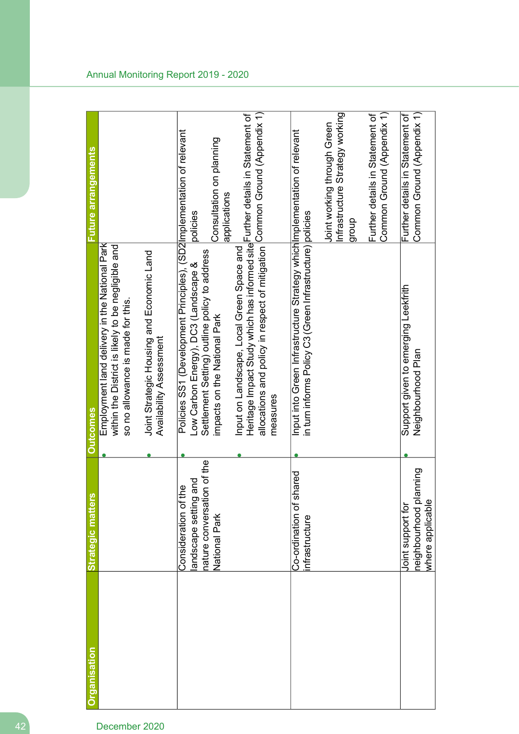| Organisation | Strategic matters | Outcomes | Future arrangements |
|---|---|---|---|
| | | • Employment land delivery in the National Park within the District is likely to be negligible and so no allowance is made for this.<br>• Joint Strategic Housing and Economic Land Availability Assessment | |
| | Consideration of the landscape setting and nature conversation of the National Park | • Policies SS1 (Development Principles), (SD2 Low Carbon Energy), DC3 (Landscape & Settlement Setting) outline policy to address impacts on the National Park<br>• Input on Landscape, Local Green Space and Heritage Impact Study which has informed site allocations and policy in respect of mitigation measures | Implementation of relevant policies<br><br>Consultation on planning applications<br><br>Further details in Statement of Common Ground (Appendix 1) |
| | Co-ordination of shared infrastructure | • Input into Green Infrastructure Strategy which in turn informs Policy C3 (Green Infrastructure) | Implementation of relevant policies<br><br>Joint working through Green Infrastructure Strategy working group<br><br>Further details in Statement of Common Ground (Appendix 1) |
| | Joint support for neighbourhood planning where applicable | • Support given to emerging Leekfrith Neighbourhood Plan | Further details in Statement of Common Ground (Appendix 1) |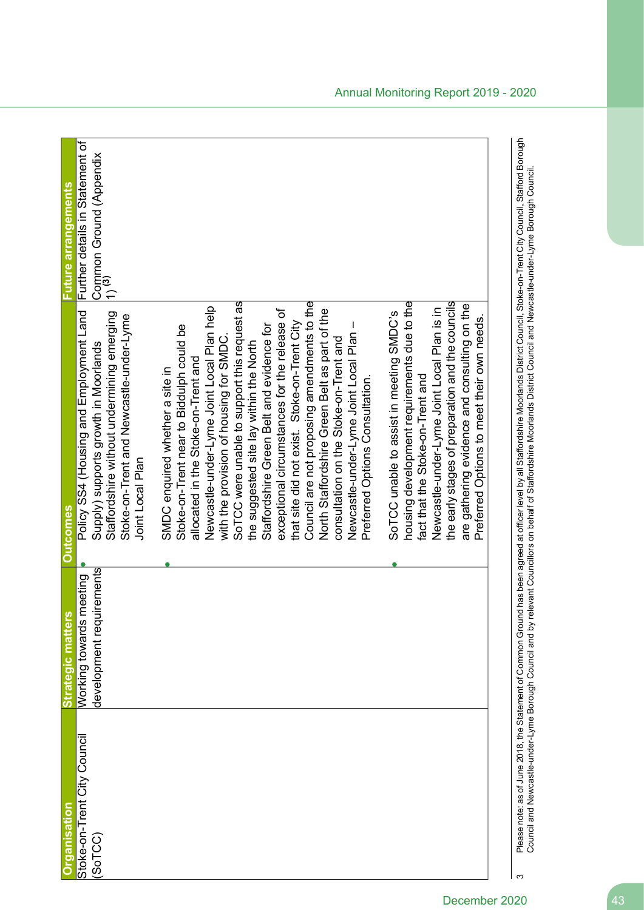| Organisation | Strategic matters | Outcomes | Future arrangements |
|---|---|---|---|
| Stoke-on-Trent City Council (SoTCC) | Working towards meeting development requirements | • Policy SS4 (Housing and Employment Land Supply) supports growth in Moorlands Staffordshire without undermining emerging Stoke-on-Trent and Newcastle-under-Lyme Joint Local Plan<br><br>• SMDC enquired whether a site in Stoke-on-Trent near to Biddulph could be allocated in the Stoke-on-Trent and Newcastle-under-Lyme Joint Local Plan help with the provision of housing for SMDC. SoTCC were unable to support this request as the suggested site lay within the North Staffordshire Green Belt and evidence for exceptional circumstances for the release of that site did not exist. Stoke-on-Trent City Council are not proposing amendments to the North Staffordshire Green Belt as part of the consultation on the Stoke-on-Trent and Newcastle-under-Lyme Joint Local Plan – Preferred Options Consultation.<br><br>• SoTCC unable to assist in meeting SMDC's housing development requirements due to the fact that the Stoke-on-Trent and Newcastle-under-Lyme Joint Local Plan is in the early stages of preparation and the councils are gathering evidence and consulting on the Preferred Options to meet their own needs. | Further details in Statement of Common Ground (Appendix 1) [3] |

3 Please note: as of June 2018, the Statement of Common Ground has been agreed at officer level by all Staffordshire Moorlands District Council, Stoke-on-Trent City Council, Stafford Borough Council and Newcastle-under-Lyme Borough Council and by relevant Councillors on behalf of Staffordshire Moorlands District Council and Newcastle-under-Lyme Borough Council.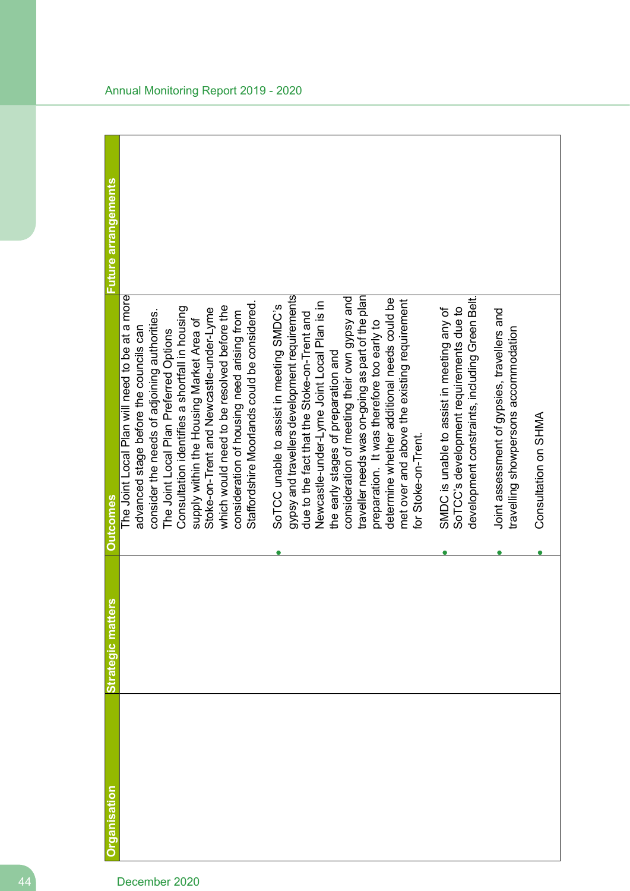| Organisation | Strategic matters | Outcomes | Future arrangements |
|---|---|---|---|
| | | The Joint Local Plan will need to be at a more advanced stage before the councils can consider the needs of adjoining authorities. The Joint Local Plan Preferred Options Consultation identifies a shortfall in housing supply within the Housing Market Area of Stoke-on-Trent and Newcastle-under-Lyme which would need to be resolved before the consideration of housing need arising from Staffordshire Moorlands could be considered.<br>• SoTCC unable to assist in meeting SMDC's gypsy and travellers development requirements due to the fact that the Stoke-on-Trent and Newcastle-under-Lyme Joint Local Plan is in the early stages of preparation and consideration of meeting their own gypsy and traveller needs was on-going as part of the plan preparation. It was therefore too early to determine whether additional needs could be met over and above the existing requirement for Stoke-on-Trent.<br>• SMDC is unable to assist in meeting any of SoTCC's development requirements due to development constraints, including Green Belt.<br>• Joint assessment of gypsies, travellers and travelling showpersons accommodation<br>• Consultation on SHMA | |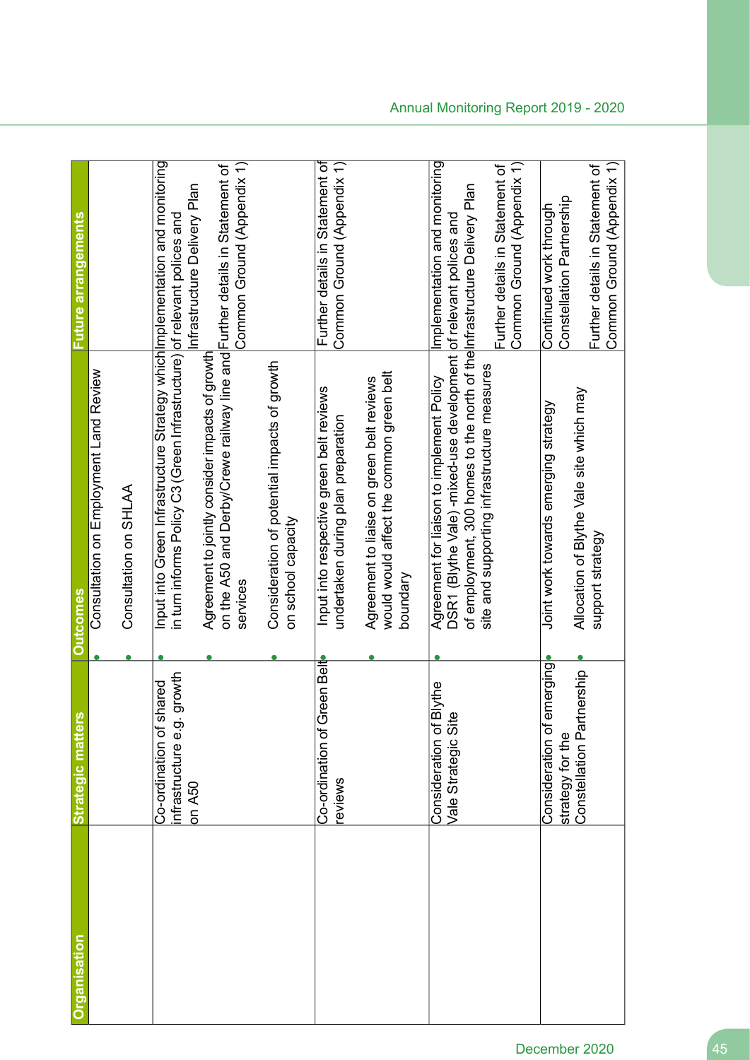| Organisation | Strategic matters | Outcomes | Future arrangements |
|---|---|---|---|
| | | • Consultation on Employment Land Review<br>• Consultation on SHLAA | |
| | Co-ordination of shared infrastructure e.g. growth on A50 | • Input into Green Infrastructure Strategy which in turn informs Policy C3 (Green Infrastructure)<br>• Agreement to jointly consider impacts of growth on the A50 and Derby/Crewe railway line and services<br>• Consideration of potential impacts of growth on school capacity | Implementation and monitoring of relevant polices and Infrastructure Delivery Plan<br><br>Further details in Statement of Common Ground (Appendix 1) |
| | Co-ordination of Green Belt reviews | • Input into respective green belt reviews undertaken during plan preparation<br>• Agreement to liaise on green belt reviews would would affect the common green belt boundary | Further details in Statement of Common Ground (Appendix 1) |
| | Consideration of Blythe Vale Strategic Site | • Agreement for liaison to implement Policy DSR1 (Blythe Vale) -mixed-use development of employment, 300 homes to the north of the site and supporting infrastructure measures | Implementation and monitoring of relevant polices and Infrastructure Delivery Plan<br><br>Further details in Statement of Common Ground (Appendix 1) |
| | Consideration of emerging strategy for the Constellation Partnership | • Joint work towards emerging strategy<br>• Allocation of Blythe Vale site which may support strategy | Continued work through Constellation Partnership<br><br>Further details in Statement of Common Ground (Appendix 1) |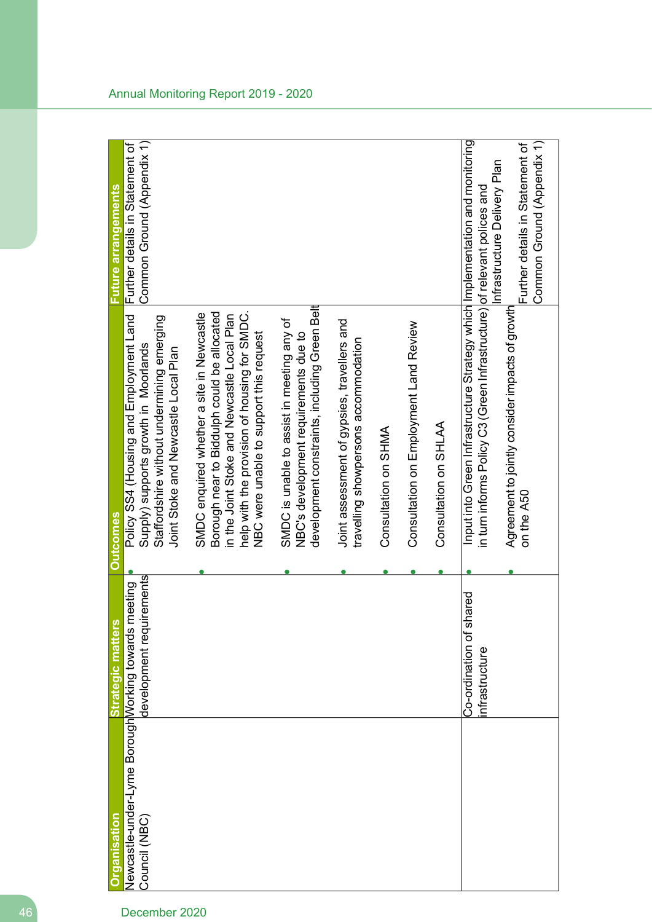| Organisation | Strategic matters | Outcomes | Future arrangements |
|---|---|---|---|
| Newcastle-under-Lyme Borough Council (NBC) | Working towards meeting development requirements | • Policy SS4 (Housing and Employment Land Supply) supports growth in Moorlands Staffordshire without undermining emerging Joint Stoke and Newcastle Local Plan<br>• SMDC enquired whether a site in Newcastle Borough near to Biddulph could be allocated in the Joint Stoke and Newcastle Local Plan help with the provision of housing for SMDC. NBC were unable to support this request<br>• SMDC is unable to assist in meeting any of NBC's development requirements due to development constraints, including Green Belt<br>• Joint assessment of gypsies, travellers and travelling showpersons accommodation<br>• Consultation on SHMA<br>• Consultation on Employment Land Review<br>• Consultation on SHLAA | Further details in Statement of Common Ground (Appendix 1) |
| | Co-ordination of shared infrastructure | • Input into Green Infrastructure Strategy which in turn informs Policy C3 (Green Infrastructure)<br>• Agreement to jointly consider impacts of growth on the A50 | Implementation and monitoring of relevant polices and Infrastructure Delivery Plan<br><br>Further details in Statement of Common Ground (Appendix 1) |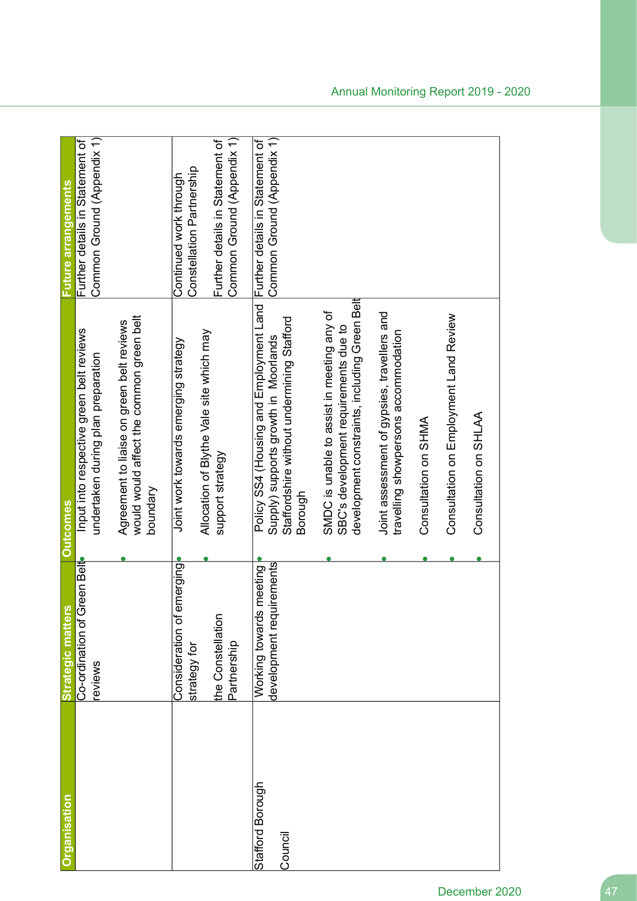| Organisation | Strategic matters | Outcomes | Future arrangements |
|---|---|---|---|
| | Co-ordination of Green Belt reviews | • Input into respective green belt reviews undertaken during plan preparation<br>• Agreement to liaise on green belt reviews would would affect the common green belt boundary | Further details in Statement of Common Ground (Appendix 1) |
| | Consideration of emerging strategy for the Constellation Partnership | • Joint work towards emerging strategy<br>• Allocation of Blythe Vale site which may support strategy | Continued work through Constellation Partnership<br><br>Further details in Statement of Common Ground (Appendix 1) |
| Stafford Borough Council | Working towards meeting development requirements | • Policy SS4 (Housing and Employment Land Supply) supports growth in Moorlands Staffordshire without undermining Stafford Borough<br>• SMDC is unable to assist in meeting any of SBC's development requirements due to development constraints, including Green Belt<br>• Joint assessment of gypsies, travellers and travelling showpersons accommodation<br>• Consultation on SHMA<br>• Consultation on Employment Land Review<br>• Consultation on SHLAA | Further details in Statement of Common Ground (Appendix 1) |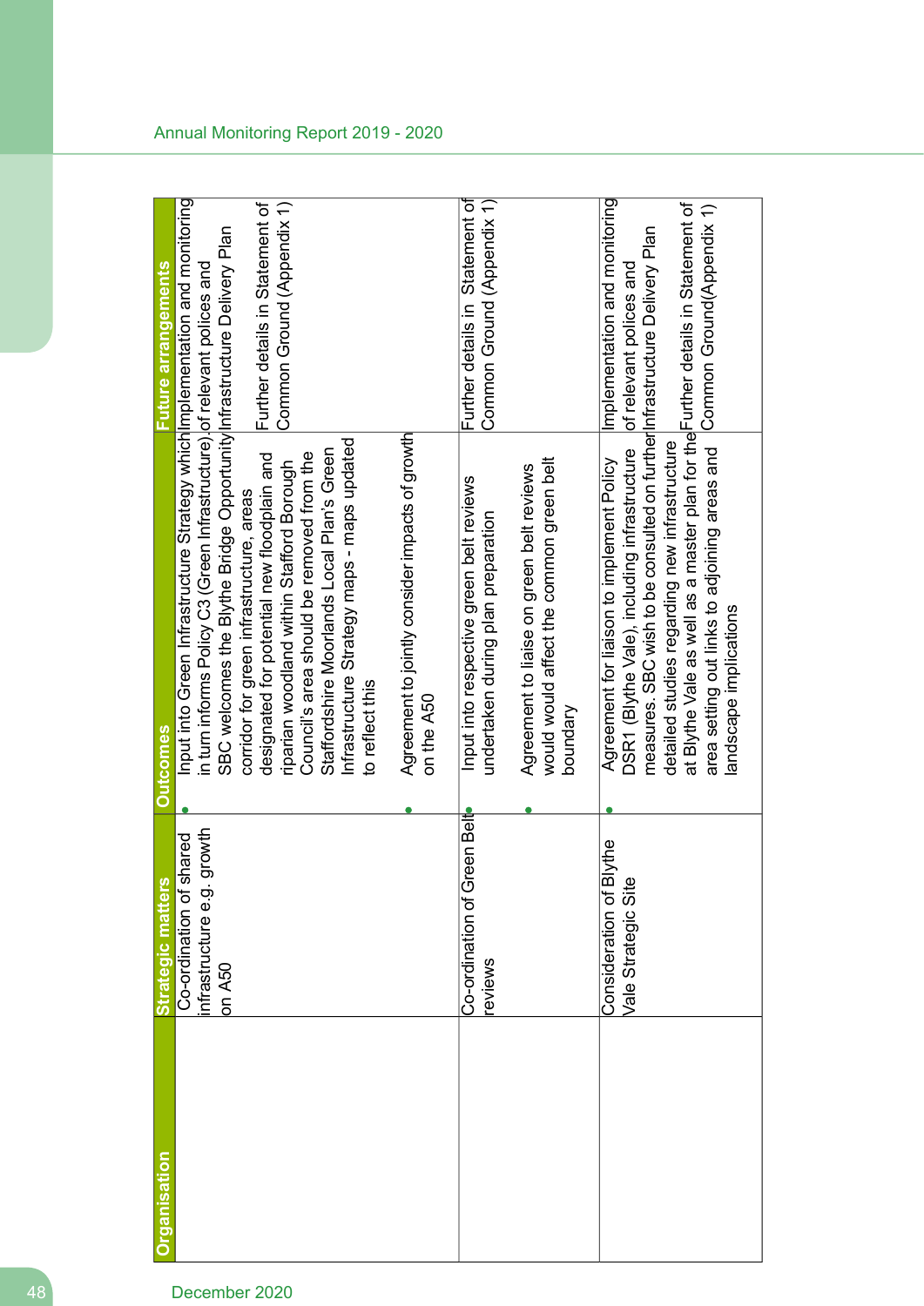| Organisation | Strategic matters | Outcomes | Future arrangements |
|---|---|---|---|
| | Co-ordination of shared infrastructure e.g. growth on A50 | • Input into Green Infrastructure Strategy which in turn informs Policy C3 (Green Infrastructure). SBC welcomes the Blythe Bridge Opportunity corridor for green infrastructure, areas designated for potential new floodplain and riparian woodland within Stafford Borough Council's area should be removed from the Staffordshire Moorlands Local Plan's Green Infrastructure Strategy maps - maps updated to reflect this<br>• Agreement to jointly consider impacts of growth on the A50 | Implementation and monitoring of relevant polices and Infrastructure Delivery Plan<br><br>Further details in Statement of Common Ground (Appendix 1) |
| | Co-ordination of Green Belt reviews | • Input into respective green belt reviews undertaken during plan preparation<br>• Agreement to liaise on green belt reviews would would affect the common green belt boundary | Further details in Statement of Common Ground (Appendix 1) |
| | Consideration of Blythe Vale Strategic Site | • Agreement for liaison to implement Policy DSR1 (Blythe Vale), including infrastructure measures. SBC wish to be consulted on further detailed studies regarding new infrastructure at Blythe Vale as well as a master plan for the area setting out links to adjoining areas and landscape implications | Implementation and monitoring of relevant polices and Infrastructure Delivery Plan<br><br>Further details in Statement of Common Ground(Appendix 1) |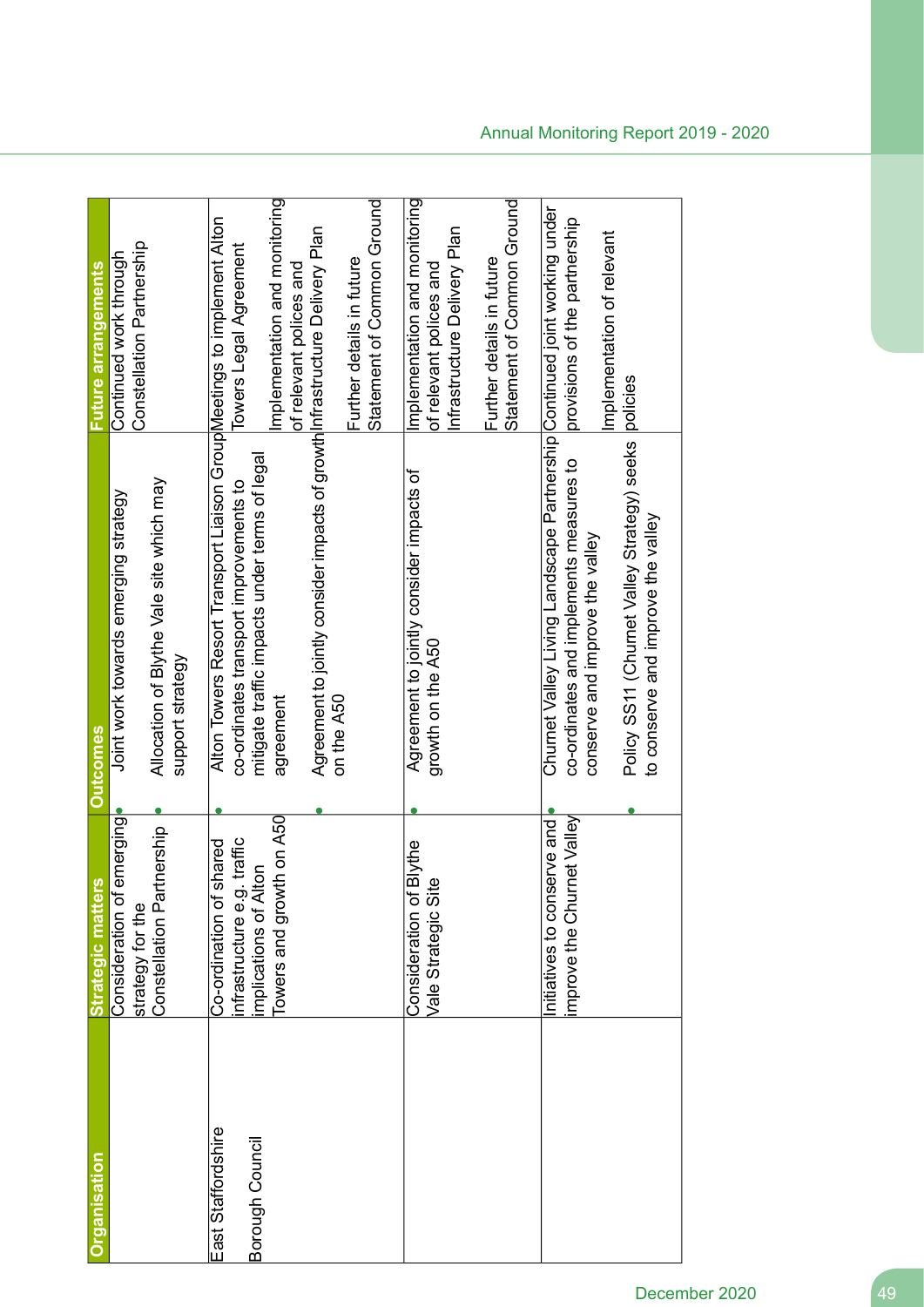| Organisation | Strategic matters | Outcomes | Future arrangements |
|---|---|---|---|
| | Consideration of emerging strategy for the Constellation Partnership | • Joint work towards emerging strategy<br>• Allocation of Blythe Vale site which may support strategy | Continued work through Constellation Partnership |
| East Staffordshire Borough Council | Co-ordination of shared infrastructure e.g. traffic implications of Alton Towers and growth on A50 | • Alton Towers Resort Transport Liaison Group co-ordinates transport improvements to mitigate traffic impacts under terms of legal agreement<br>• Agreement to jointly consider impacts of growth on the A50 | Meetings to implement Alton Towers Legal Agreement<br><br>Implementation and monitoring of relevant polices and Infrastructure Delivery Plan<br><br>Further details in future Statement of Common Ground |
| | Consideration of Blythe Vale Strategic Site | • Agreement to jointly consider impacts of growth on the A50 | Implementation and monitoring of relevant polices and Infrastructure Delivery Plan<br><br>Further details in future Statement of Common Ground |
| | Initiatives to conserve and improve the Churnet Valley | • Churnet Valley Living Landscape Partnership co-ordinates and implements measures to conserve and improve the valley<br>• Policy SS11 (Churnet Valley Strategy) seeks to conserve and improve the valley | Continued joint working under provisions of the partnership<br><br>Implementation of relevant policies |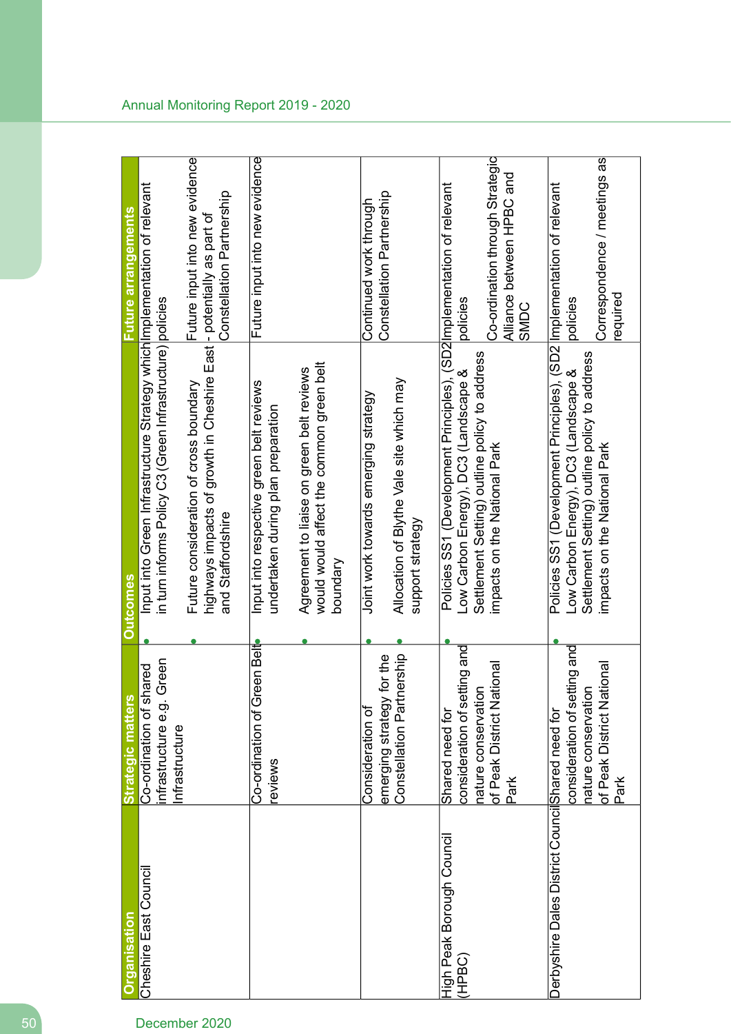| Organisation | Strategic matters | Outcomes | Future arrangements |
|---|---|---|---|
| Cheshire East Council | Co-ordination of shared infrastructure e.g. Green Infrastructure | • Input into Green Infrastructure Strategy which in turn informs Policy C3 (Green Infrastructure) <br> • Future consideration of cross boundary highways impacts of growth in Cheshire East and Staffordshire | Implementation of relevant policies <br><br> Future input into new evidence - potentially as part of Constellation Partnership |
| | Co-ordination of Green Belt reviews | • Input into respective green belt reviews undertaken during plan preparation <br> • Agreement to liaise on green belt reviews would would affect the common green belt boundary | Future input into new evidence |
| | Consideration of emerging strategy for the Constellation Partnership | • Joint work towards emerging strategy <br> • Allocation of Blythe Vale site which may support strategy | Continued work through Constellation Partnership |
| High Peak Borough Council (HPBC) | Shared need for consideration of setting and nature conservation of Peak District National Park | • Policies SS1 (Development Principles), (SD2 Low Carbon Energy), DC3 (Landscape & Settlement Setting) outline policy to address impacts on the National Park | Implementation of relevant policies <br><br> Co-ordination through Strategic Alliance between HPBC and SMDC |
| Derbyshire Dales District Council | Shared need for consideration of setting and nature conservation of Peak District National Park | • Policies SS1 (Development Principles), (SD2 Low Carbon Energy), DC3 (Landscape & Settlement Setting) outline policy to address impacts on the National Park | Implementation of relevant policies <br><br> Correspondence / meetings as required |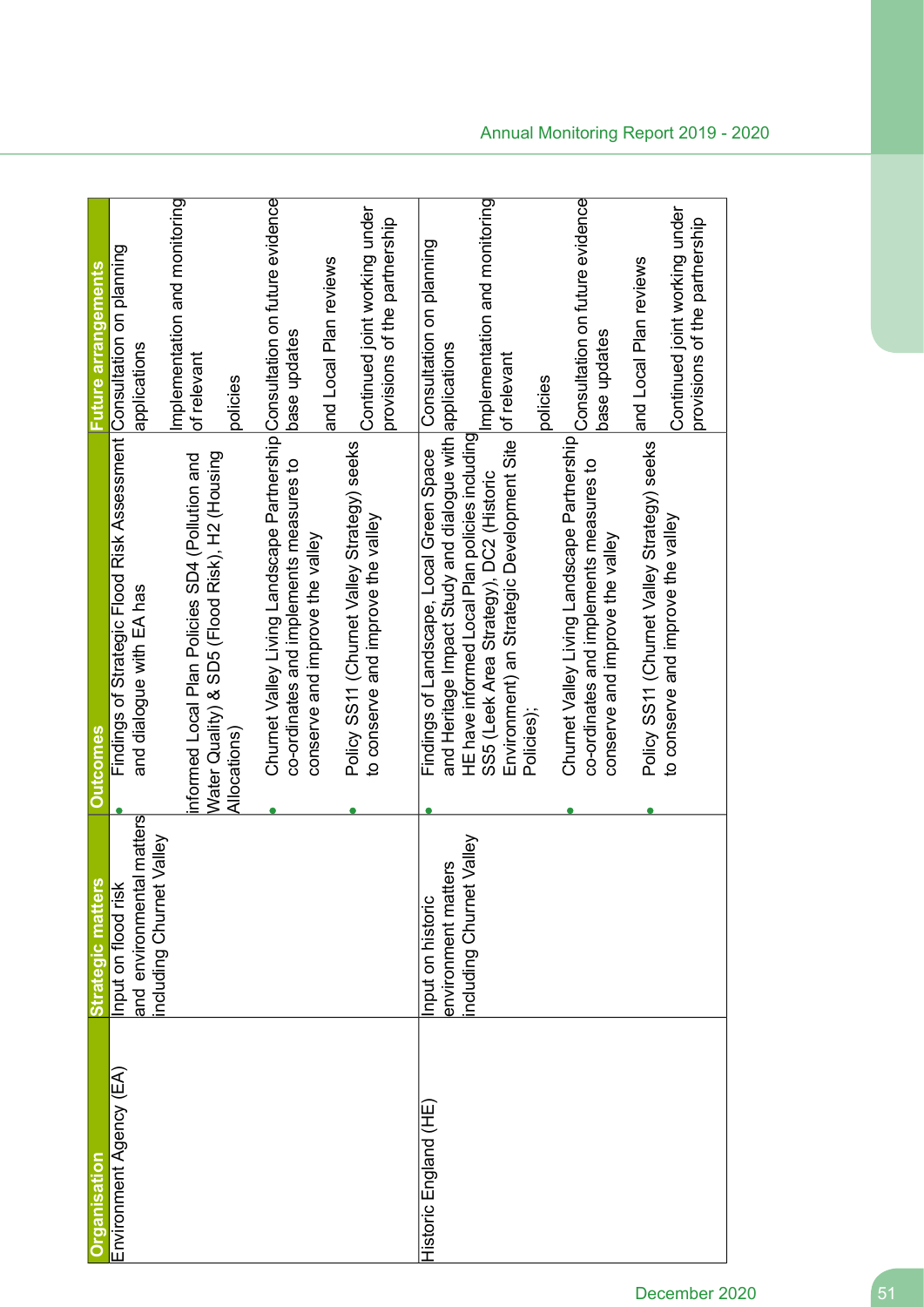| Organisation | Strategic matters | Outcomes | Future arrangements |
|---|---|---|---|
| Environment Agency (EA) | Input on flood risk and environmental matters including Churnet Valley | • Findings of Strategic Flood Risk Assessment and dialogue with EA has informed Local Plan Policies SD4 (Pollution and Water Quality) & SD5 (Flood Risk), H2 (Housing Allocations)<br>• Churnet Valley Living Landscape Partnership co-ordinates and implements measures to conserve and improve the valley<br>• Policy SS11 (Churnet Valley Strategy) seeks to conserve and improve the valley | Consultation on planning applications<br><br>Implementation and monitoring of relevant policies<br><br>Consultation on future evidence base updates and Local Plan reviews<br><br>Continued joint working under provisions of the partnership |
| Historic England (HE) | Input on historic environment matters including Churnet Valley | • Findings of Landscape, Local Green Space and Heritage Impact Study and dialogue with HE have informed Local Plan policies including SS5 (Leek Area Strategy), DC2 (Historic Environment) an Strategic Development Site Policies;<br>• Churnet Valley Living Landscape Partnership co-ordinates and implements measures to conserve and improve the valley<br>• Policy SS11 (Churnet Valley Strategy) seeks to conserve and improve the valley | Consultation on planning applications<br><br>Implementation and monitoring of relevant policies<br><br>Consultation on future evidence base updates and Local Plan reviews<br><br>Continued joint working under provisions of the partnership |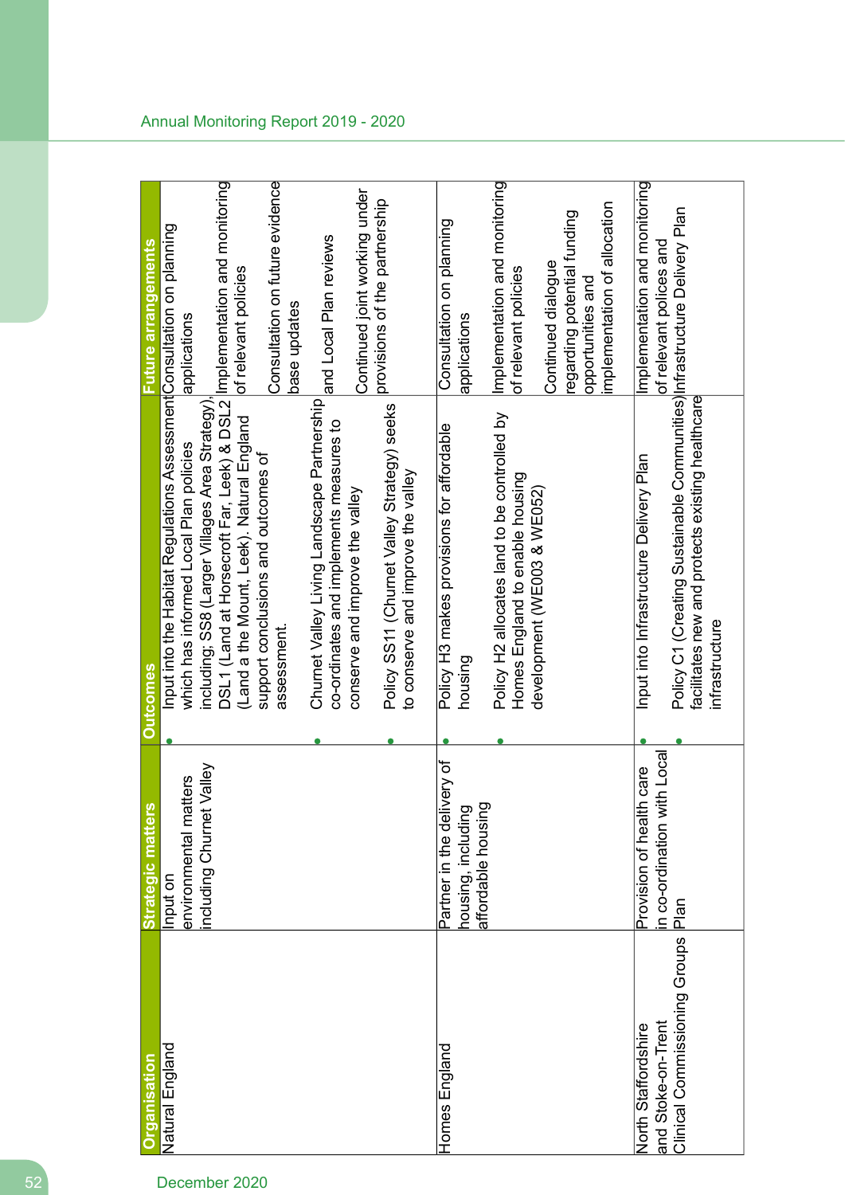| Organisation | Strategic matters | Outcomes | Future arrangements |
|---|---|---|---|
| Natural England | Input on environmental matters including Churnet Valley | • Input into the Habitat Regulations Assessment which has informed Local Plan policies including; SS8 (Larger Villages Area Strategy), DSL1 (Land at Horsecroft Far, Leek) & DSL2 (Land a the Mount, Leek). Natural England support conclusions and outcomes of assessment.<br>• Churnet Valley Living Landscape Partnership co-ordinates and implements measures to conserve and improve the valley<br>• Policy SS11 (Churnet Valley Strategy) seeks to conserve and improve the valley | Consultation on planning applications<br><br>Implementation and monitoring of relevant policies<br><br>Consultation on future evidence base updates and Local Plan reviews<br><br>Continued joint working under provisions of the partnership |
| Homes England | Partner in the delivery of housing, including affordable housing | • Policy H3 makes provisions for affordable housing<br>• Policy H2 allocates land to be controlled by Homes England to enable housing development (WE003 & WE052) | Consultation on planning applications<br><br>Implementation and monitoring of relevant policies<br><br>Continued dialogue regarding potential funding opportunities and implementation of allocation |
| North Staffordshire and Stoke-on-Trent Clinical Commissioning Groups | Provision of health care in co-ordination with Local Plan | • Input into Infrastructure Delivery Plan<br>• Policy C1 (Creating Sustainable Communities) facilitates new and protects existing healthcare infrastructure | Implementation and monitoring of relevant polices and Infrastructure Delivery Plan |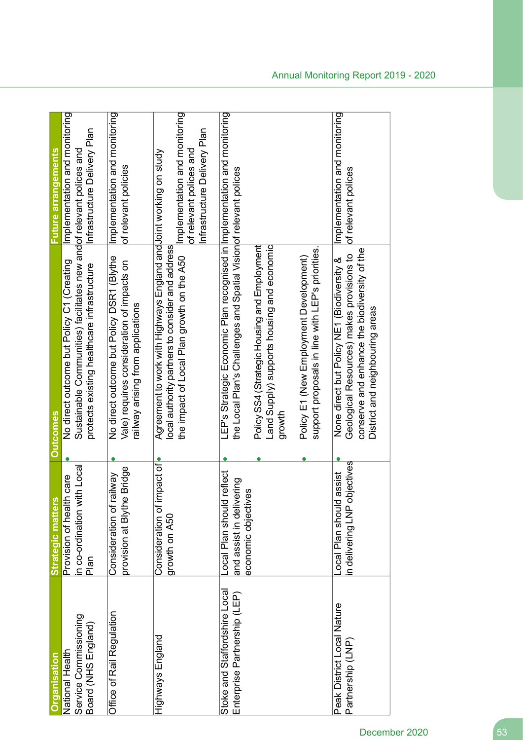| Organisation | Strategic matters | Outcomes | Future arrangements |
|---|---|---|---|
| National Health Service Commissioning Board (NHS England) | Provision of health care in co-ordination with Local Plan | • No direct outcome but Policy C1 (Creating Sustainable Communities) facilitates new and protects existing healthcare infrastructure | Implementation and monitoring of relevant polices and Infrastructure Delivery Plan |
| Office of Rail Regulation | Consideration of railway provision at Blythe Bridge | • No direct outcome but Policy DSR1 (Blythe Vale) requires consideration of impacts on railway arising from applications | Implementation and monitoring of relevant policies |
| Highways England | Consideration of impact of growth on A50 | • Agreement to work with Highways England and local authority partners to consider and address the impact of Local Plan growth on the A50 | Joint working on study<br><br>Implementation and monitoring of relevant polices and Infrastructure Delivery Plan |
| Stoke and Staffordshire Local Enterprise Partnership (LEP) | Local Plan should reflect and assist in delivering economic objectives | • LEP's Strategic Economic Plan recognised in the Local Plan's Challenges and Spatial Vision<br><br>• Policy SS4 (Strategic Housing and Employment Land Supply) supports housing and economic growth<br><br>• Policy E1 (New Employment Development) support proposals in line with LEP's priorities. | Implementation and monitoring of relevant polices |
| Peak District Local Nature Partnership (LNP) | Local Plan should assist in delivering LNP objectives | • None direct but Policy NE1 (Biodiversity & Geological Resources) makes provisions to conserve and enhance the biodiversity of the District and neighbouring areas | Implementation and monitoring of relevant polices |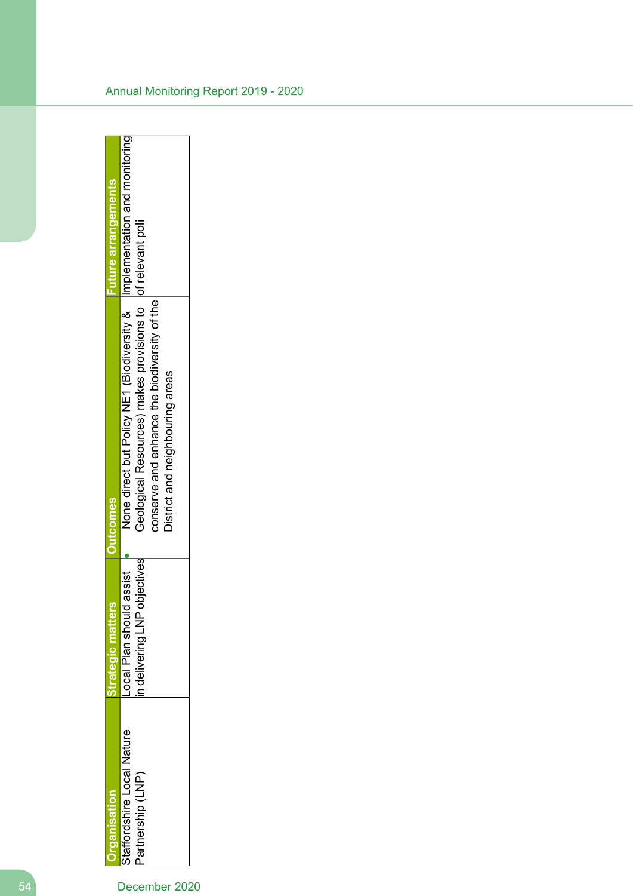| Organisation | Strategic matters | Outcomes | Future arrangements |
|---|---|---|---|
| Staffordshire Local Nature Partnership (LNP) | Local Plan should assist in delivering LNP objectives | • None direct but Policy NE1 (Biodiversity & Geological Resources) makes provisions to conserve and enhance the biodiversity of the District and neighbouring areas | Implementation and monitoring of relevant poli |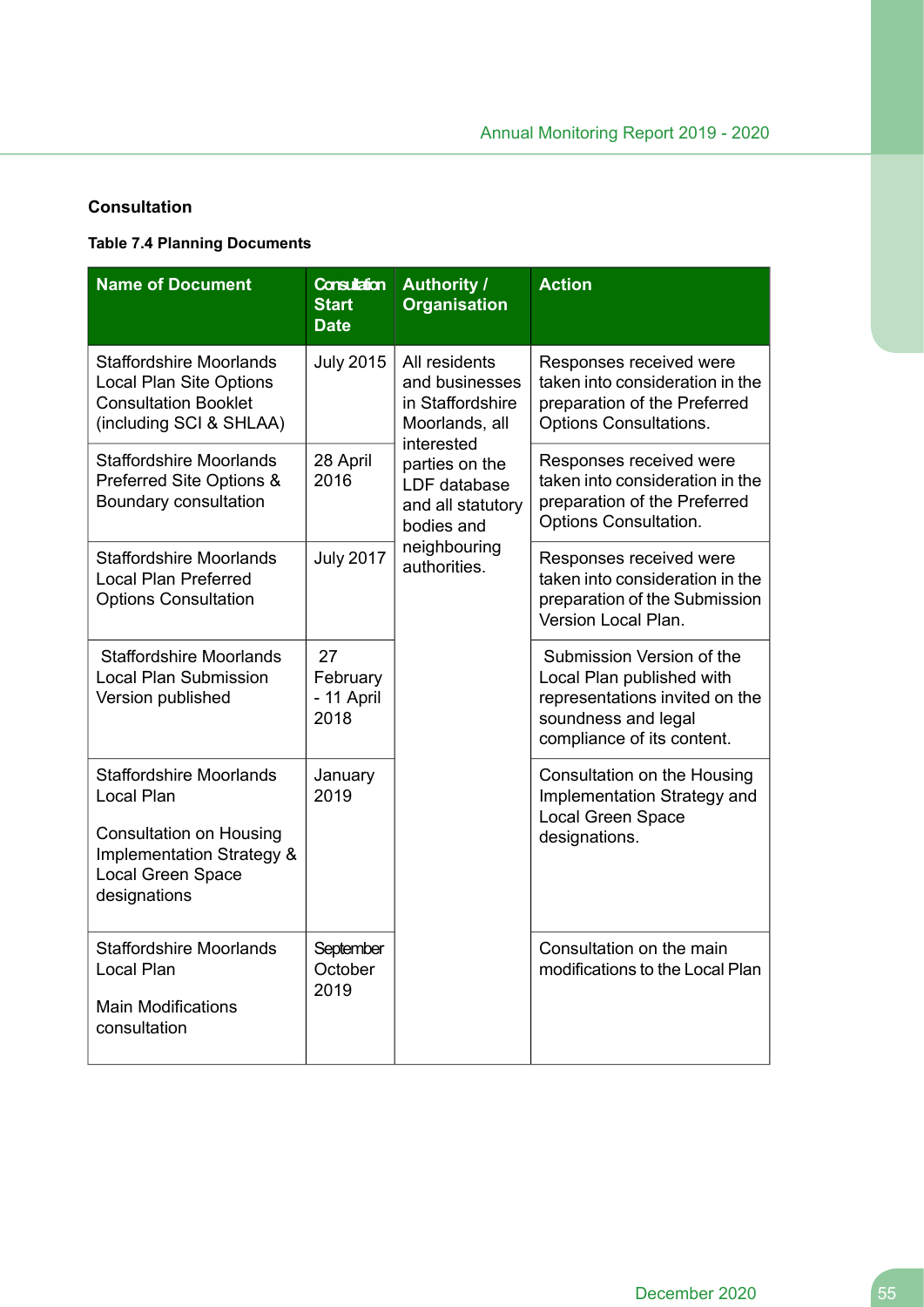## Consultation

**Table 7.4 Planning Documents**

| Name of Document | Consultation Start Date | Authority / Organisation | Action |
|---|---|---|---|
| Staffordshire Moorlands Local Plan Site Options Consultation Booklet (including SCI & SHLAA) | July 2015 | All residents and businesses in Staffordshire Moorlands, all interested parties on the LDF database and all statutory bodies and neighbouring authorities. | Responses received were taken into consideration in the preparation of the Preferred Options Consultations. |
| Staffordshire Moorlands Preferred Site Options & Boundary consultation | 28 April 2016 | | Responses received were taken into consideration in the preparation of the Preferred Options Consultation. |
| Staffordshire Moorlands Local Plan Preferred Options Consultation | July 2017 | | Responses received were taken into consideration in the preparation of the Submission Version Local Plan. |
| Staffordshire Moorlands Local Plan Submission Version published | 27 February - 11 April 2018 | | Submission Version of the Local Plan published with representations invited on the soundness and legal compliance of its content. |
| Staffordshire Moorlands Local Plan<br><br>Consultation on Housing Implementation Strategy & Local Green Space designations | January 2019 | | Consultation on the Housing Implementation Strategy and Local Green Space designations. |
| Staffordshire Moorlands Local Plan<br><br>Main Modifications consultation | September October 2019 | | Consultation on the main modifications to the Local Plan |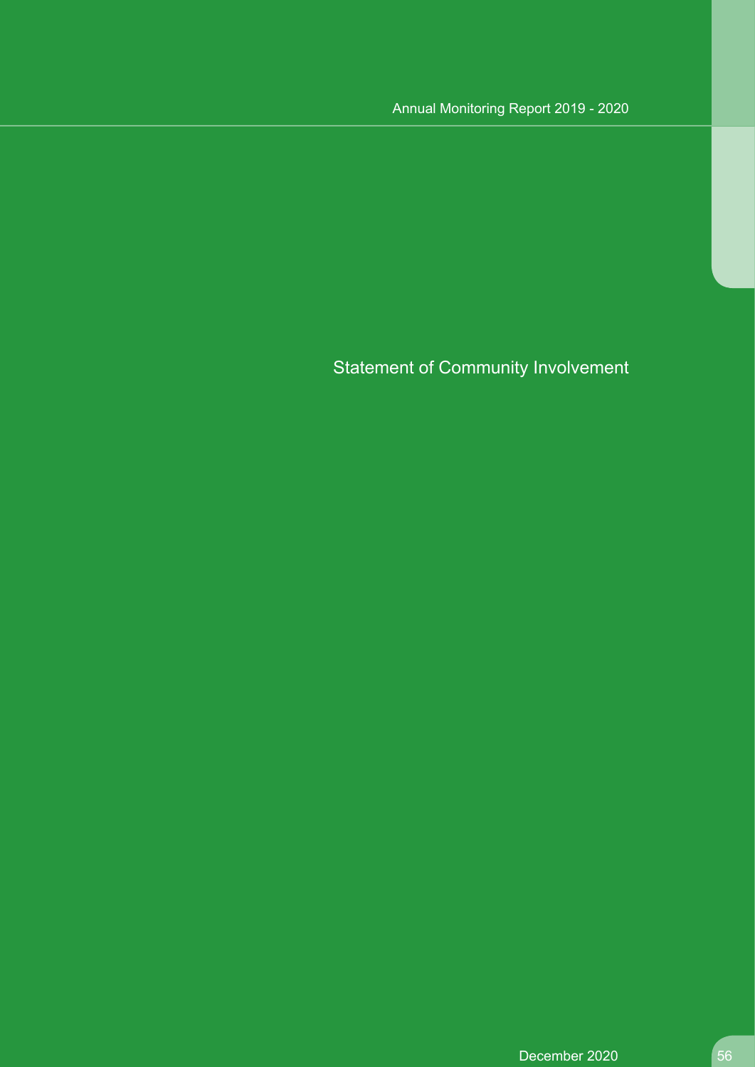# Statement of Community Involvement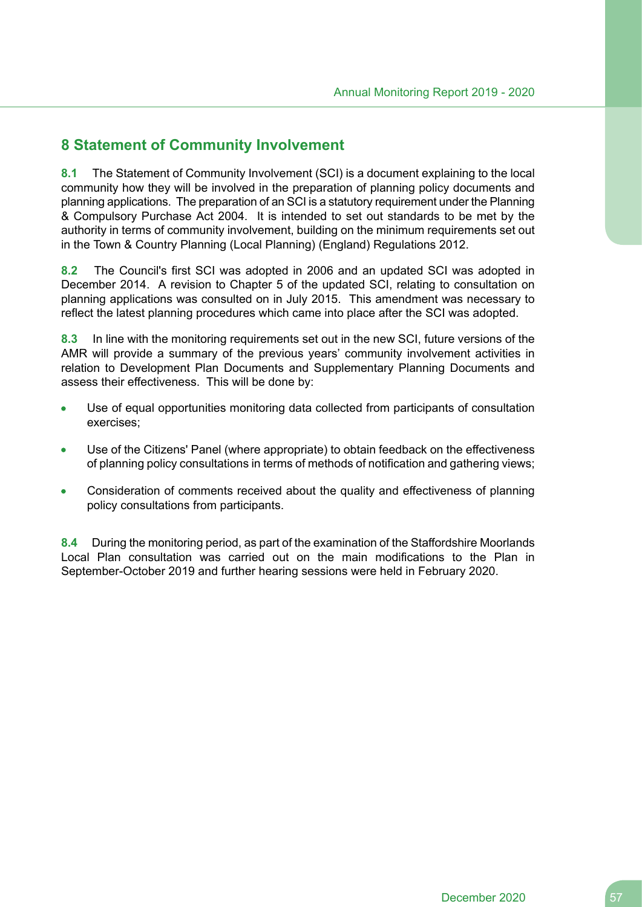## 8 Statement of Community Involvement

**8.1** The Statement of Community Involvement (SCI) is a document explaining to the local community how they will be involved in the preparation of planning policy documents and planning applications. The preparation of an SCI is a statutory requirement under the Planning & Compulsory Purchase Act 2004. It is intended to set out standards to be met by the authority in terms of community involvement, building on the minimum requirements set out in the Town & Country Planning (Local Planning) (England) Regulations 2012.

**8.2** The Council's first SCI was adopted in 2006 and an updated SCI was adopted in December 2014. A revision to Chapter 5 of the updated SCI, relating to consultation on planning applications was consulted on in July 2015. This amendment was necessary to reflect the latest planning procedures which came into place after the SCI was adopted.

**8.3** In line with the monitoring requirements set out in the new SCI, future versions of the AMR will provide a summary of the previous years' community involvement activities in relation to Development Plan Documents and Supplementary Planning Documents and assess their effectiveness. This will be done by:

- Use of equal opportunities monitoring data collected from participants of consultation exercises;
- Use of the Citizens' Panel (where appropriate) to obtain feedback on the effectiveness of planning policy consultations in terms of methods of notification and gathering views;
- Consideration of comments received about the quality and effectiveness of planning policy consultations from participants.

**8.4** During the monitoring period, as part of the examination of the Staffordshire Moorlands Local Plan consultation was carried out on the main modifications to the Plan in September-October 2019 and further hearing sessions were held in February 2020.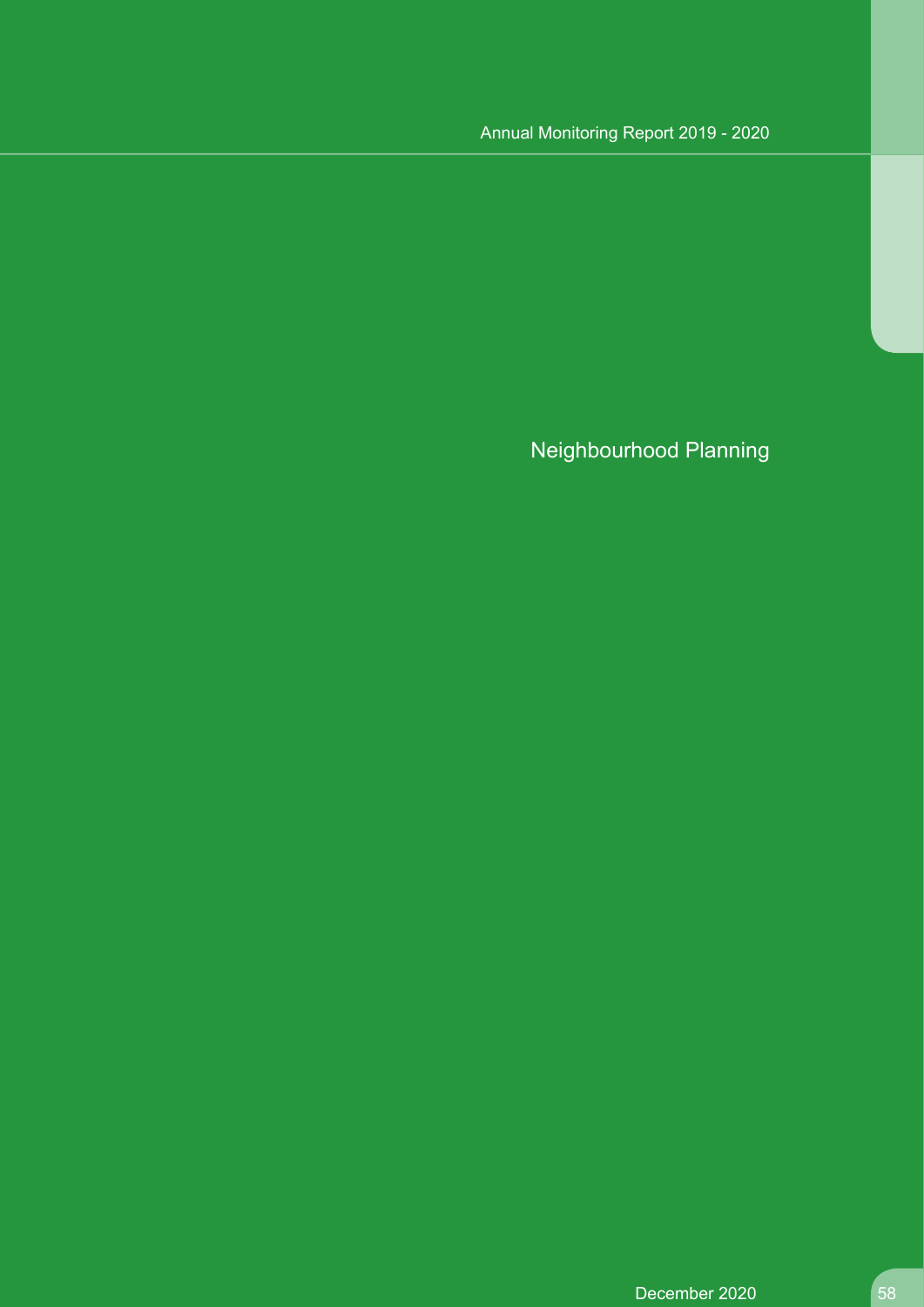# Neighbourhood Planning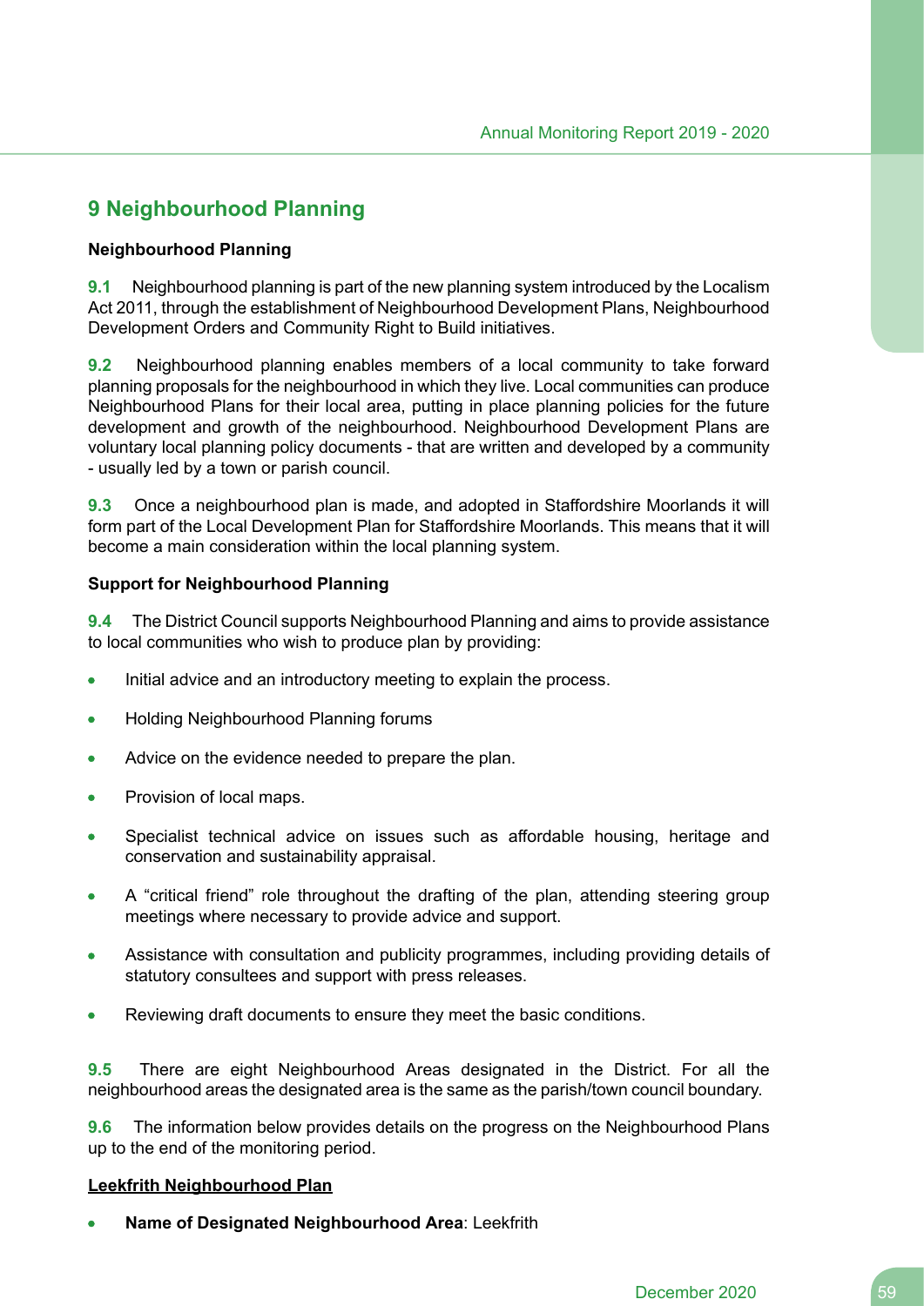## 9 Neighbourhood Planning

**Neighbourhood Planning**

**9.1** Neighbourhood planning is part of the new planning system introduced by the Localism Act 2011, through the establishment of Neighbourhood Development Plans, Neighbourhood Development Orders and Community Right to Build initiatives.

**9.2** Neighbourhood planning enables members of a local community to take forward planning proposals for the neighbourhood in which they live. Local communities can produce Neighbourhood Plans for their local area, putting in place planning policies for the future development and growth of the neighbourhood. Neighbourhood Development Plans are voluntary local planning policy documents - that are written and developed by a community - usually led by a town or parish council.

**9.3** Once a neighbourhood plan is made, and adopted in Staffordshire Moorlands it will form part of the Local Development Plan for Staffordshire Moorlands. This means that it will become a main consideration within the local planning system.

**Support for Neighbourhood Planning**

**9.4** The District Council supports Neighbourhood Planning and aims to provide assistance to local communities who wish to produce plan by providing:

- Initial advice and an introductory meeting to explain the process.
- Holding Neighbourhood Planning forums
- Advice on the evidence needed to prepare the plan.
- Provision of local maps.
- Specialist technical advice on issues such as affordable housing, heritage and conservation and sustainability appraisal.
- A "critical friend" role throughout the drafting of the plan, attending steering group meetings where necessary to provide advice and support.
- Assistance with consultation and publicity programmes, including providing details of statutory consultees and support with press releases.
- Reviewing draft documents to ensure they meet the basic conditions.

**9.5** There are eight Neighbourhood Areas designated in the District. For all the neighbourhood areas the designated area is the same as the parish/town council boundary.

**9.6** The information below provides details on the progress on the Neighbourhood Plans up to the end of the monitoring period.

**Leekfrith Neighbourhood Plan**

- **Name of Designated Neighbourhood Area**: Leekfrith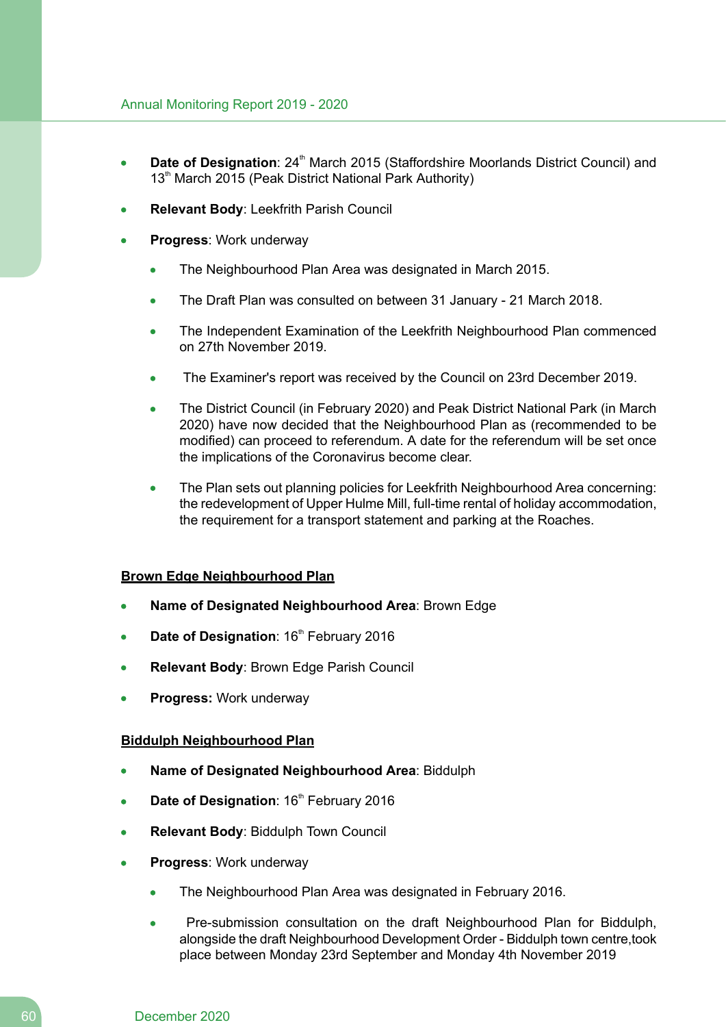- **Date of Designation**: 24th March 2015 (Staffordshire Moorlands District Council) and 13th March 2015 (Peak District National Park Authority)
- **Relevant Body**: Leekfrith Parish Council
- **Progress**: Work underway
    - The Neighbourhood Plan Area was designated in March 2015.
    - The Draft Plan was consulted on between 31 January - 21 March 2018.
    - The Independent Examination of the Leekfrith Neighbourhood Plan commenced on 27th November 2019.
    - The Examiner's report was received by the Council on 23rd December 2019.
    - The District Council (in February 2020) and Peak District National Park (in March 2020) have now decided that the Neighbourhood Plan as (recommended to be modified) can proceed to referendum. A date for the referendum will be set once the implications of the Coronavirus become clear.
    - The Plan sets out planning policies for Leekfrith Neighbourhood Area concerning: the redevelopment of Upper Hulme Mill, full-time rental of holiday accommodation, the requirement for a transport statement and parking at the Roaches.

**Brown Edge Neighbourhood Plan**

- **Name of Designated Neighbourhood Area**: Brown Edge
- **Date of Designation**: 16th February 2016
- **Relevant Body**: Brown Edge Parish Council
- **Progress:** Work underway

**Biddulph Neighbourhood Plan**

- **Name of Designated Neighbourhood Area**: Biddulph
- **Date of Designation**: 16th February 2016
- **Relevant Body**: Biddulph Town Council
- **Progress**: Work underway
    - The Neighbourhood Plan Area was designated in February 2016.
    - Pre-submission consultation on the draft Neighbourhood Plan for Biddulph, alongside the draft Neighbourhood Development Order - Biddulph town centre,took place between Monday 23rd September and Monday 4th November 2019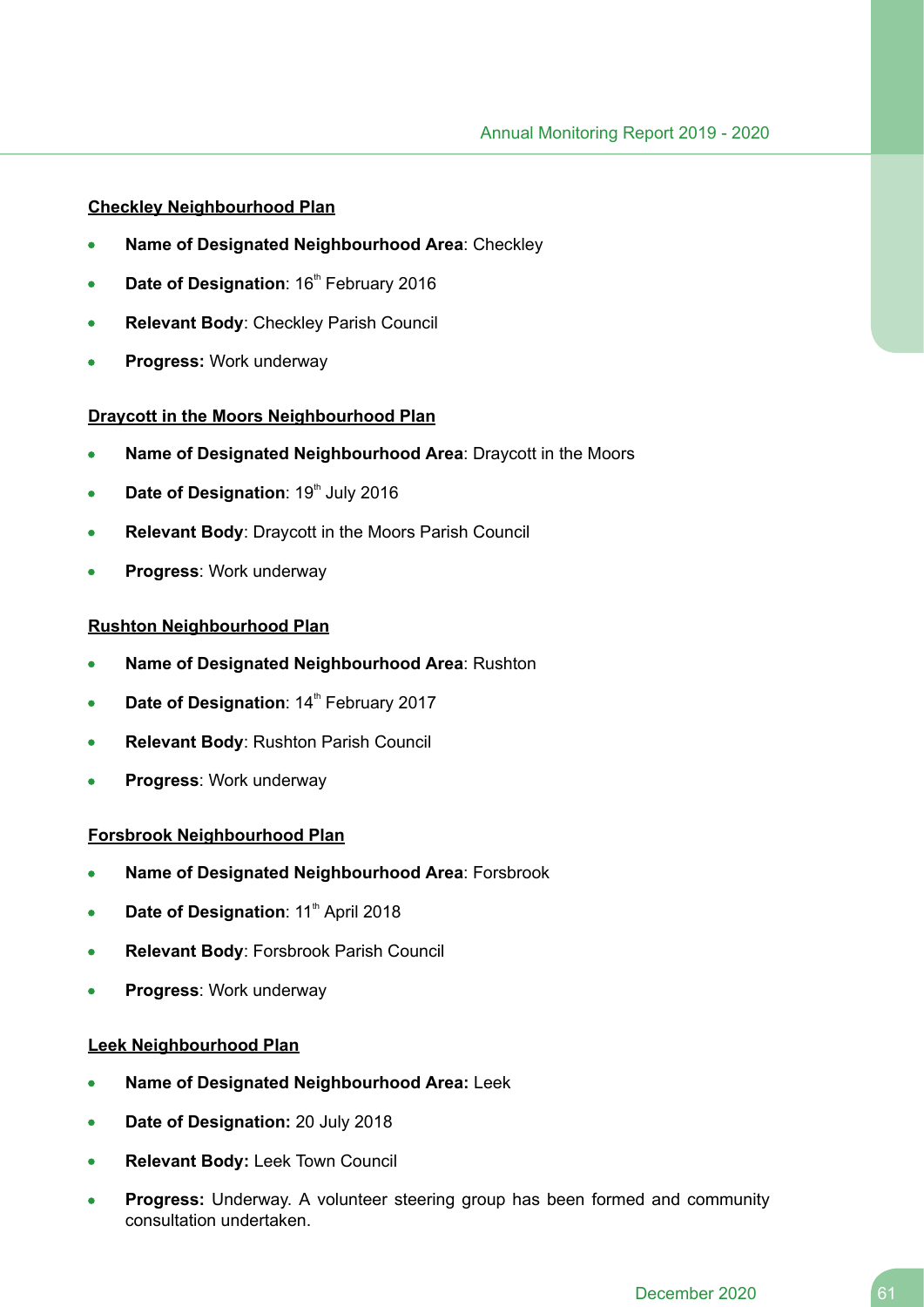**Checkley Neighbourhood Plan**

- **Name of Designated Neighbourhood Area**: Checkley
- **Date of Designation**: 16th February 2016
- **Relevant Body**: Checkley Parish Council
- **Progress:** Work underway

**Draycott in the Moors Neighbourhood Plan**

- **Name of Designated Neighbourhood Area**: Draycott in the Moors
- **Date of Designation**: 19th July 2016
- **Relevant Body**: Draycott in the Moors Parish Council
- **Progress**: Work underway

**Rushton Neighbourhood Plan**

- **Name of Designated Neighbourhood Area**: Rushton
- **Date of Designation**: 14th February 2017
- **Relevant Body**: Rushton Parish Council
- **Progress**: Work underway

**Forsbrook Neighbourhood Plan**

- **Name of Designated Neighbourhood Area**: Forsbrook
- **Date of Designation**: 11th April 2018
- **Relevant Body**: Forsbrook Parish Council
- **Progress**: Work underway

**Leek Neighbourhood Plan**

- **Name of Designated Neighbourhood Area:** Leek
- **Date of Designation:** 20 July 2018
- **Relevant Body:** Leek Town Council
- **Progress:** Underway. A volunteer steering group has been formed and community consultation undertaken.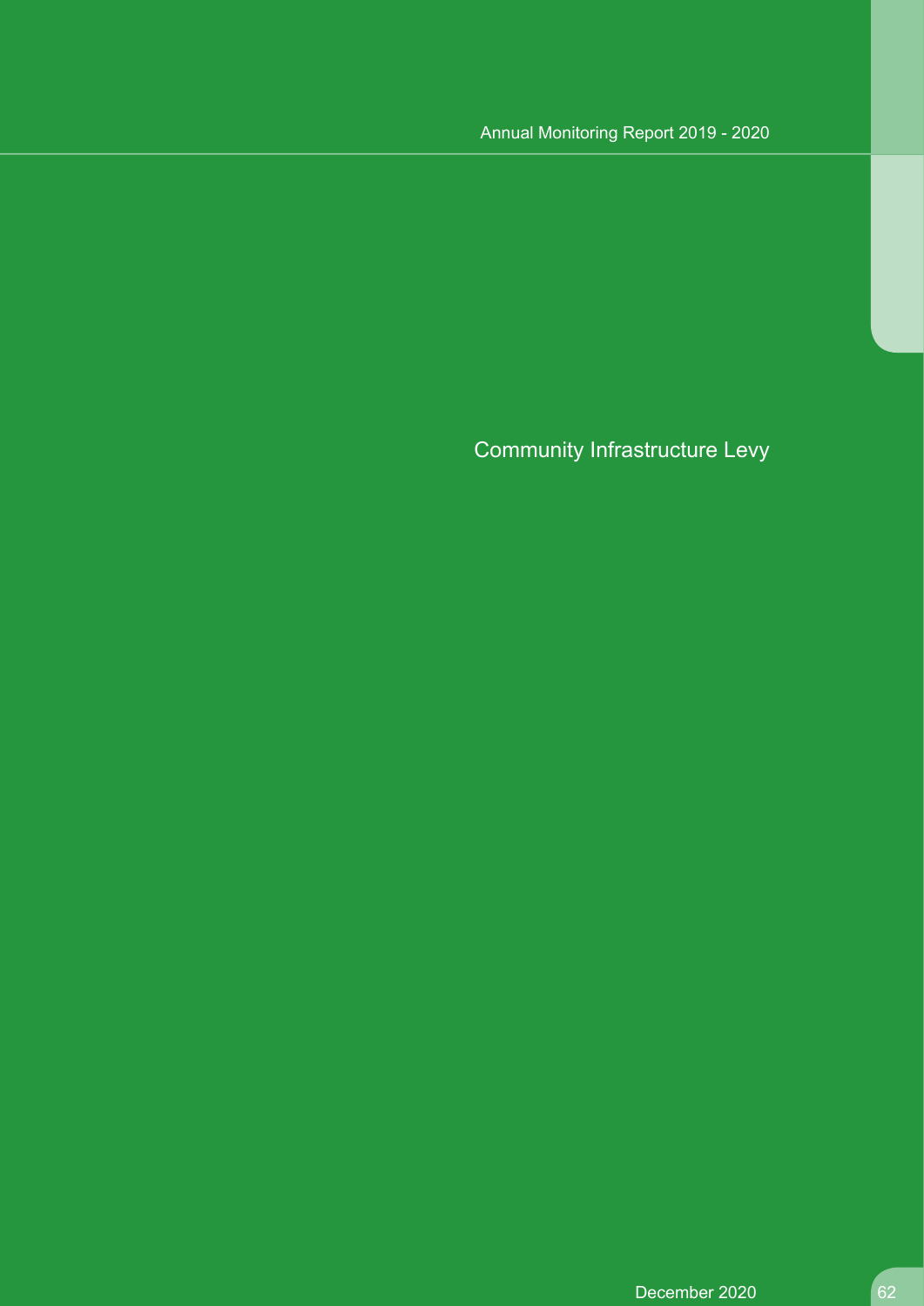# Community Infrastructure Levy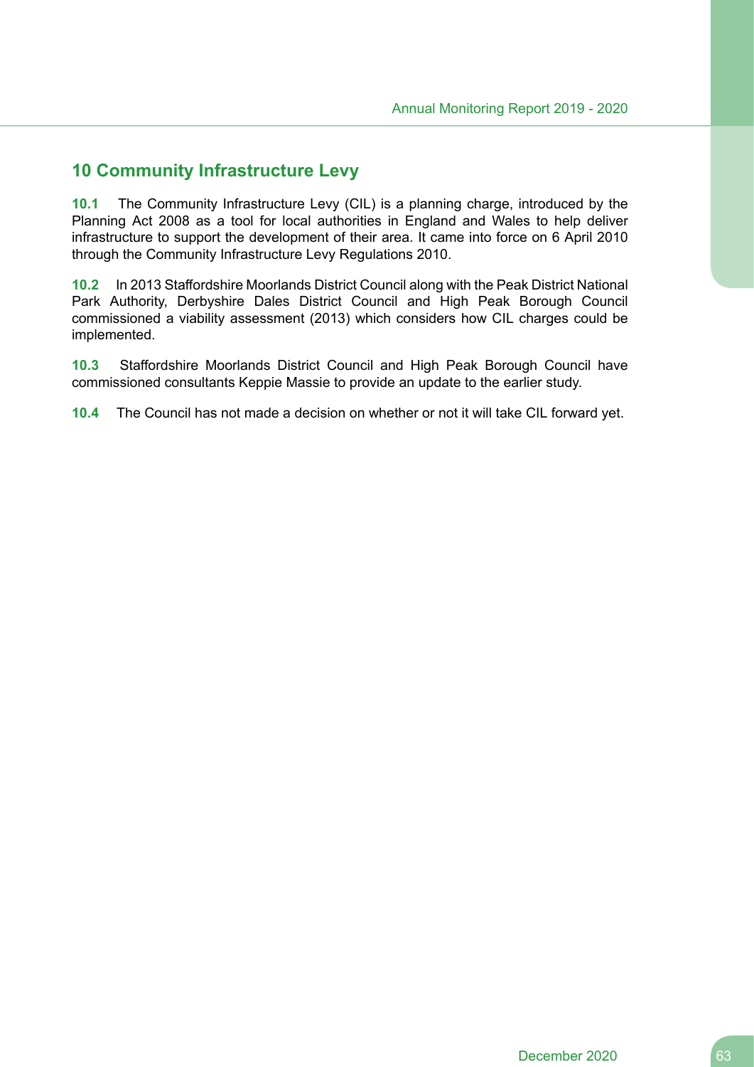## 10 Community Infrastructure Levy

**10.1** The Community Infrastructure Levy (CIL) is a planning charge, introduced by the Planning Act 2008 as a tool for local authorities in England and Wales to help deliver infrastructure to support the development of their area. It came into force on 6 April 2010 through the Community Infrastructure Levy Regulations 2010.

**10.2** In 2013 Staffordshire Moorlands District Council along with the Peak District National Park Authority, Derbyshire Dales District Council and High Peak Borough Council commissioned a viability assessment (2013) which considers how CIL charges could be implemented.

**10.3** Staffordshire Moorlands District Council and High Peak Borough Council have commissioned consultants Keppie Massie to provide an update to the earlier study.

**10.4** The Council has not made a decision on whether or not it will take CIL forward yet.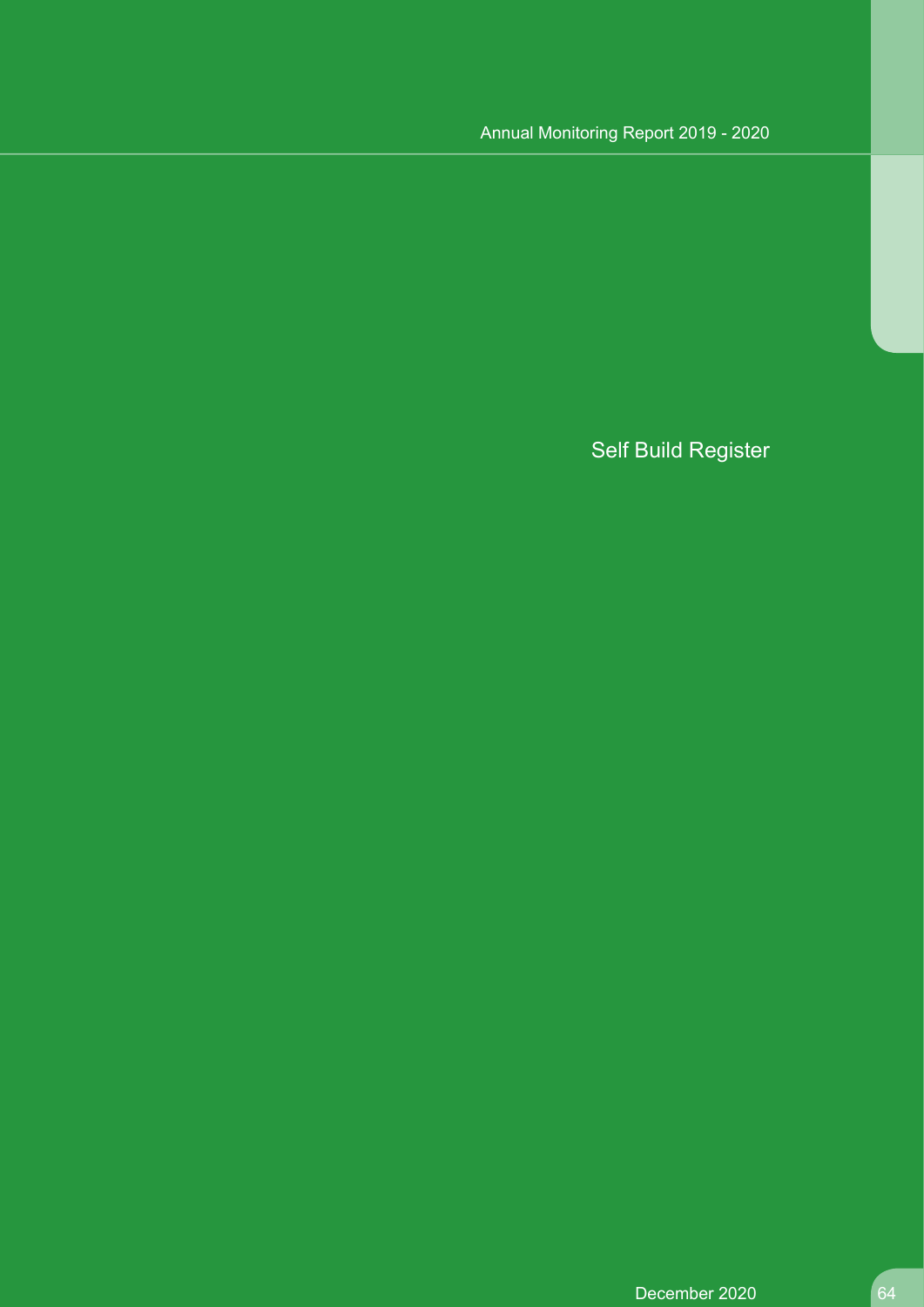# Self Build Register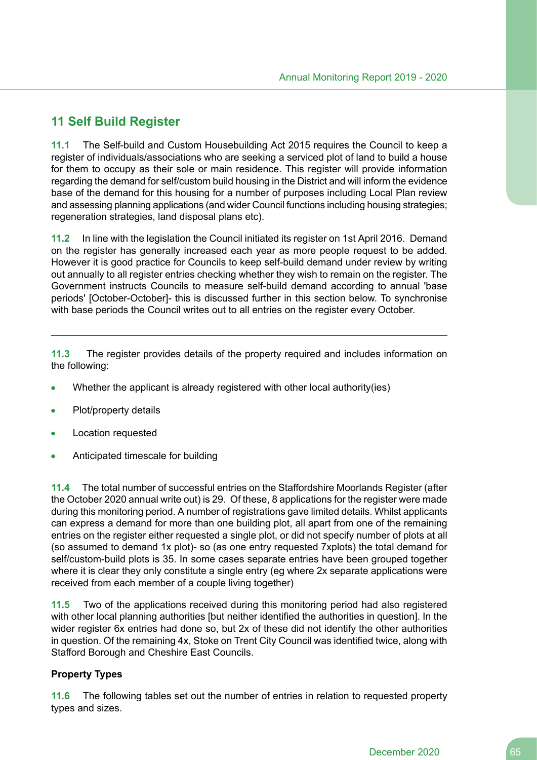## 11 Self Build Register

**11.1** The Self-build and Custom Housebuilding Act 2015 requires the Council to keep a register of individuals/associations who are seeking a serviced plot of land to build a house for them to occupy as their sole or main residence. This register will provide information regarding the demand for self/custom build housing in the District and will inform the evidence base of the demand for this housing for a number of purposes including Local Plan review and assessing planning applications (and wider Council functions including housing strategies; regeneration strategies, land disposal plans etc).

**11.2** In line with the legislation the Council initiated its register on 1st April 2016. Demand on the register has generally increased each year as more people request to be added. However it is good practice for Councils to keep self-build demand under review by writing out annually to all register entries checking whether they wish to remain on the register. The Government instructs Councils to measure self-build demand according to annual 'base periods' [October-October]- this is discussed further in this section below. To synchronise with base periods the Council writes out to all entries on the register every October.

---

**11.3** The register provides details of the property required and includes information on the following:

- Whether the applicant is already registered with other local authority(ies)
- Plot/property details
- Location requested
- Anticipated timescale for building

**11.4** The total number of successful entries on the Staffordshire Moorlands Register (after the October 2020 annual write out) is 29. Of these, 8 applications for the register were made during this monitoring period. A number of registrations gave limited details. Whilst applicants can express a demand for more than one building plot, all apart from one of the remaining entries on the register either requested a single plot, or did not specify number of plots at all (so assumed to demand 1x plot)- so (as one entry requested 7xplots) the total demand for self/custom-build plots is 35. In some cases separate entries have been grouped together where it is clear they only constitute a single entry (eg where 2x separate applications were received from each member of a couple living together)

**11.5** Two of the applications received during this monitoring period had also registered with other local planning authorities [but neither identified the authorities in question]. In the wider register 6x entries had done so, but 2x of these did not identify the other authorities in question. Of the remaining 4x, Stoke on Trent City Council was identified twice, along with Stafford Borough and Cheshire East Councils.

**Property Types**

**11.6** The following tables set out the number of entries in relation to requested property types and sizes.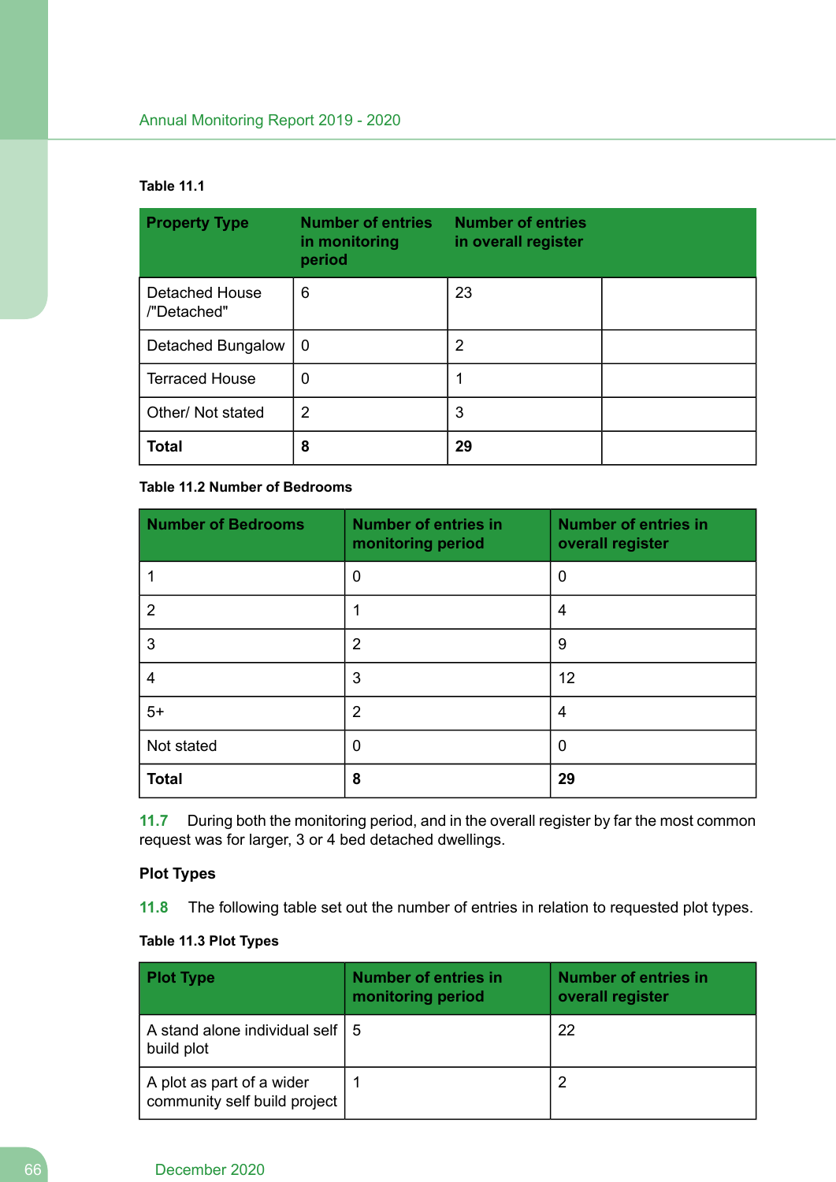**Table 11.1**

| Property Type | Number of entries in monitoring period | Number of entries in overall register | |
|---|---|---|---|
| Detached House /"Detached" | 6 | 23 | |
| Detached Bungalow | 0 | 2 | |
| Terraced House | 0 | 1 | |
| Other/ Not stated | 2 | 3 | |
| **Total** | **8** | **29** | |

**Table 11.2 Number of Bedrooms**

| Number of Bedrooms | Number of entries in monitoring period | Number of entries in overall register |
|---|---|---|
| 1 | 0 | 0 |
| 2 | 1 | 4 |
| 3 | 2 | 9 |
| 4 | 3 | 12 |
| 5+ | 2 | 4 |
| Not stated | 0 | 0 |
| **Total** | **8** | **29** |

**11.7** During both the monitoring period, and in the overall register by far the most common request was for larger, 3 or 4 bed detached dwellings.

### Plot Types

**11.8** The following table set out the number of entries in relation to requested plot types.

**Table 11.3 Plot Types**

| Plot Type | Number of entries in monitoring period | Number of entries in overall register |
|---|---|---|
| A stand alone individual self build plot | 5 | 22 |
| A plot as part of a wider community self build project | 1 | 2 |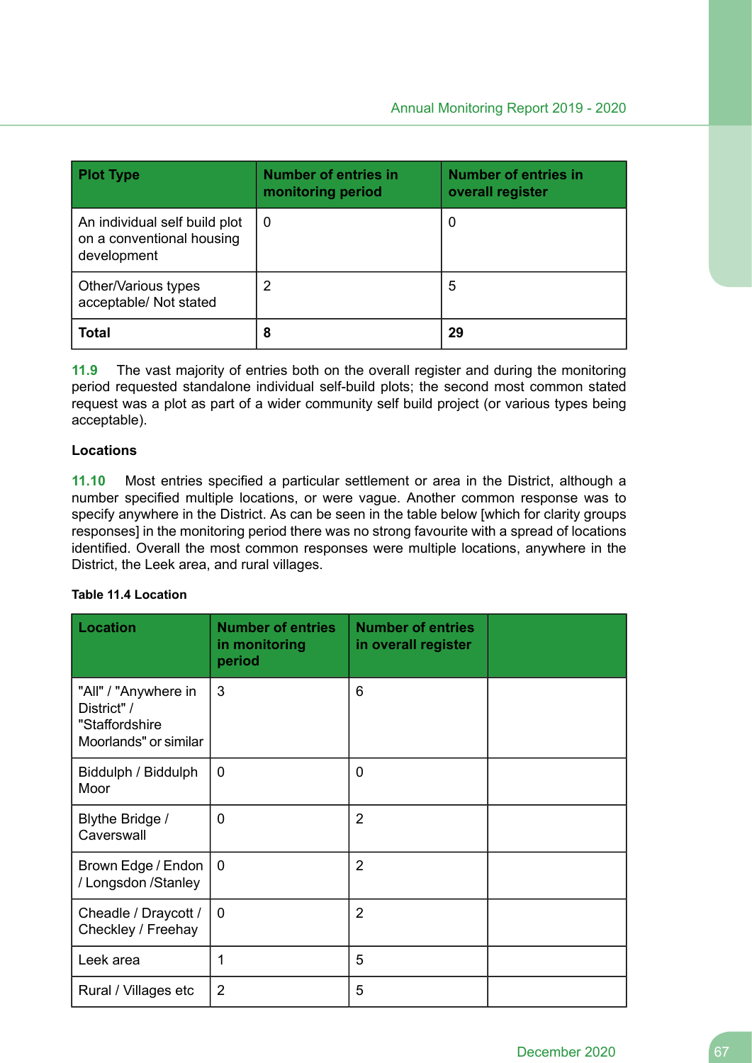| Plot Type | Number of entries in monitoring period | Number of entries in overall register |
|---|---|---|
| An individual self build plot on a conventional housing development | 0 | 0 |
| Other/Various types acceptable/ Not stated | 2 | 5 |
| **Total** | **8** | **29** |

**11.9** The vast majority of entries both on the overall register and during the monitoring period requested standalone individual self-build plots; the second most common stated request was a plot as part of a wider community self build project (or various types being acceptable).

**Locations**

**11.10** Most entries specified a particular settlement or area in the District, although a number specified multiple locations, or were vague. Another common response was to specify anywhere in the District. As can be seen in the table below [which for clarity groups responses] in the monitoring period there was no strong favourite with a spread of locations identified. Overall the most common responses were multiple locations, anywhere in the District, the Leek area, and rural villages.

**Table 11.4 Location**

| Location | Number of entries in monitoring period | Number of entries in overall register | |
|---|---|---|---|
| "All" / "Anywhere in District" / "Staffordshire Moorlands" or similar | 3 | 6 | |
| Biddulph / Biddulph Moor | 0 | 0 | |
| Blythe Bridge / Caverswall | 0 | 2 | |
| Brown Edge / Endon / Longsdon /Stanley | 0 | 2 | |
| Cheadle / Draycott / Checkley / Freehay | 0 | 2 | |
| Leek area | 1 | 5 | |
| Rural / Villages etc | 2 | 5 | |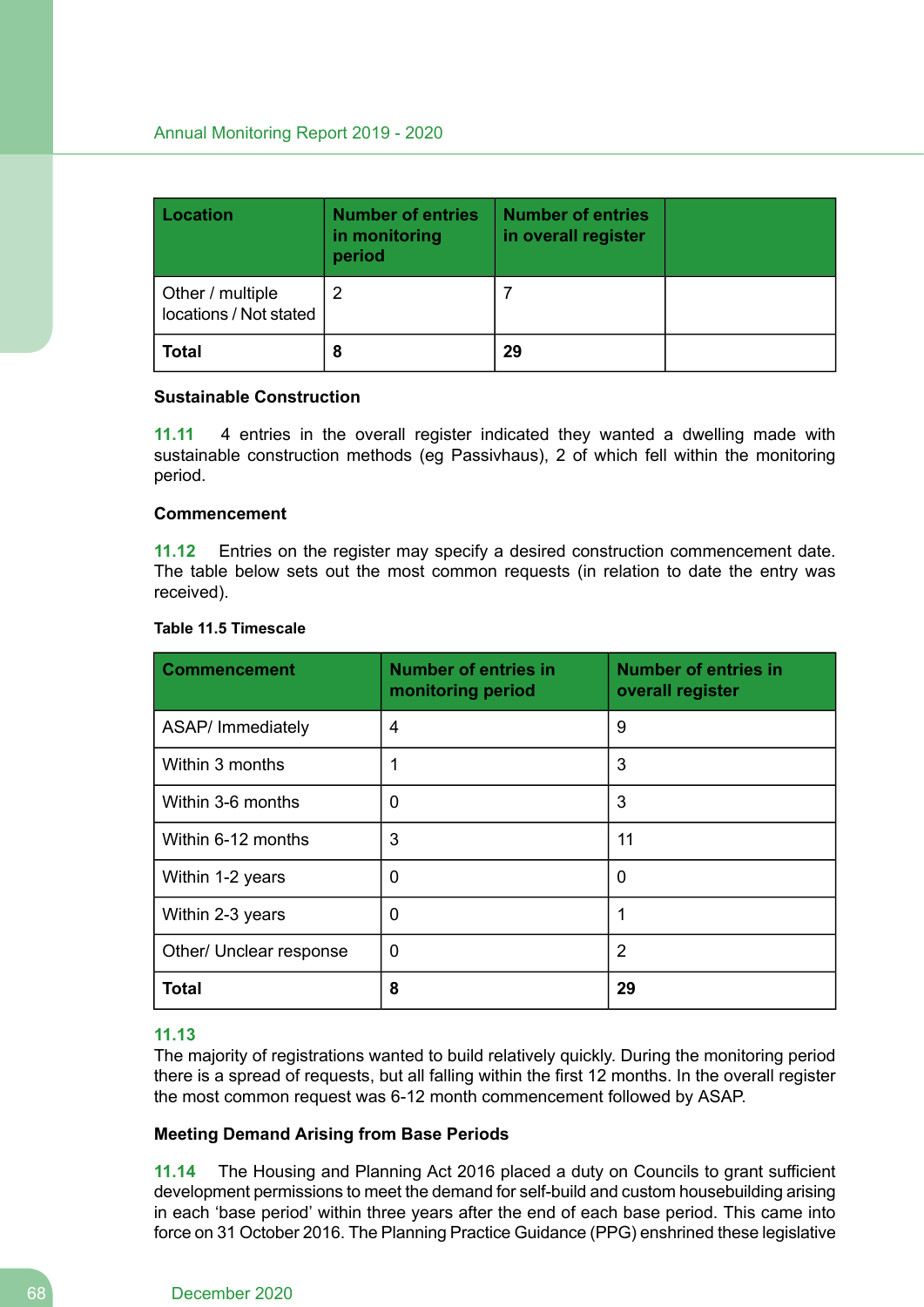| Location | Number of entries in monitoring period | Number of entries in overall register | |
|---|---|---|---|
| Other / multiple locations / Not stated | 2 | 7 | |
| **Total** | **8** | **29** | |

### Sustainable Construction

**11.11** 4 entries in the overall register indicated they wanted a dwelling made with sustainable construction methods (eg Passivhaus), 2 of which fell within the monitoring period.

### Commencement

**11.12** Entries on the register may specify a desired construction commencement date. The table below sets out the most common requests (in relation to date the entry was received).

**Table 11.5 Timescale**

| Commencement | Number of entries in monitoring period | Number of entries in overall register |
|---|---|---|
| ASAP/ Immediately | 4 | 9 |
| Within 3 months | 1 | 3 |
| Within 3-6 months | 0 | 3 |
| Within 6-12 months | 3 | 11 |
| Within 1-2 years | 0 | 0 |
| Within 2-3 years | 0 | 1 |
| Other/ Unclear response | 0 | 2 |
| **Total** | **8** | **29** |

**11.13**
The majority of registrations wanted to build relatively quickly. During the monitoring period there is a spread of requests, but all falling within the first 12 months. In the overall register the most common request was 6-12 month commencement followed by ASAP.

### Meeting Demand Arising from Base Periods

**11.14** The Housing and Planning Act 2016 placed a duty on Councils to grant sufficient development permissions to meet the demand for self-build and custom housebuilding arising in each 'base period' within three years after the end of each base period. This came into force on 31 October 2016. The Planning Practice Guidance (PPG) enshrined these legislative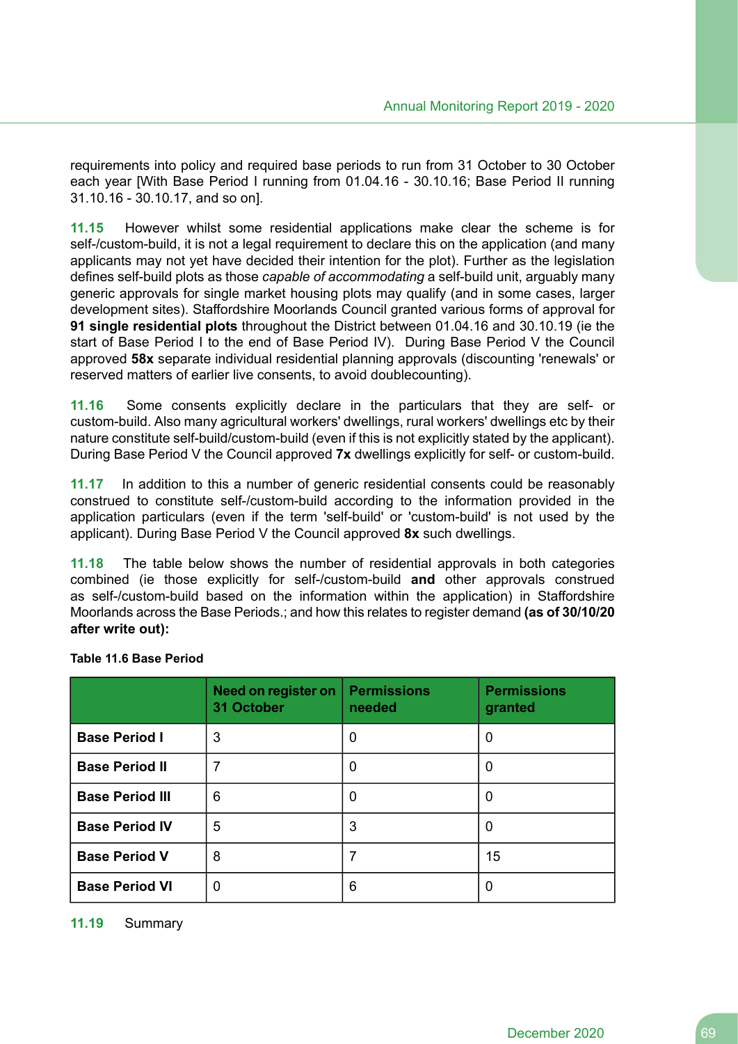requirements into policy and required base periods to run from 31 October to 30 October each year [With Base Period I running from 01.04.16 - 30.10.16; Base Period II running 31.10.16 - 30.10.17, and so on].

**11.15** However whilst some residential applications make clear the scheme is for self-/custom-build, it is not a legal requirement to declare this on the application (and many applicants may not yet have decided their intention for the plot). Further as the legislation defines self-build plots as those *capable of accommodating* a self-build unit, arguably many generic approvals for single market housing plots may qualify (and in some cases, larger development sites). Staffordshire Moorlands Council granted various forms of approval for **91 single residential plots** throughout the District between 01.04.16 and 30.10.19 (ie the start of Base Period I to the end of Base Period IV). During Base Period V the Council approved **58x** separate individual residential planning approvals (discounting 'renewals' or reserved matters of earlier live consents, to avoid doublecounting).

**11.16** Some consents explicitly declare in the particulars that they are self- or custom-build. Also many agricultural workers' dwellings, rural workers' dwellings etc by their nature constitute self-build/custom-build (even if this is not explicitly stated by the applicant). During Base Period V the Council approved **7x** dwellings explicitly for self- or custom-build.

**11.17** In addition to this a number of generic residential consents could be reasonably construed to constitute self-/custom-build according to the information provided in the application particulars (even if the term 'self-build' or 'custom-build' is not used by the applicant). During Base Period V the Council approved **8x** such dwellings.

**11.18** The table below shows the number of residential approvals in both categories combined (ie those explicitly for self-/custom-build **and** other approvals construed as self-/custom-build based on the information within the application) in Staffordshire Moorlands across the Base Periods.; and how this relates to register demand **(as of 30/10/20 after write out):**

**Table 11.6 Base Period**

| | Need on register on 31 October | Permissions needed | Permissions granted |
|---|---|---|---|
| **Base Period I** | 3 | 0 | 0 |
| **Base Period II** | 7 | 0 | 0 |
| **Base Period III** | 6 | 0 | 0 |
| **Base Period IV** | 5 | 3 | 0 |
| **Base Period V** | 8 | 7 | 15 |
| **Base Period VI** | 0 | 6 | 0 |

**11.19** Summary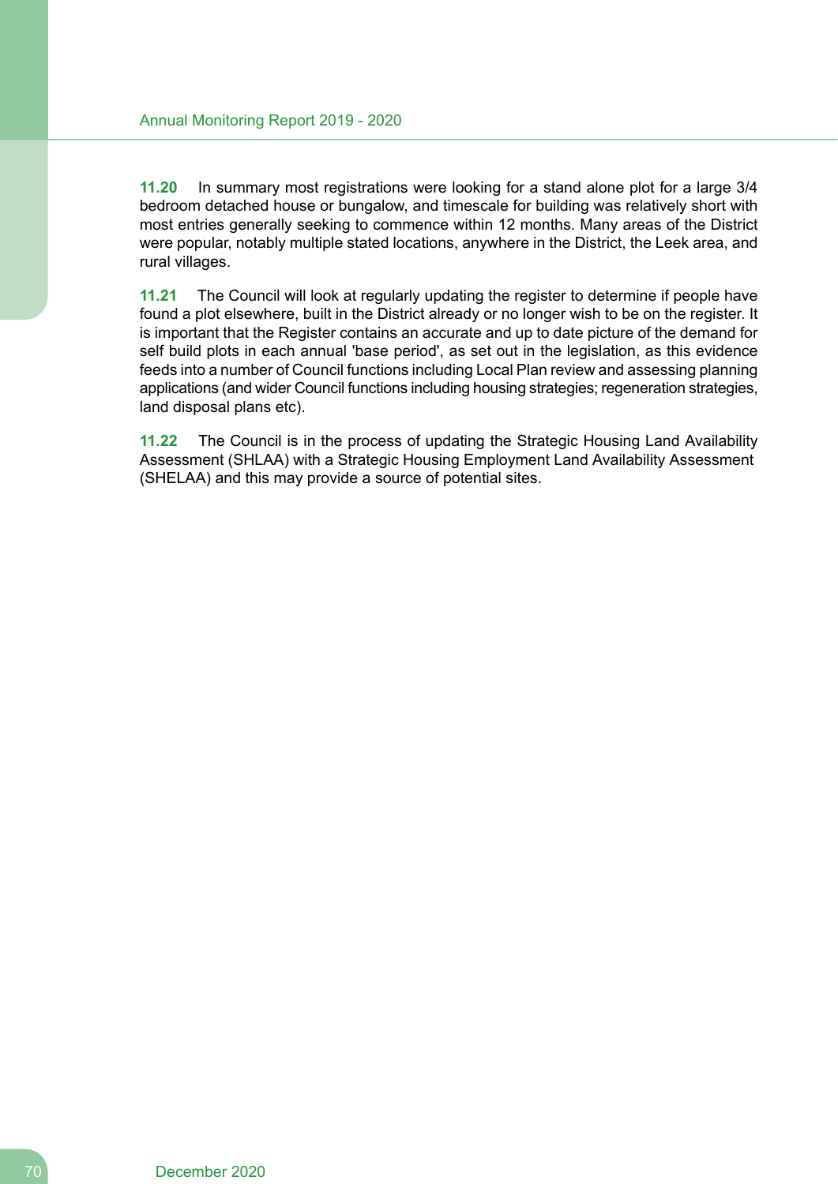**11.20** In summary most registrations were looking for a stand alone plot for a large 3/4 bedroom detached house or bungalow, and timescale for building was relatively short with most entries generally seeking to commence within 12 months. Many areas of the District were popular, notably multiple stated locations, anywhere in the District, the Leek area, and rural villages.

**11.21** The Council will look at regularly updating the register to determine if people have found a plot elsewhere, built in the District already or no longer wish to be on the register. It is important that the Register contains an accurate and up to date picture of the demand for self build plots in each annual 'base period', as set out in the legislation, as this evidence feeds into a number of Council functions including Local Plan review and assessing planning applications (and wider Council functions including housing strategies; regeneration strategies, land disposal plans etc).

**11.22** The Council is in the process of updating the Strategic Housing Land Availability Assessment (SHLAA) with a Strategic Housing Employment Land Availability Assessment (SHELAA) and this may provide a source of potential sites.